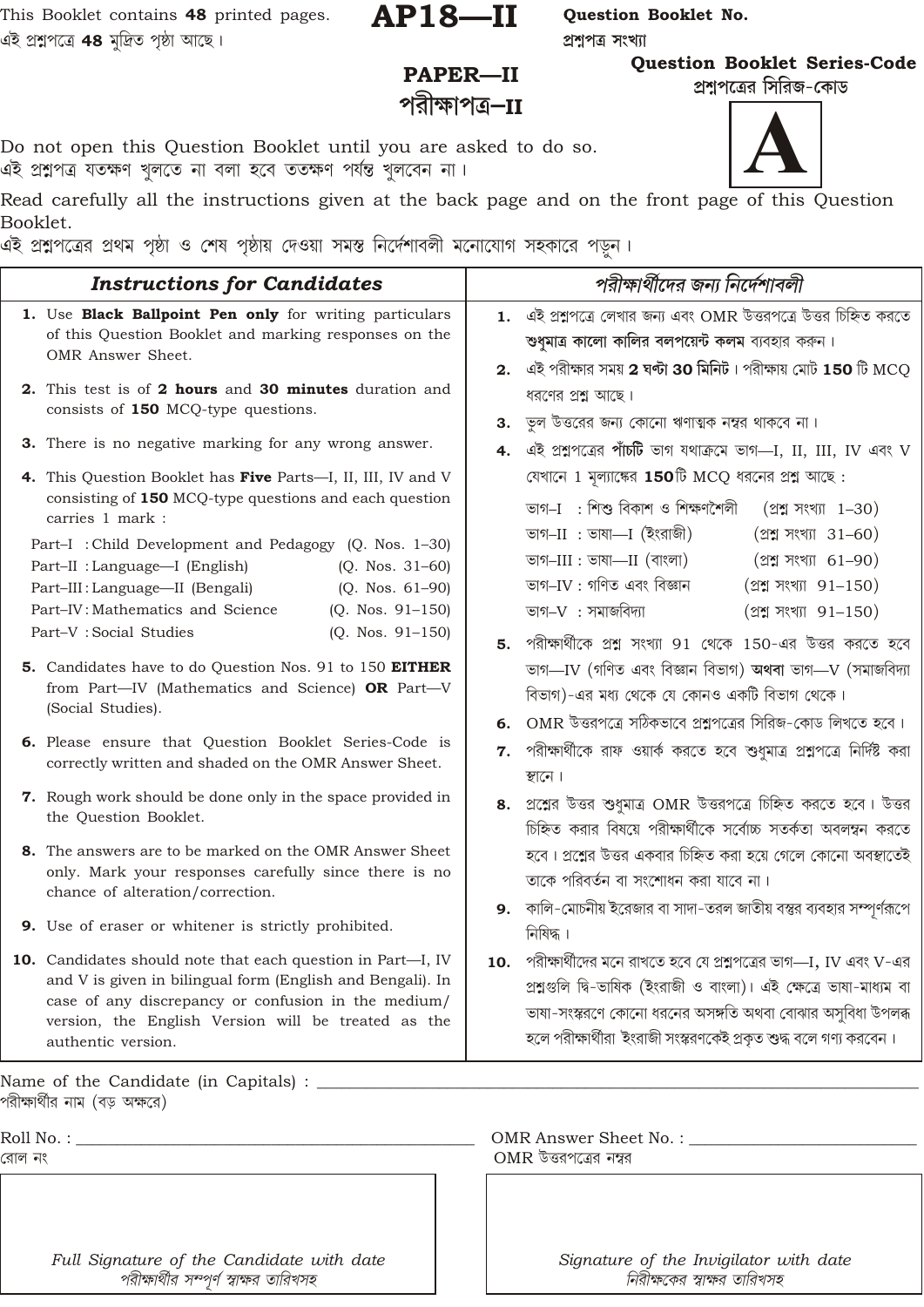This Booklet contains **48** printed pages.
এই প্রশ্নপত্রে **48** মুদ্রিত পৃষ্ঠা আছে।

# AP18—II

**Question Booklet No.**
**প্রশ্নপত্র সংখ্যা**

## PAPER—II
## পরীক্ষাপত্র–II

**Question Booklet Series-Code**
**প্রশ্নপত্রের সিরিজ-কোড**

# A

Do not open this Question Booklet until you are asked to do so.
এই প্রশ্নপত্র যতক্ষণ খুলতে না বলা হবে ততক্ষণ পর্যন্ত খুলবেন না।

Read carefully all the instructions given at the back page and on the front page of this Question Booklet.
এই প্রশ্নপত্রের প্রথম পৃষ্ঠা ও শেষ পৃষ্ঠায় দেওয়া সমস্ত নির্দেশাবলী মনোযোগ সহকারে পড়ুন।

### *Instructions for Candidates*

1. Use **Black Ballpoint Pen only** for writing particulars of this Question Booklet and marking responses on the OMR Answer Sheet.
2. This test is of **2 hours** and **30 minutes** duration and consists of **150** MCQ-type questions.
3. There is no negative marking for any wrong answer.
4. This Question Booklet has **Five** Parts—I, II, III, IV and V consisting of **150** MCQ-type questions and each question carries 1 mark :

| | | |
|---|---|---|
| Part–I | : Child Development and Pedagogy | (Q. Nos. 1–30) |
| Part–II | : Language—I (English) | (Q. Nos. 31–60) |
| Part–III | : Language—II (Bengali) | (Q. Nos. 61–90) |
| Part–IV | : Mathematics and Science | (Q. Nos. 91–150) |
| Part–V | : Social Studies | (Q. Nos. 91–150) |

5. Candidates have to do Question Nos. 91 to 150 **EITHER** from Part—IV (Mathematics and Science) **OR** Part—V (Social Studies).
6. Please ensure that Question Booklet Series-Code is correctly written and shaded on the OMR Answer Sheet.
7. Rough work should be done only in the space provided in the Question Booklet.
8. The answers are to be marked on the OMR Answer Sheet only. Mark your responses carefully since there is no chance of alteration/correction.
9. Use of eraser or whitener is strictly prohibited.
10. Candidates should note that each question in Part—I, IV and V is given in bilingual form (English and Bengali). In case of any discrepancy or confusion in the medium/version, the English Version will be treated as the authentic version.

### *পরীক্ষার্থীদের জন্য নির্দেশাবলী*

1. এই প্রশ্নপত্রে লেখার জন্য এবং OMR উত্তরপত্রে উত্তর চিহ্নিত করতে **শুধুমাত্র কালো কালির বলপয়েন্ট কলম** ব্যবহার করুন।
2. এই পরীক্ষার সময় **2 ঘণ্টা 30 মিনিট**। পরীক্ষায় মোট **150** টি MCQ ধরণের প্রশ্ন আছে।
3. ভুল উত্তরের জন্য কোনো ঋণাত্মক নম্বর থাকবে না।
4. এই প্রশ্নপত্রের **পাঁচটি** ভাগ যথাক্রমে ভাগ—I, II, III, IV এবং V যেখানে 1 মূল্যাঙ্কের **150**টি MCQ ধরনের প্রশ্ন আছে :

| | | |
|---|---|---|
| ভাগ–I | : শিশু বিকাশ ও শিক্ষণশৈলী | (প্রশ্ন সংখ্যা 1–30) |
| ভাগ–II | : ভাষা—I (ইংরাজী) | (প্রশ্ন সংখ্যা 31–60) |
| ভাগ–III | : ভাষা—II (বাংলা) | (প্রশ্ন সংখ্যা 61–90) |
| ভাগ–IV | : গণিত এবং বিজ্ঞান | (প্রশ্ন সংখ্যা 91–150) |
| ভাগ–V | : সমাজবিদ্যা | (প্রশ্ন সংখ্যা 91–150) |

5. পরীক্ষার্থীকে প্রশ্ন সংখ্যা 91 থেকে 150-এর উত্তর করতে হবে ভাগ—IV (গণিত এবং বিজ্ঞান বিভাগ) **অথবা** ভাগ—V (সমাজবিদ্যা বিভাগ)-এর মধ্য থেকে যে কোনও একটি বিভাগ থেকে।
6. OMR উত্তরপত্রে সঠিকভাবে প্রশ্নপত্রের সিরিজ-কোড লিখতে হবে।
7. পরীক্ষার্থীকে রাফ ওয়ার্ক করতে হবে শুধুমাত্র প্রশ্নপত্রে নির্দিষ্ট করা স্থানে।
8. প্রশ্নের উত্তর শুধুমাত্র OMR উত্তরপত্রে চিহ্নিত করতে হবে। উত্তর চিহ্নিত করার বিষয়ে পরীক্ষার্থীকে সর্বোচ্চ সতর্কতা অবলম্বন করতে হবে। প্রশ্নের উত্তর একবার চিহ্নিত করা হয়ে গেলে কোনো অবস্থাতেই তাকে পরিবর্তন বা সংশোধন করা যাবে না।
9. কালি-মোচনীয় ইরেজার বা সাদা-তরল জাতীয় বস্তুর ব্যবহার সম্পূর্ণরূপে নিষিদ্ধ।
10. পরীক্ষার্থীদের মনে রাখতে হবে যে প্রশ্নপত্রের ভাগ—I, IV এবং V-এর প্রশ্নগুলি দ্বি-ভাষিক (ইংরাজী ও বাংলা)। এই ক্ষেত্রে ভাষা-মাধ্যম বা ভাষা-সংস্করণে কোনো ধরনের অসঙ্গতি অথবা বোঝার অসুবিধা উপলব্ধ হলে পরীক্ষার্থীরা ইংরাজী সংস্করণকেই প্রকৃত শুদ্ধ বলে গণ্য করবেন।

Name of the Candidate (in Capitals) : ______________________
পরীক্ষার্থীর নাম (বড় অক্ষরে)

Roll No. : ______________________
রোল নং

OMR Answer Sheet No. : ______________________
OMR উত্তরপত্রের নম্বর

*Full Signature of the Candidate with date*
*পরীক্ষার্থীর সম্পূর্ণ স্বাক্ষর তারিখসহ*

*Signature of the Invigilator with date*
*নিরীক্ষকের স্বাক্ষর তারিখসহ*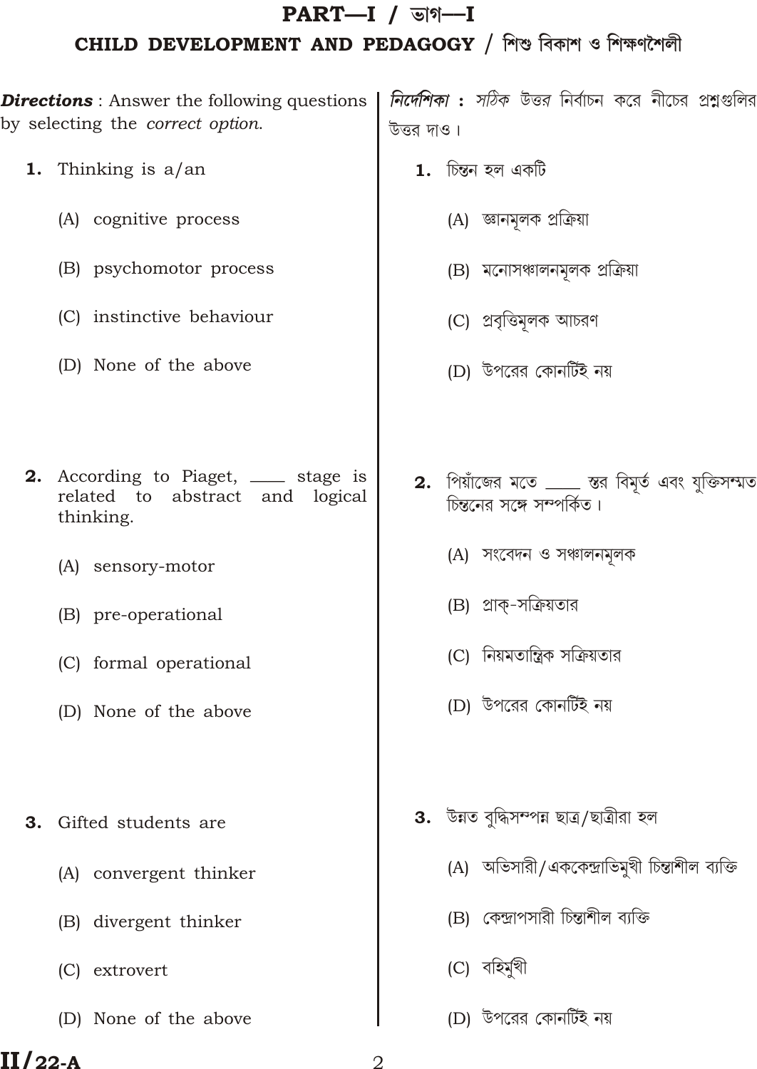# PART—I / ভাগ—I

## CHILD DEVELOPMENT AND PEDAGOGY / শিশু বিকাশ ও শিক্ষণশৈলী

***Directions*** : Answer the following questions by selecting the *correct option*.

***নির্দেশিকা*** **:** *সঠিক উত্তর নির্বাচন করে নীচের প্রশ্নগুলির উত্তর দাও।*

**1.** Thinking is a/an

(A) cognitive process

(B) psychomotor process

(C) instinctive behaviour

(D) None of the above

**1.** চিন্তন হল একটি

(A) জ্ঞানমূলক প্রক্রিয়া

(B) মনোসঞ্চালনমূলক প্রক্রিয়া

(C) প্রবৃত্তিমূলক আচরণ

(D) উপরের কোনটিই নয়

**2.** According to Piaget, ____ stage is related to abstract and logical thinking.

(A) sensory-motor

(B) pre-operational

(C) formal operational

(D) None of the above

**2.** পিয়াঁজের মতে ____ স্তর বিমূর্ত এবং যুক্তিসম্মত চিন্তনের সঙ্গে সম্পর্কিত।

(A) সংবেদন ও সঞ্চালনমূলক

(B) প্রাক্-সক্রিয়তার

(C) নিয়মতান্ত্রিক সক্রিয়তার

(D) উপরের কোনটিই নয়

**3.** Gifted students are

(A) convergent thinker

(B) divergent thinker

(C) extrovert

(D) None of the above

**3.** উন্নত বুদ্ধিসম্পন্ন ছাত্র/ছাত্রীরা হল

(A) অভিসারী/এককেন্দ্রাভিমুখী চিন্তাশীল ব্যক্তি

(B) কেন্দ্রাপসারী চিন্তাশীল ব্যক্তি

(C) বহির্মুখী

(D) উপরের কোনটিই নয়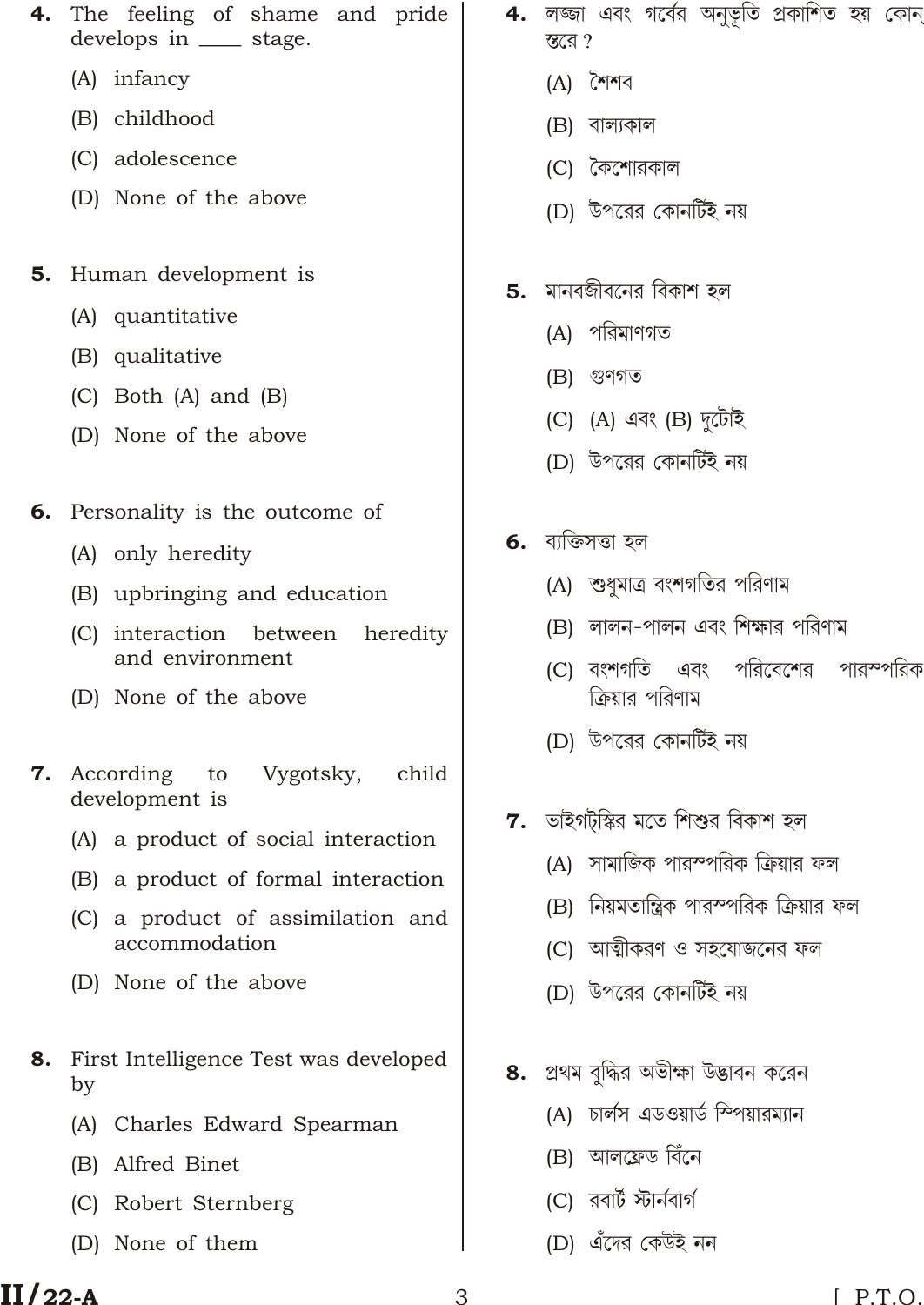**4.** The feeling of shame and pride develops in ____ stage.

(A) infancy

(B) childhood

(C) adolescence

(D) None of the above

**4.** লজ্জা এবং গর্বের অনুভূতি প্রকাশিত হয় কোন্ স্তরে ?

(A) শৈশব

(B) বাল্যকাল

(C) কৈশোরকাল

(D) উপরের কোনটিই নয়

**5.** Human development is

(A) quantitative

(B) qualitative

(C) Both (A) and (B)

(D) None of the above

**5.** মানবজীবনের বিকাশ হল

(A) পরিমাণগত

(B) গুণগত

(C) (A) এবং (B) দুটোই

(D) উপরের কোনটিই নয়

**6.** Personality is the outcome of

(A) only heredity

(B) upbringing and education

(C) interaction between heredity and environment

(D) None of the above

**6.** ব্যক্তিসত্তা হল

(A) শুধুমাত্র বংশগতির পরিণাম

(B) লালন-পালন এবং শিক্ষার পরিণাম

(C) বংশগতি এবং পরিবেশের পারস্পরিক ক্রিয়ার পরিণাম

(D) উপরের কোনটিই নয়

**7.** According to Vygotsky, child development is

(A) a product of social interaction

(B) a product of formal interaction

(C) a product of assimilation and accommodation

(D) None of the above

**7.** ভাইগট্স্কির মতে শিশুর বিকাশ হল

(A) সামাজিক পারস্পরিক ক্রিয়ার ফল

(B) নিয়মতান্ত্রিক পারস্পরিক ক্রিয়ার ফল

(C) আত্মীকরণ ও সহযোজনের ফল

(D) উপরের কোনটিই নয়

**8.** First Intelligence Test was developed by

(A) Charles Edward Spearman

(B) Alfred Binet

(C) Robert Sternberg

(D) None of them

**8.** প্রথম বুদ্ধির অভীক্ষা উদ্ভাবন করেন

(A) চার্লস এডওয়ার্ড স্পিয়ারম্যান

(B) আলফ্রেড বিনে

(C) রবার্ট স্টার্নবার্গ

(D) এঁদের কেউই নন

II/22-A

[ P.T.O.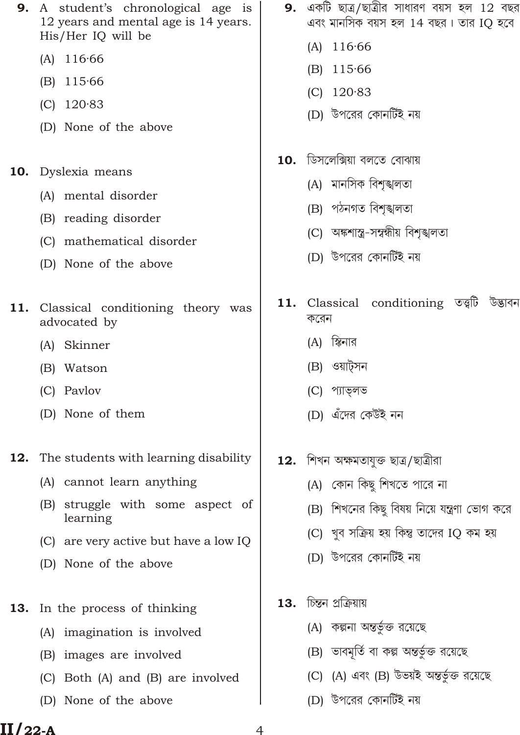**9.** A student's chronological age is 12 years and mental age is 14 years. His/Her IQ will be

(A) 116·66

(B) 115·66

(C) 120·83

(D) None of the above

**10.** Dyslexia means

(A) mental disorder

(B) reading disorder

(C) mathematical disorder

(D) None of the above

**11.** Classical conditioning theory was advocated by

(A) Skinner

(B) Watson

(C) Pavlov

(D) None of them

**12.** The students with learning disability

(A) cannot learn anything

(B) struggle with some aspect of learning

(C) are very active but have a low IQ

(D) None of the above

**13.** In the process of thinking

(A) imagination is involved

(B) images are involved

(C) Both (A) and (B) are involved

(D) None of the above

**9.** একটি ছাত্র/ছাত্রীর সাধারণ বয়স হল 12 বছর এবং মানসিক বয়স হল 14 বছর। তার IQ হবে

(A) 116·66

(B) 115·66

(C) 120·83

(D) উপরের কোনটিই নয়

**10.** ডিসলেক্সিয়া বলতে বোঝায়

(A) মানসিক বিশৃঙ্খলতা

(B) পঠনগত বিশৃঙ্খলতা

(C) অঙ্কশাস্ত্র-সম্বন্ধীয় বিশৃঙ্খলতা

(D) উপরের কোনটিই নয়

**11.** Classical conditioning তত্ত্বটি উদ্ভাবন করেন

(A) স্কিনার

(B) ওয়াট্‌সন

(C) প্যাভ্‌লভ

(D) এঁদের কেউই নন

**12.** শিখন অক্ষমতাযুক্ত ছাত্র/ছাত্রীরা

(A) কোন কিছু শিখতে পারে না

(B) শিখনের কিছু বিষয় নিয়ে যন্ত্রণা ভোগ করে

(C) খুব সক্রিয় হয় কিন্তু তাদের IQ কম হয়

(D) উপরের কোনটিই নয়

**13.** চিন্তন প্রক্রিয়ায়

(A) কল্পনা অন্তর্ভুক্ত রয়েছে

(B) ভাবমূর্তি বা কল্প অন্তর্ভুক্ত রয়েছে

(C) (A) এবং (B) উভয়ই অন্তর্ভুক্ত রয়েছে

(D) উপরের কোনটিই নয়

**II/22-A**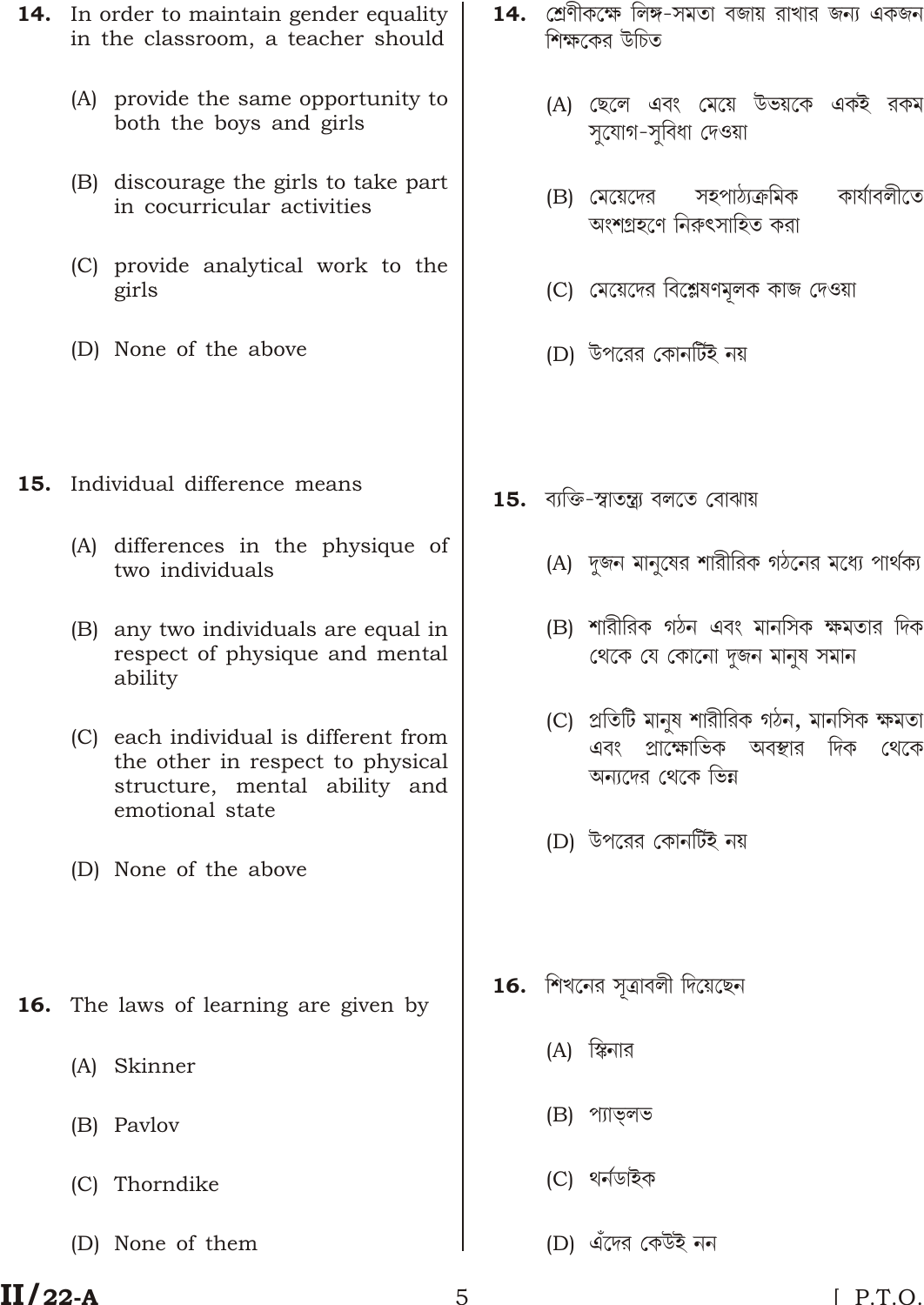**14.** In order to maintain gender equality in the classroom, a teacher should

(A) provide the same opportunity to both the boys and girls

(B) discourage the girls to take part in cocurricular activities

(C) provide analytical work to the girls

(D) None of the above

**15.** Individual difference means

(A) differences in the physique of two individuals

(B) any two individuals are equal in respect of physique and mental ability

(C) each individual is different from the other in respect to physical structure, mental ability and emotional state

(D) None of the above

**16.** The laws of learning are given by

(A) Skinner

(B) Pavlov

(C) Thorndike

(D) None of them

**14.** শ্রেণীকক্ষে লিঙ্গ-সমতা বজায় রাখার জন্য একজন শিক্ষকের উচিত

(A) ছেলে এবং মেয়ে উভয়কে একই রকম সুযোগ-সুবিধা দেওয়া

(B) মেয়েদের সহপাঠ্যক্রমিক কার্যাবলীতে অংশগ্রহণে নিরুৎসাহিত করা

(C) মেয়েদের বিশ্লেষণমূলক কাজ দেওয়া

(D) উপরের কোনটিই নয়

**15.** ব্যক্তি-স্বাতন্ত্র্য বলতে বোঝায়

(A) দুজন মানুষের শারীরিক গঠনের মধ্যে পার্থক্য

(B) শারীরিক গঠন এবং মানসিক ক্ষমতার দিক থেকে যে কোনো দুজন মানুষ সমান

(C) প্রতিটি মানুষ শারীরিক গঠন, মানসিক ক্ষমতা এবং প্রাক্ষোভিক অবস্থার দিক থেকে অন্যদের থেকে ভিন্ন

(D) উপরের কোনটিই নয়

**16.** শিখনের সূত্রাবলী দিয়েছেন

(A) স্কিনার

(B) প্যাভ্‌লভ

(C) থর্নডাইক

(D) এঁদের কেউই নন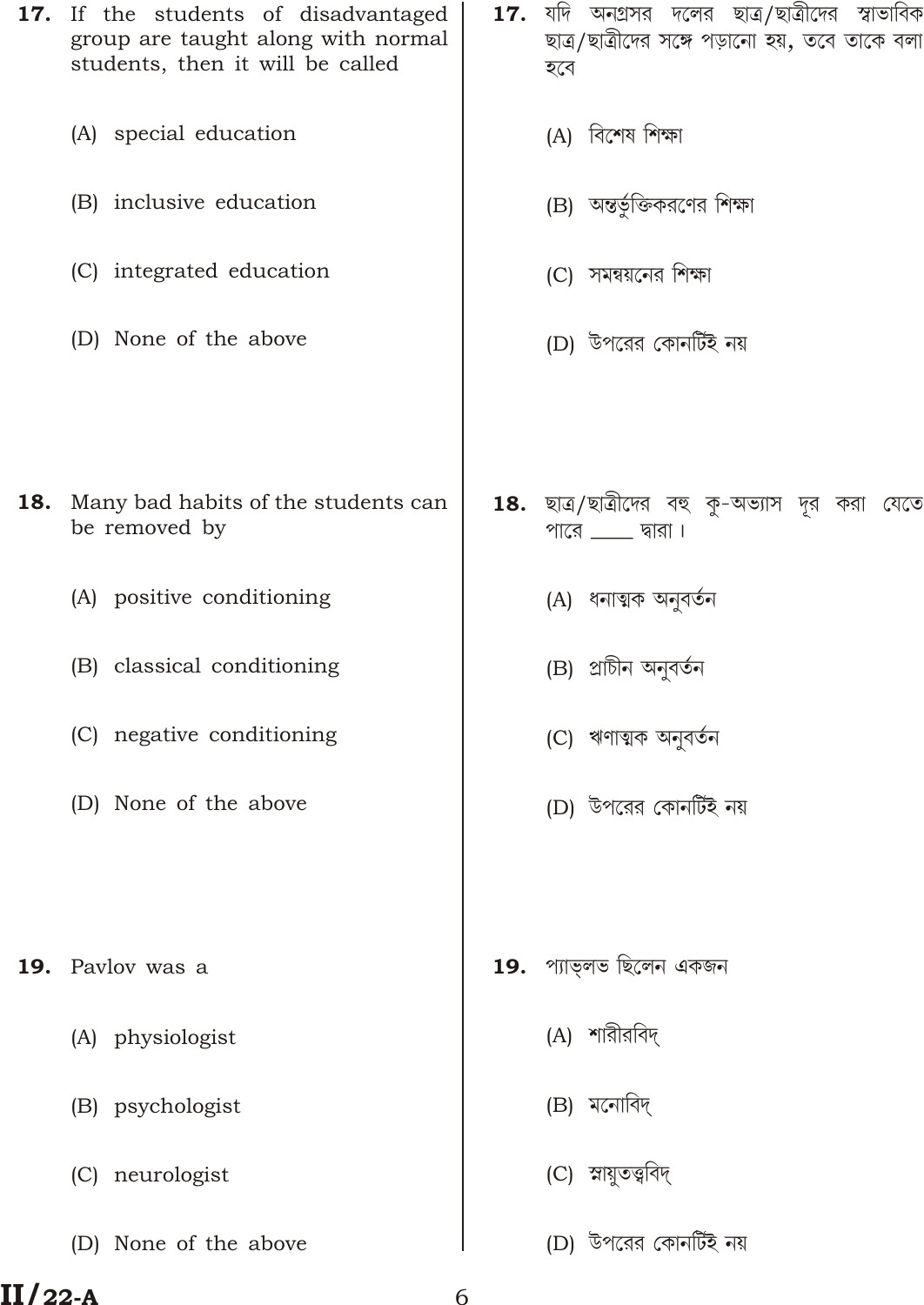**17.** If the students of disadvantaged group are taught along with normal students, then it will be called

(A) special education

(B) inclusive education

(C) integrated education

(D) None of the above

**17.** যদি অনগ্রসর দলের ছাত্র/ছাত্রীদের স্বাভাবিক ছাত্র/ছাত্রীদের সঙ্গে পড়ানো হয়, তবে তাকে বলা হবে

(A) বিশেষ শিক্ষা

(B) অন্তর্ভুক্তিকরণের শিক্ষা

(C) সমন্বয়নের শিক্ষা

(D) উপরের কোনটিই নয়

**18.** Many bad habits of the students can be removed by

(A) positive conditioning

(B) classical conditioning

(C) negative conditioning

(D) None of the above

**18.** ছাত্র/ছাত্রীদের বহু কু-অভ্যাস দূর করা যেতে পারে ____ দ্বারা।

(A) ধনাত্মক অনুবর্তন

(B) প্রাচীন অনুবর্তন

(C) ঋণাত্মক অনুবর্তন

(D) উপরের কোনটিই নয়

**19.** Pavlov was a

(A) physiologist

(B) psychologist

(C) neurologist

(D) None of the above

**19.** প্যাভ্‌লভ ছিলেন একজন

(A) শারীরবিদ্‌

(B) মনোবিদ্‌

(C) স্নায়ুতত্ত্ববিদ্‌

(D) উপরের কোনটিই নয়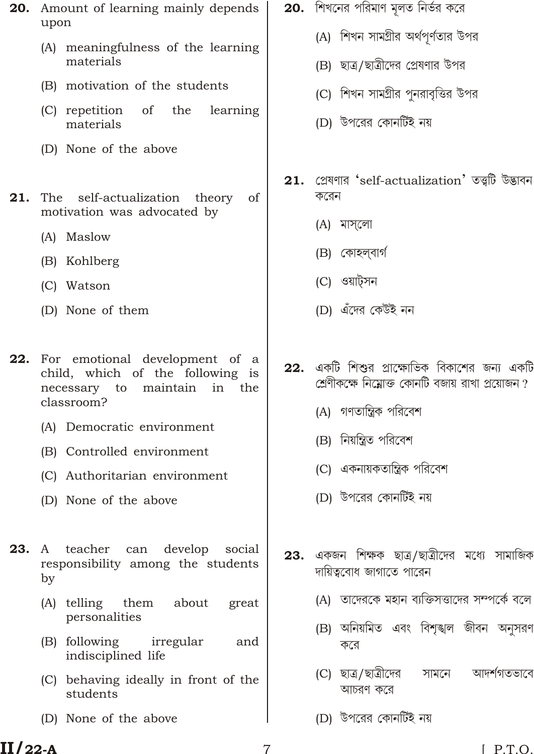**20.** Amount of learning mainly depends upon

(A) meaningfulness of the learning materials

(B) motivation of the students

(C) repetition of the learning materials

(D) None of the above

**21.** The self-actualization theory of motivation was advocated by

(A) Maslow

(B) Kohlberg

(C) Watson

(D) None of them

**22.** For emotional development of a child, which of the following is necessary to maintain in the classroom?

(A) Democratic environment

(B) Controlled environment

(C) Authoritarian environment

(D) None of the above

**23.** A teacher can develop social responsibility among the students by

(A) telling them about great personalities

(B) following irregular and indisciplined life

(C) behaving ideally in front of the students

(D) None of the above

**20.** শিখনের পরিমাণ মূলত নির্ভর করে

(A) শিখন সামগ্রীর অর্থপূর্ণতার উপর

(B) ছাত্র/ছাত্রীদের প্রেষণার উপর

(C) শিখন সামগ্রীর পুনরাবৃত্তির উপর

(D) উপরের কোনটিই নয়

**21.** প্রেষণার 'self-actualization' তত্ত্বটি উদ্ভাবন করেন

(A) মাস্‌লো

(B) কোহল্‌বার্গ

(C) ওয়াট্‌সন

(D) এঁদের কেউই নন

**22.** একটি শিশুর প্রাক্ষোভিক বিকাশের জন্য একটি শ্রেণীকক্ষে নিম্নোক্ত কোনটি বজায় রাখা প্রয়োজন?

(A) গণতান্ত্রিক পরিবেশ

(B) নিয়ন্ত্রিত পরিবেশ

(C) একনায়কতান্ত্রিক পরিবেশ

(D) উপরের কোনটিই নয়

**23.** একজন শিক্ষক ছাত্র/ছাত্রীদের মধ্যে সামাজিক দায়িত্ববোধ জাগাতে পারেন

(A) তাদেরকে মহান ব্যক্তিসত্তাদের সম্পর্কে বলে

(B) অনিয়মিত এবং বিশৃঙ্খল জীবন অনুসরণ করে

(C) ছাত্র/ছাত্রীদের সামনে আদর্শগতভাবে আচরণ করে

(D) উপরের কোনটিই নয়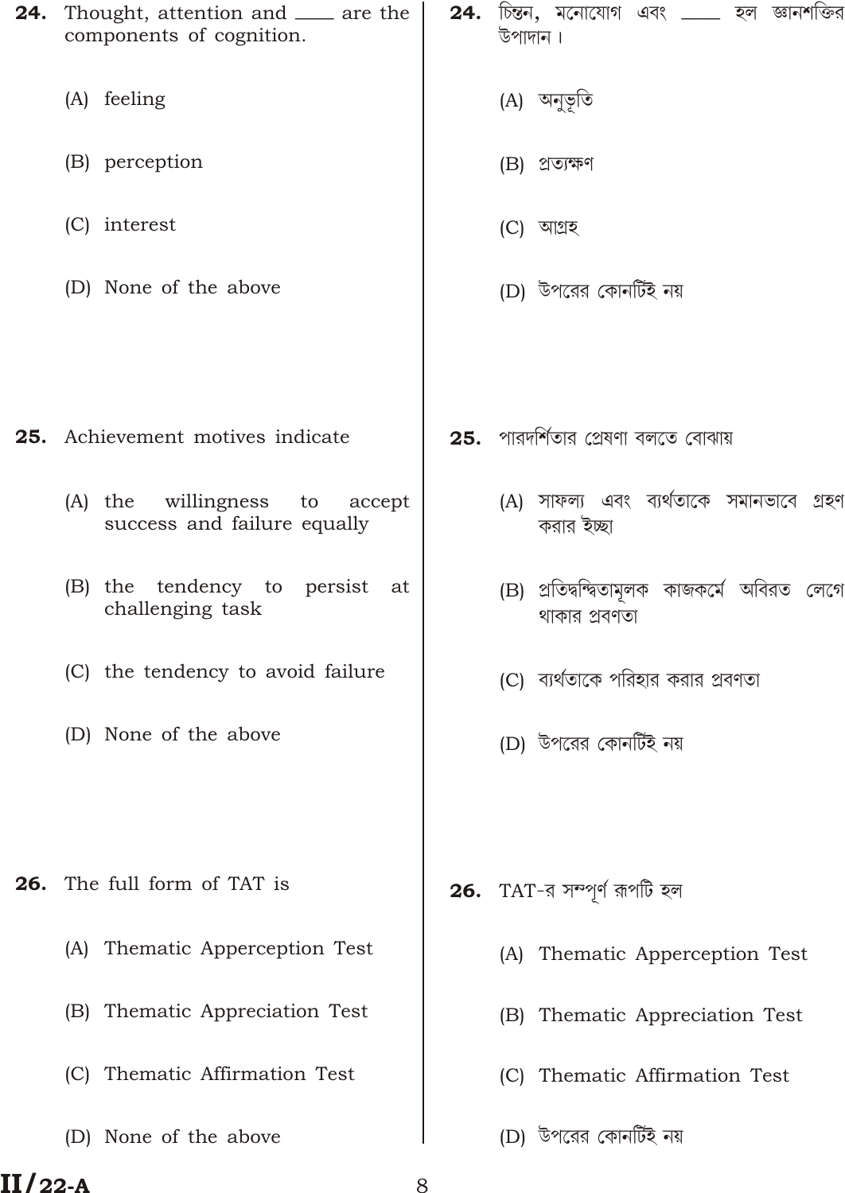**24.** Thought, attention and ____ are the components of cognition.

(A) feeling

(B) perception

(C) interest

(D) None of the above

**24.** চিন্তন, মনোযোগ এবং ____ হল জ্ঞানশক্তির উপাদান।

(A) অনুভূতি

(B) প্রত্যক্ষণ

(C) আগ্রহ

(D) উপরের কোনটিই নয়

**25.** Achievement motives indicate

(A) the willingness to accept success and failure equally

(B) the tendency to persist at challenging task

(C) the tendency to avoid failure

(D) None of the above

**25.** পারদর্শিতার প্রেষণা বলতে বোঝায়

(A) সাফল্য এবং ব্যর্থতাকে সমানভাবে গ্রহণ করার ইচ্ছা

(B) প্রতিদ্বন্দ্বিতামূলক কাজকর্মে অবিরত লেগে থাকার প্রবণতা

(C) ব্যর্থতাকে পরিহার করার প্রবণতা

(D) উপরের কোনটিই নয়

**26.** The full form of TAT is

(A) Thematic Apperception Test

(B) Thematic Appreciation Test

(C) Thematic Affirmation Test

(D) None of the above

**26.** TAT-র সম্পূর্ণ রূপটি হল

(A) Thematic Apperception Test

(B) Thematic Appreciation Test

(C) Thematic Affirmation Test

(D) উপরের কোনটিই নয়

**II/22-A**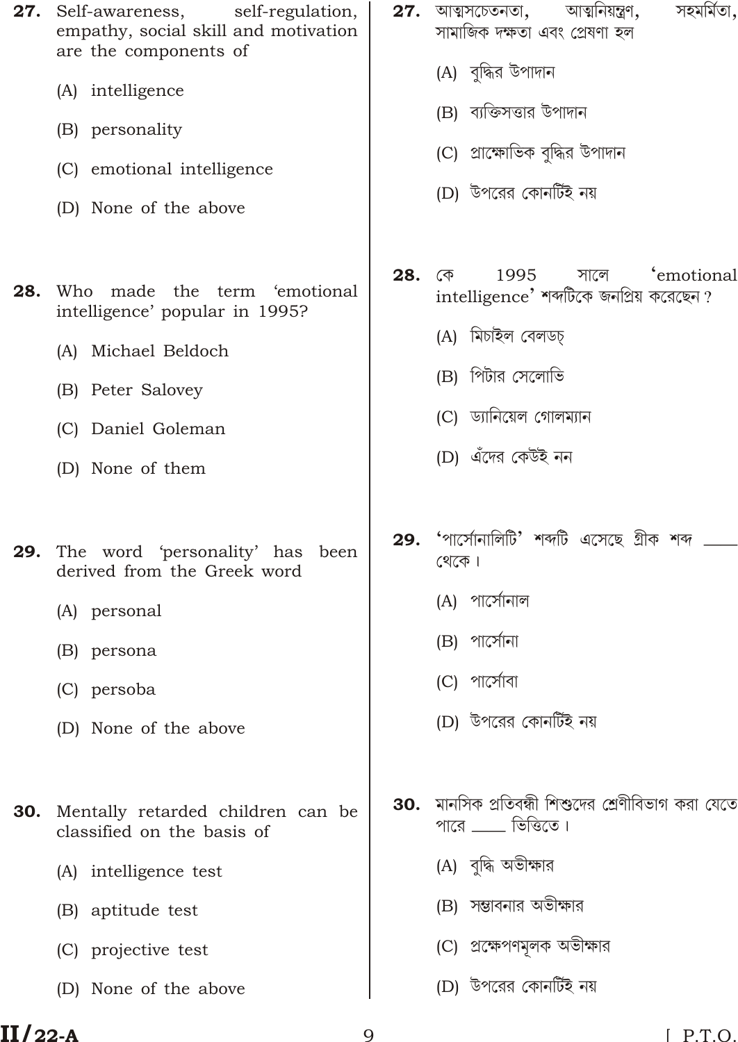**27.** Self-awareness, self-regulation, empathy, social skill and motivation are the components of

(A) intelligence

(B) personality

(C) emotional intelligence

(D) None of the above

**28.** Who made the term 'emotional intelligence' popular in 1995?

(A) Michael Beldoch

(B) Peter Salovey

(C) Daniel Goleman

(D) None of them

**29.** The word 'personality' has been derived from the Greek word

(A) personal

(B) persona

(C) persoba

(D) None of the above

**30.** Mentally retarded children can be classified on the basis of

(A) intelligence test

(B) aptitude test

(C) projective test

(D) None of the above

**27.** আত্মসচেতনতা, আত্মনিয়ন্ত্রণ, সহমর্মিতা, সামাজিক দক্ষতা এবং প্রেষণা হল

(A) বুদ্ধির উপাদান

(B) ব্যক্তিসত্তার উপাদান

(C) প্রাক্ষোভিক বুদ্ধির উপাদান

(D) উপরের কোনটিই নয়

**28.** কে 1995 সালে 'emotional intelligence' শব্দটিকে জনপ্রিয় করেছেন?

(A) মিচাইল বেলডচ্

(B) পিটার সেলোভি

(C) ড্যানিয়েল গোলম্যান

(D) এঁদের কেউই নন

**29.** 'পার্সোনালিটি' শব্দটি এসেছে গ্রীক শব্দ ____ থেকে।

(A) পার্সোনাল

(B) পার্সোনা

(C) পার্সোবা

(D) উপরের কোনটিই নয়

**30.** মানসিক প্রতিবন্ধী শিশুদের শ্রেণীবিভাগ করা যেতে পারে ____ ভিত্তিতে।

(A) বুদ্ধি অভীক্ষার

(B) সম্ভাবনার অভীক্ষার

(C) প্রক্ষেপণমূলক অভীক্ষার

(D) উপরের কোনটিই নয়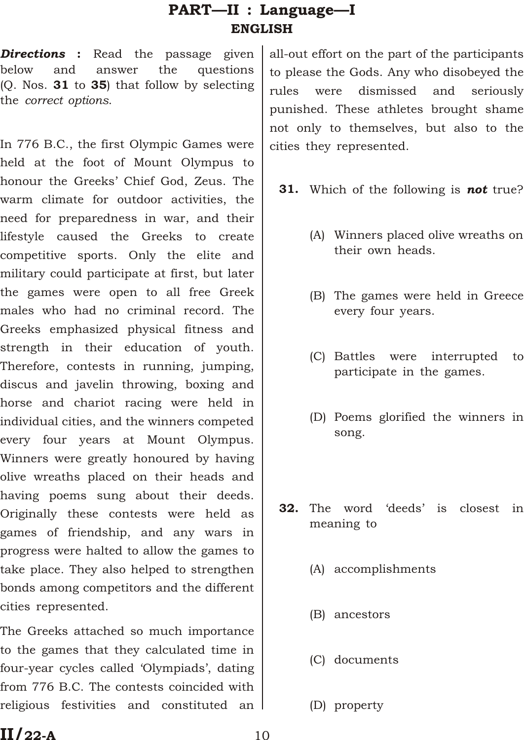# PART—II : Language—I

## ENGLISH

***Directions :*** Read the passage given below and answer the questions (Q. Nos. **31** to **35**) that follow by selecting the *correct options*.

In 776 B.C., the first Olympic Games were held at the foot of Mount Olympus to honour the Greeks' Chief God, Zeus. The warm climate for outdoor activities, the need for preparedness in war, and their lifestyle caused the Greeks to create competitive sports. Only the elite and military could participate at first, but later the games were open to all free Greek males who had no criminal record. The Greeks emphasized physical fitness and strength in their education of youth. Therefore, contests in running, jumping, discus and javelin throwing, boxing and horse and chariot racing were held in individual cities, and the winners competed every four years at Mount Olympus. Winners were greatly honoured by having olive wreaths placed on their heads and having poems sung about their deeds. Originally these contests were held as games of friendship, and any wars in progress were halted to allow the games to take place. They also helped to strengthen bonds among competitors and the different cities represented.

The Greeks attached so much importance to the games that they calculated time in four-year cycles called 'Olympiads', dating from 776 B.C. The contests coincided with religious festivities and constituted an all-out effort on the part of the participants to please the Gods. Any who disobeyed the rules were dismissed and seriously punished. These athletes brought shame not only to themselves, but also to the cities they represented.

**31.** Which of the following is ***not*** true?

(A) Winners placed olive wreaths on their own heads.

(B) The games were held in Greece every four years.

(C) Battles were interrupted to participate in the games.

(D) Poems glorified the winners in song.

**32.** The word 'deeds' is closest in meaning to

(A) accomplishments

(B) ancestors

(C) documents

(D) property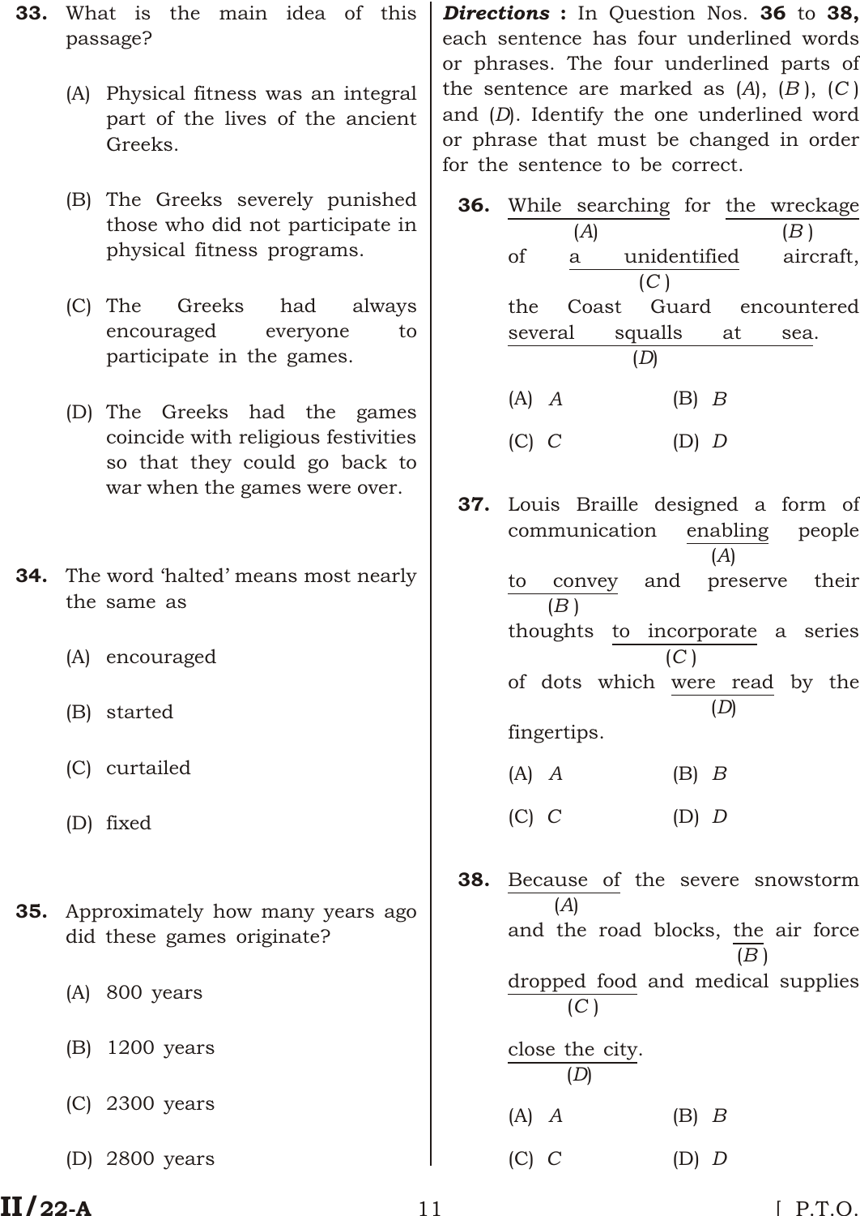**33.** What is the main idea of this passage?

(A) Physical fitness was an integral part of the lives of the ancient Greeks.

(B) The Greeks severely punished those who did not participate in physical fitness programs.

(C) The Greeks had always encouraged everyone to participate in the games.

(D) The Greeks had the games coincide with religious festivities so that they could go back to war when the games were over.

**34.** The word 'halted' means most nearly the same as

(A) encouraged

(B) started

(C) curtailed

(D) fixed

**35.** Approximately how many years ago did these games originate?

(A) 800 years

(B) 1200 years

(C) 2300 years

(D) 2800 years

***Directions :*** In Question Nos. **36** to **38**, each sentence has four underlined words or phrases. The four underlined parts of the sentence are marked as (*A*), (*B*), (*C*) and (*D*). Identify the one underlined word or phrase that must be changed in order for the sentence to be correct.

**36.** <u>While searching</u> (*A*) for <u>the wreckage</u> (*B*) of <u>a unidentified</u> (*C*) aircraft, the Coast Guard encountered <u>several squalls at sea</u> (*D*).

(A) *A* (B) *B*

(C) *C* (D) *D*

**37.** Louis Braille designed a form of communication <u>enabling</u> (*A*) people <u>to convey</u> (*B*) and preserve their thoughts <u>to incorporate</u> (*C*) a series of dots which <u>were read</u> (*D*) by the fingertips.

(A) *A* (B) *B*

(C) *C* (D) *D*

**38.** <u>Because of</u> (*A*) the severe snowstorm and the road blocks, <u>the</u> (*B*) air force <u>dropped food</u> (*C*) and medical supplies <u>close the city</u> (*D*).

(A) *A* (B) *B*

(C) *C* (D) *D*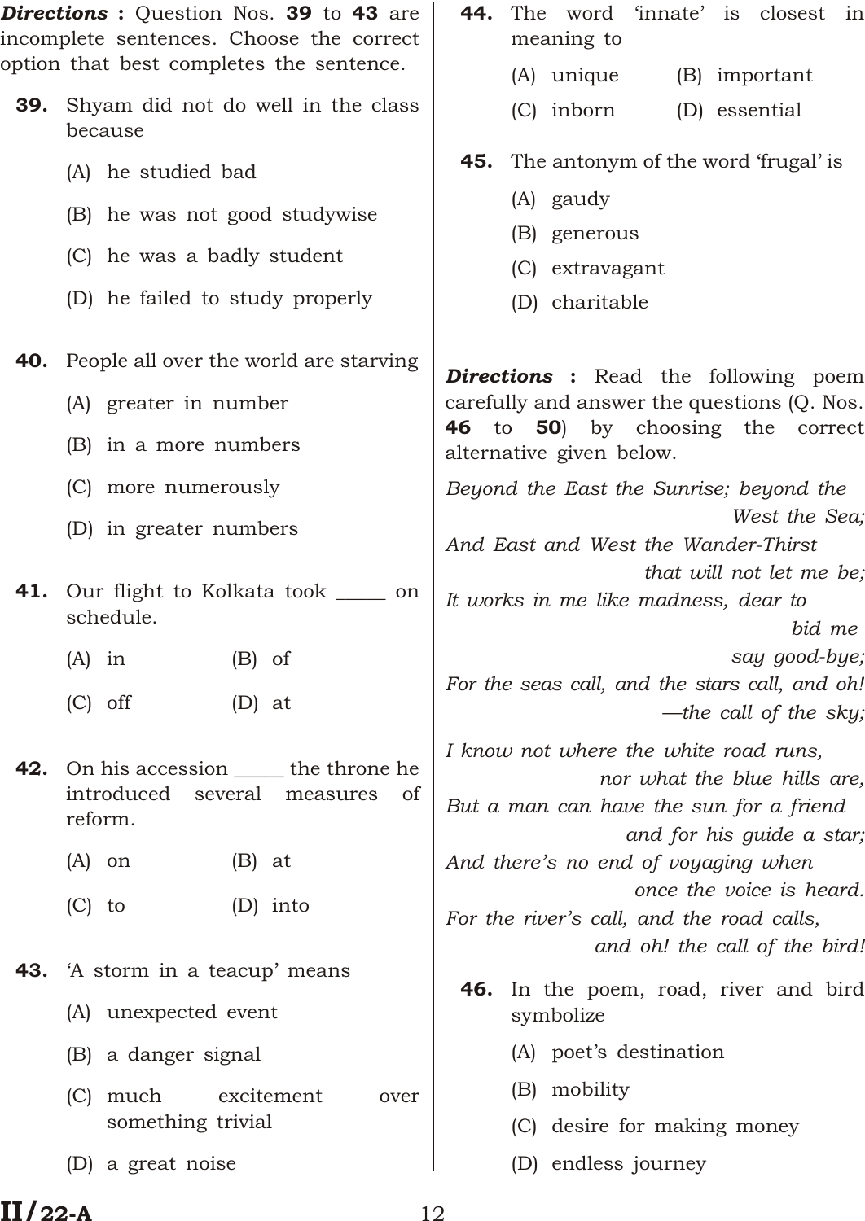***Directions :*** Question Nos. **39** to **43** are incomplete sentences. Choose the correct option that best completes the sentence.

**39.** Shyam did not do well in the class because

(A) he studied bad

(B) he was not good studywise

(C) he was a badly student

(D) he failed to study properly

**40.** People all over the world are starving

(A) greater in number

(B) in a more numbers

(C) more numerously

(D) in greater numbers

**41.** Our flight to Kolkata took _____ on schedule.

(A) in  (B) of

(C) off  (D) at

**42.** On his accession _____ the throne he introduced several measures of reform.

(A) on  (B) at

(C) to  (D) into

**43.** 'A storm in a teacup' means

(A) unexpected event

(B) a danger signal

(C) much excitement over something trivial

(D) a great noise

**44.** The word 'innate' is closest in meaning to

(A) unique  (B) important

(C) inborn  (D) essential

**45.** The antonym of the word 'frugal' is

(A) gaudy

(B) generous

(C) extravagant

(D) charitable

***Directions :*** Read the following poem carefully and answer the questions (Q. Nos. **46** to **50**) by choosing the correct alternative given below.

*Beyond the East the Sunrise; beyond the West the Sea;*
*And East and West the Wander-Thirst that will not let me be;*
*It works in me like madness, dear to bid me say good-bye;*
*For the seas call, and the stars call, and oh! —the call of the sky;*

*I know not where the white road runs, nor what the blue hills are,*
*But a man can have the sun for a friend and for his guide a star;*
*And there's no end of voyaging when once the voice is heard.*
*For the river's call, and the road calls, and oh! the call of the bird!*

**46.** In the poem, road, river and bird symbolize

(A) poet's destination

(B) mobility

(C) desire for making money

(D) endless journey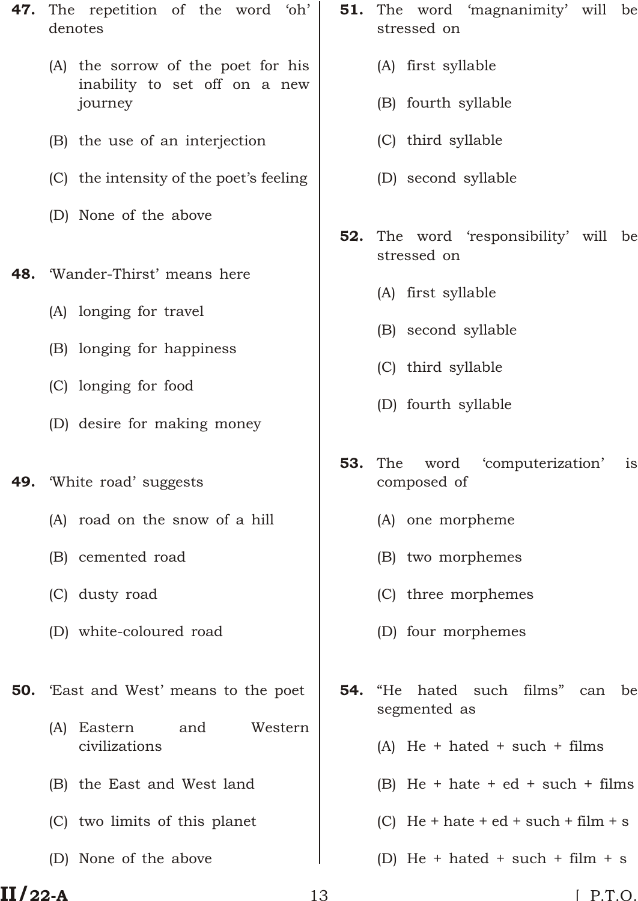**47.** The repetition of the word 'oh' denotes

(A) the sorrow of the poet for his inability to set off on a new journey

(B) the use of an interjection

(C) the intensity of the poet's feeling

(D) None of the above

**48.** 'Wander-Thirst' means here

(A) longing for travel

(B) longing for happiness

(C) longing for food

(D) desire for making money

**49.** 'White road' suggests

(A) road on the snow of a hill

(B) cemented road

(C) dusty road

(D) white-coloured road

**50.** 'East and West' means to the poet

(A) Eastern and Western civilizations

(B) the East and West land

(C) two limits of this planet

(D) None of the above

**51.** The word 'magnanimity' will be stressed on

(A) first syllable

(B) fourth syllable

(C) third syllable

(D) second syllable

**52.** The word 'responsibility' will be stressed on

(A) first syllable

(B) second syllable

(C) third syllable

(D) fourth syllable

**53.** The word 'computerization' is composed of

(A) one morpheme

(B) two morphemes

(C) three morphemes

(D) four morphemes

**54.** "He hated such films" can be segmented as

(A) He + hated + such + films

(B) He + hate + ed + such + films

(C) He + hate + ed + such + film + s

(D) He + hated + such + film + s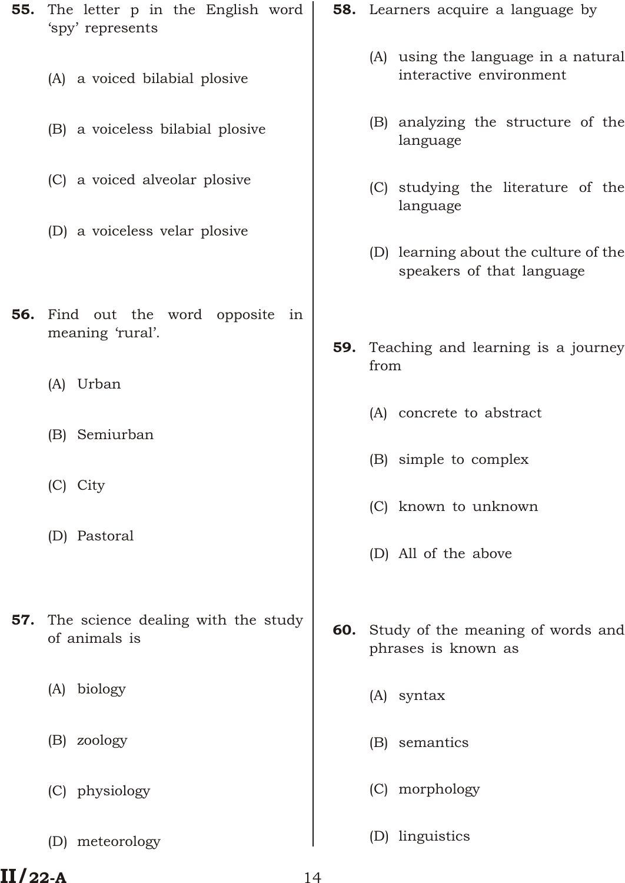**55.** The letter p in the English word 'spy' represents

(A) a voiced bilabial plosive

(B) a voiceless bilabial plosive

(C) a voiced alveolar plosive

(D) a voiceless velar plosive

**56.** Find out the word opposite in meaning 'rural'.

(A) Urban

(B) Semiurban

(C) City

(D) Pastoral

**57.** The science dealing with the study of animals is

(A) biology

(B) zoology

(C) physiology

(D) meteorology

**58.** Learners acquire a language by

(A) using the language in a natural interactive environment

(B) analyzing the structure of the language

(C) studying the literature of the language

(D) learning about the culture of the speakers of that language

**59.** Teaching and learning is a journey from

(A) concrete to abstract

(B) simple to complex

(C) known to unknown

(D) All of the above

**60.** Study of the meaning of words and phrases is known as

(A) syntax

(B) semantics

(C) morphology

(D) linguistics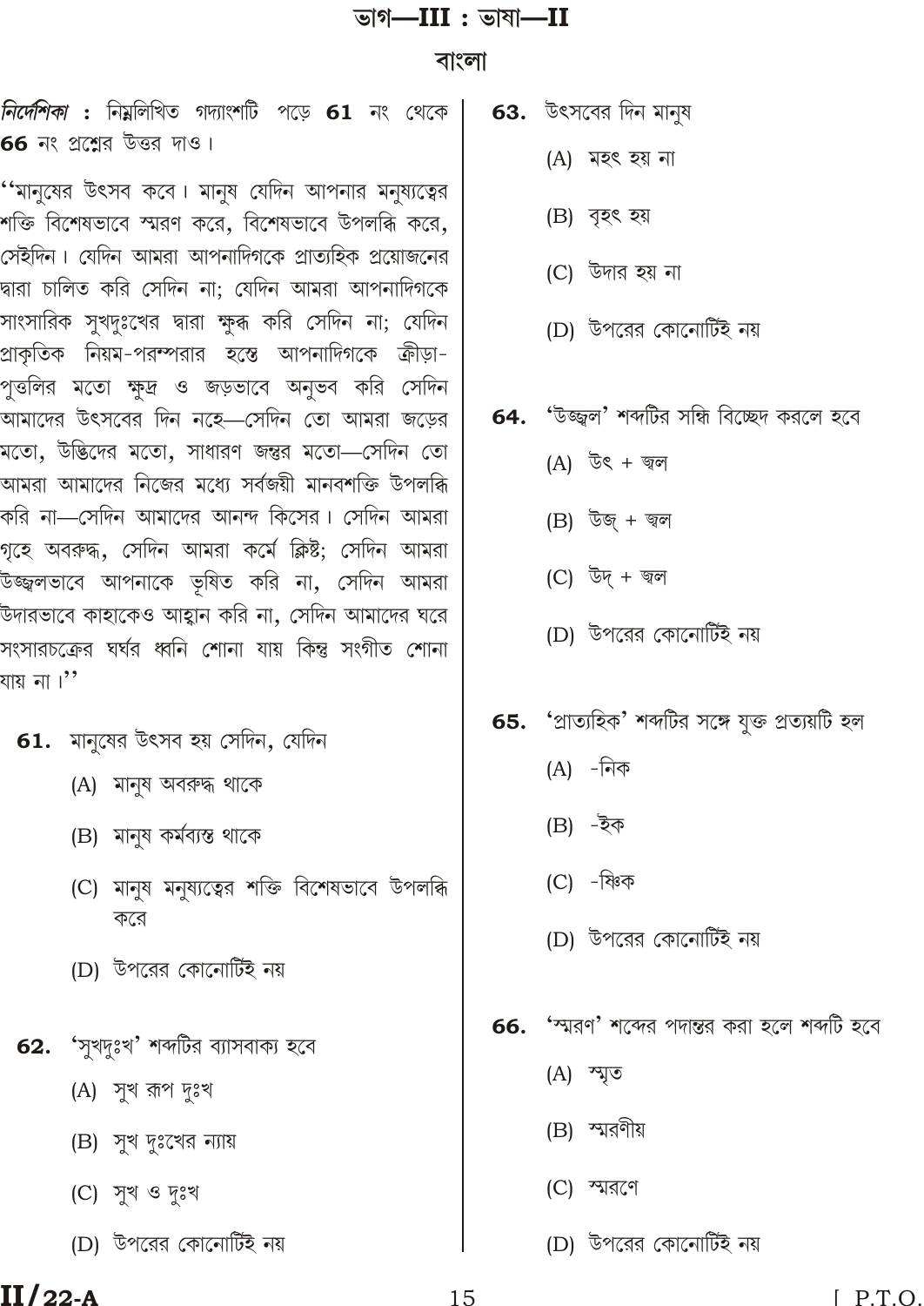# ভাগ—III : ভাষা—II

## বাংলা

*নির্দেশিকা* : নিম্নলিখিত গদ্যাংশটি পড়ে **61** নং থেকে **66** নং প্রশ্নের উত্তর দাও।

''মানুষের উৎসব কবে। মানুষ যেদিন আপনার মনুষ্যত্বের শক্তি বিশেষভাবে স্মরণ করে, বিশেষভাবে উপলব্ধি করে, সেইদিন। যেদিন আমরা আপনাদিগকে প্রাত্যহিক প্রয়োজনের দ্বারা চালিত করি সেদিন না; যেদিন আমরা আপনাদিগকে সাংসারিক সুখদুঃখের দ্বারা ক্ষুব্ধ করি সেদিন না; যেদিন প্রাকৃতিক নিয়ম-পরম্পরার হস্তে আপনাদিগকে ক্রীড়া-পুত্তলির মতো ক্ষুদ্র ও জড়ভাবে অনুভব করি সেদিন আমাদের উৎসবের দিন নহে—সেদিন তো আমরা জড়ের মতো, উদ্ভিদের মতো, সাধারণ জন্তুর মতো—সেদিন তো আমরা আমাদের নিজের মধ্যে সর্বজয়ী মানবশক্তি উপলব্ধি করি না—সেদিন আমাদের আনন্দ কিসের। সেদিন আমরা গৃহে অবরুদ্ধ, সেদিন আমরা কর্মে ক্লিষ্ট; সেদিন আমরা উজ্জ্বলভাবে আপনাকে ভূষিত করি না, সেদিন আমরা উদারভাবে কাহাকেও আহ্বান করি না, সেদিন আমাদের ঘরে সংসারচক্রের ঘর্ঘর ধ্বনি শোনা যায় কিন্তু সংগীত শোনা যায় না।''

**61.** মানুষের উৎসব হয় সেদিন, যেদিন

(A) মানুষ অবরুদ্ধ থাকে

(B) মানুষ কর্মব্যস্ত থাকে

(C) মানুষ মনুষ্যত্বের শক্তি বিশেষভাবে উপলব্ধি করে

(D) উপরের কোনোটিই নয়

**62.** 'সুখদুঃখ' শব্দটির ব্যাসবাক্য হবে

(A) সুখ রূপ দুঃখ

(B) সুখ দুঃখের ন্যায়

(C) সুখ ও দুঃখ

(D) উপরের কোনোটিই নয়

**63.** উৎসবের দিন মানুষ

(A) মহৎ হয় না

(B) বৃহৎ হয়

(C) উদার হয় না

(D) উপরের কোনোটিই নয়

**64.** 'উজ্জ্বল' শব্দটির সন্ধি বিচ্ছেদ করলে হবে

(A) উৎ + জ্বল

(B) উজ্ + জ্বল

(C) উদ্ + জ্বল

(D) উপরের কোনোটিই নয়

**65.** 'প্রাত্যহিক' শব্দটির সঙ্গে যুক্ত প্রত্যয়টি হল

(A) -নিক

(B) -ইক

(C) -ষ্ণিক

(D) উপরের কোনোটিই নয়

**66.** 'স্মরণ' শব্দের পদান্তর করা হলে শব্দটি হবে

(A) স্মৃত

(B) স্মরণীয়

(C) স্মরণে

(D) উপরের কোনোটিই নয়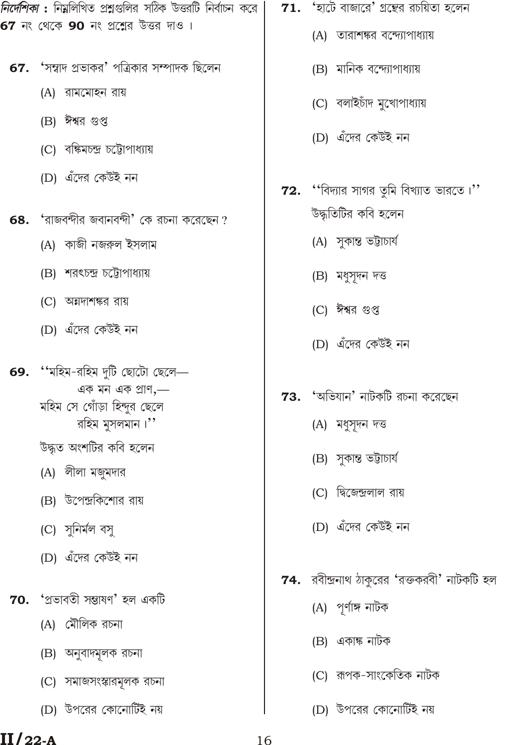*নির্দেশিকা* : নিম্নলিখিত প্রশ্নগুলির সঠিক উত্তরটি নির্বাচন করে **67** নং থেকে **90** নং প্রশ্নের উত্তর দাও।

**67.** 'সম্বাদ প্রভাকর' পত্রিকার সম্পাদক ছিলেন

(A) রামমোহন রায়

(B) ঈশ্বর গুপ্ত

(C) বঙ্কিমচন্দ্র চট্টোপাধ্যায়

(D) এঁদের কেউই নন

**68.** 'রাজবন্দীর জবানবন্দী' কে রচনা করেছেন?

(A) কাজী নজরুল ইসলাম

(B) শরৎচন্দ্র চট্টোপাধ্যায়

(C) অন্নদাশঙ্কর রায়

(D) এঁদের কেউই নন

**69.** ''মহিম-রহিম দুটি ছোটো ছেলে—
এক মন এক প্রাণ,—
মহিম সে গোঁড়া হিন্দুর ছেলে
রহিম মুসলমান।''

উদ্ধৃত অংশটির কবি হলেন

(A) লীলা মজুমদার

(B) উপেন্দ্রকিশোর রায়

(C) সুনির্মল বসু

(D) এঁদের কেউই নন

**70.** 'প্রভাবতী সম্ভাষণ' হল একটি

(A) মৌলিক রচনা

(B) অনুবাদমূলক রচনা

(C) সমাজসংস্কারমূলক রচনা

(D) উপরের কোনোটিই নয়

**71.** 'হাটে বাজারে' গ্রন্থের রচয়িতা হলেন

(A) তারাশঙ্কর বন্দ্যোপাধ্যায়

(B) মানিক বন্দ্যোপাধ্যায়

(C) বলাইচাঁদ মুখোপাধ্যায়

(D) এঁদের কেউই নন

**72.** ''বিদ্যার সাগর তুমি বিখ্যাত ভারতে।''
উদ্ধৃতিটির কবি হলেন

(A) সুকান্ত ভট্টাচার্য

(B) মধুসূদন দত্ত

(C) ঈশ্বর গুপ্ত

(D) এঁদের কেউই নন

**73.** 'অভিযান' নাটকটি রচনা করেছেন

(A) মধুসূদন দত্ত

(B) সুকান্ত ভট্টাচার্য

(C) দ্বিজেন্দ্রলাল রায়

(D) এঁদের কেউই নন

**74.** রবীন্দ্রনাথ ঠাকুরের 'রক্তকরবী' নাটকটি হল

(A) পূর্ণাঙ্গ নাটক

(B) একাঙ্ক নাটক

(C) রূপক-সাংকেতিক নাটক

(D) উপরের কোনোটিই নয়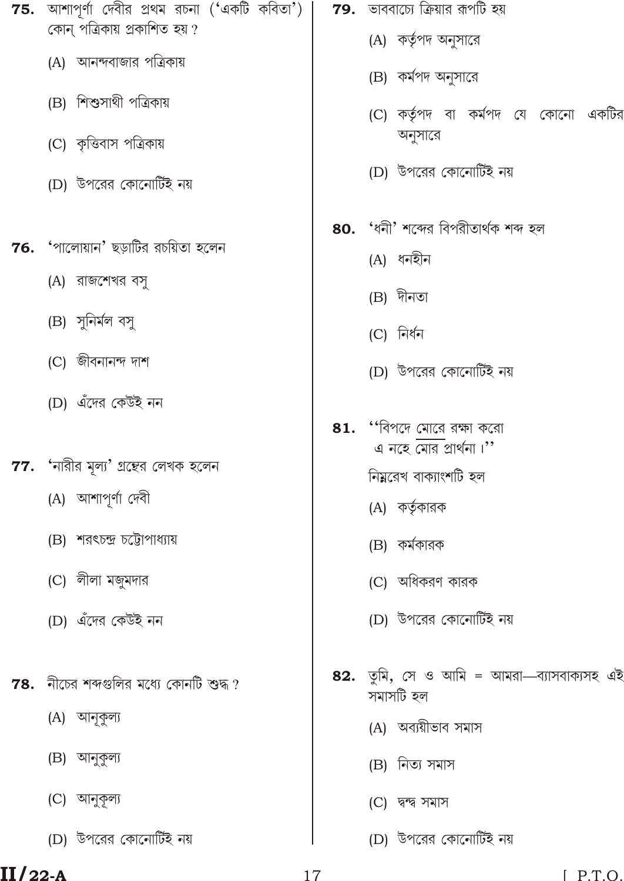**75.** আশাপূর্ণা দেবীর প্রথম রচনা ('একটি কবিতা') কোন্ পত্রিকায় প্রকাশিত হয়?

(A) আনন্দবাজার পত্রিকায়

(B) শিশুসাথী পত্রিকায়

(C) কৃত্তিবাস পত্রিকায়

(D) উপরের কোনোটিই নয়

**76.** 'পালোয়ান' ছড়াটির রচয়িতা হলেন

(A) রাজশেখর বসু

(B) সুনির্মল বসু

(C) জীবনানন্দ দাশ

(D) এঁদের কেউই নন

**77.** 'নারীর মূল্য' গ্রন্থের লেখক হলেন

(A) আশাপূর্ণা দেবী

(B) শরৎচন্দ্র চট্টোপাধ্যায়

(C) লীলা মজুমদার

(D) এঁদের কেউই নন

**78.** নীচের শব্দগুলির মধ্যে কোনটি শুদ্ধ?

(A) আনূকুল্য

(B) আনুকুল্য

(C) আনুকূল্য

(D) উপরের কোনোটিই নয়

**79.** ভাববাচ্যে ক্রিয়ার রূপটি হয়

(A) কর্তৃপদ অনুসারে

(B) কর্মপদ অনুসারে

(C) কর্তৃপদ বা কর্মপদ যে কোনো একটির অনুসারে

(D) উপরের কোনোটিই নয়

**80.** 'ধনী' শব্দের বিপরীতার্থক শব্দ হল

(A) ধনহীন

(B) দীনতা

(C) নির্ধন

(D) উপরের কোনোটিই নয়

**81.** "বিপদে <u>মোরে</u> রক্ষা করো
এ নহে মোর প্রার্থনা।"

নিম্নরেখ বাক্যাংশটি হল

(A) কর্তৃকারক

(B) কর্মকারক

(C) অধিকরণ কারক

(D) উপরের কোনোটিই নয়

**82.** তুমি, সে ও আমি = আমরা—ব্যাসবাক্যসহ এই সমাসটি হল

(A) অব্যয়ীভাব সমাস

(B) নিত্য সমাস

(C) দ্বন্দ্ব সমাস

(D) উপরের কোনোটিই নয়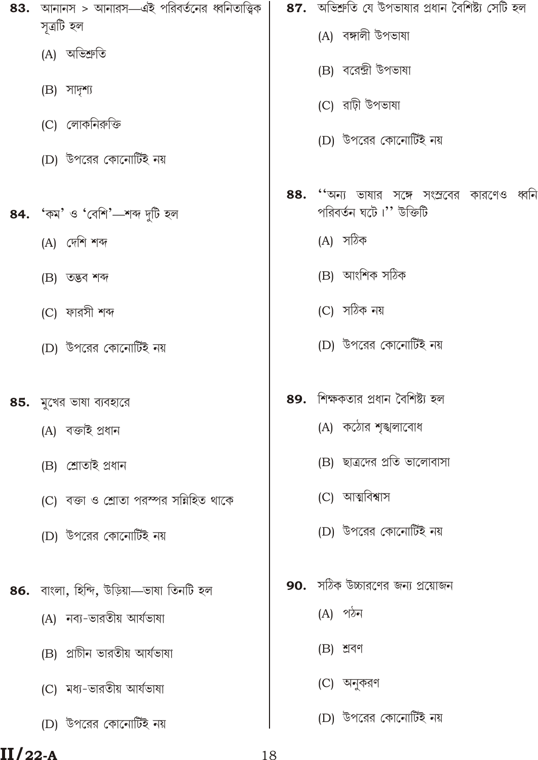**83.** আনানস > আনারস—এই পরিবর্তনের ধ্বনিতাত্ত্বিক সূত্রটি হল

(A) অভিশ্রুতি

(B) সাদৃশ্য

(C) লোকনিরুক্তি

(D) উপরের কোনোটিই নয়

**84.** 'কম' ও 'বেশি'—শব্দ দুটি হল

(A) দেশি শব্দ

(B) তদ্ভব শব্দ

(C) ফারসী শব্দ

(D) উপরের কোনোটিই নয়

**85.** মুখের ভাষা ব্যবহারে

(A) বক্তাই প্রধান

(B) শ্রোতাই প্রধান

(C) বক্তা ও শ্রোতা পরস্পর সন্নিহিত থাকে

(D) উপরের কোনোটিই নয়

**86.** বাংলা, হিন্দি, উড়িয়া—ভাষা তিনটি হল

(A) নব্য-ভারতীয় আর্যভাষা

(B) প্রাচীন ভারতীয় আর্যভাষা

(C) মধ্য-ভারতীয় আর্যভাষা

(D) উপরের কোনোটিই নয়

**87.** অভিশ্রুতি যে উপভাষার প্রধান বৈশিষ্ট্য সেটি হল

(A) বঙ্গালী উপভাষা

(B) বরেন্দ্রী উপভাষা

(C) রাঢ়ী উপভাষা

(D) উপরের কোনোটিই নয়

**88.** ''অন্য ভাষার সঙ্গে সংস্রবের কারণেও ধ্বনি পরিবর্তন ঘটে।'' উক্তিটি

(A) সঠিক

(B) আংশিক সঠিক

(C) সঠিক নয়

(D) উপরের কোনোটিই নয়

**89.** শিক্ষকতার প্রধান বৈশিষ্ট্য হল

(A) কঠোর শৃঙ্খলাবোধ

(B) ছাত্রদের প্রতি ভালোবাসা

(C) আত্মবিশ্বাস

(D) উপরের কোনোটিই নয়

**90.** সঠিক উচ্চারণের জন্য প্রয়োজন

(A) পঠন

(B) শ্রবণ

(C) অনুকরণ

(D) উপরের কোনোটিই নয়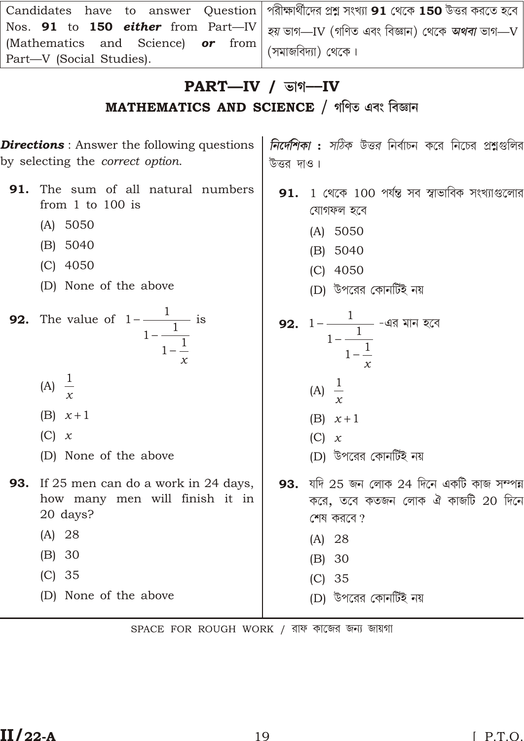| Candidates have to answer Question Nos. **91** to **150** ***either*** from Part—IV (Mathematics and Science) ***or*** from Part—V (Social Studies). | পরীক্ষার্থীদের প্রশ্ন সংখ্যা **91** থেকে **150** উত্তর করতে হবে *হয়* ভাগ—IV (গণিত এবং বিজ্ঞান) থেকে ***অথবা*** ভাগ—V (সমাজবিদ্যা) থেকে। |
| --- | --- |

## PART—IV / ভাগ—IV

## MATHEMATICS AND SCIENCE / গণিত এবং বিজ্ঞান

***Directions*** : Answer the following questions by selecting the *correct option*.

***নির্দেশিকা :*** *সঠিক উত্তর নির্বাচন করে নিচের প্রশ্নগুলির উত্তর দাও।*

**91.** The sum of all natural numbers from 1 to 100 is

(A) 5050

(B) 5040

(C) 4050

(D) None of the above

**91.** 1 থেকে 100 পর্যন্ত সব স্বাভাবিক সংখ্যাগুলোর যোগফল হবে

(A) 5050

(B) 5040

(C) 4050

(D) উপরের কোনটিই নয়

**92.** The value of $1-\cfrac{1}{1-\cfrac{1}{1-\cfrac{1}{x}}}$ is

(A) $\frac{1}{x}$

(B) $x+1$

(C) $x$

(D) None of the above

**92.** $1-\cfrac{1}{1-\cfrac{1}{1-\cfrac{1}{x}}}$ -এর মান হবে

(A) $\frac{1}{x}$

(B) $x+1$

(C) $x$

(D) উপরের কোনটিই নয়

**93.** If 25 men can do a work in 24 days, how many men will finish it in 20 days?

(A) 28

(B) 30

(C) 35

(D) None of the above

**93.** যদি 25 জন লোক 24 দিনে একটি কাজ সম্পন্ন করে, তবে কতজন লোক ঐ কাজটি 20 দিনে শেষ করবে?

(A) 28

(B) 30

(C) 35

(D) উপরের কোনটিই নয়

SPACE FOR ROUGH WORK / রাফ কাজের জন্য জায়গা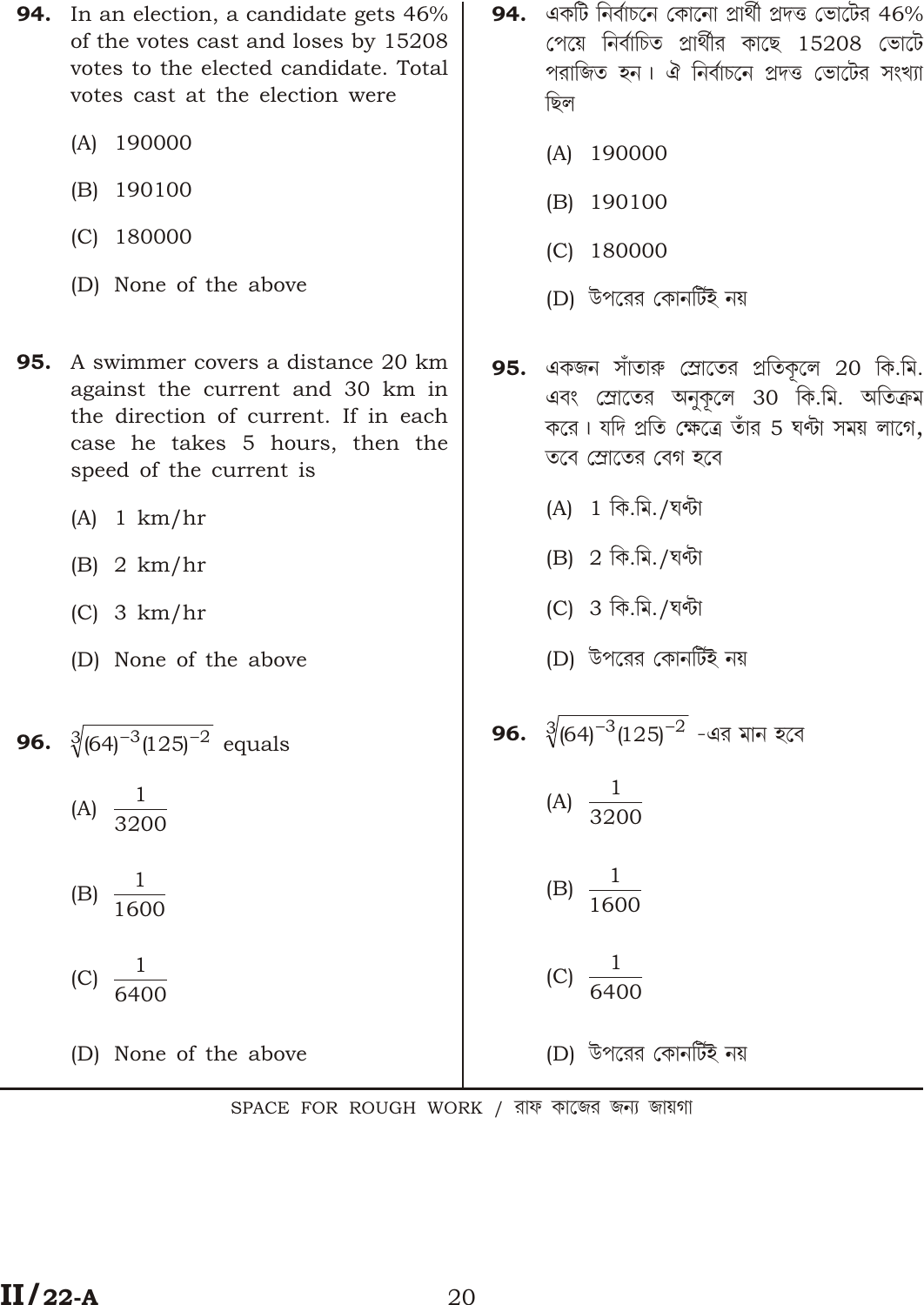**94.** In an election, a candidate gets 46% of the votes cast and loses by 15208 votes to the elected candidate. Total votes cast at the election were

(A) 190000

(B) 190100

(C) 180000

(D) None of the above

**95.** A swimmer covers a distance 20 km against the current and 30 km in the direction of current. If in each case he takes 5 hours, then the speed of the current is

(A) 1 km/hr

(B) 2 km/hr

(C) 3 km/hr

(D) None of the above

**96.** $\sqrt[3]{(64)^{-3}(125)^{-2}}$ equals

(A) $\frac{1}{3200}$

(B) $\frac{1}{1600}$

(C) $\frac{1}{6400}$

(D) None of the above

**94.** একটি নির্বাচনে কোনো প্রার্থী প্রদত্ত ভোটের 46% পেয়ে নির্বাচিত প্রার্থীর কাছে 15208 ভোটে পরাজিত হন। ঐ নির্বাচনে প্রদত্ত ভোটের সংখ্যা ছিল

(A) 190000

(B) 190100

(C) 180000

(D) উপরের কোনটিই নয়

**95.** একজন সাঁতারু স্রোতের প্রতিকূলে 20 কি.মি. এবং স্রোতের অনুকূলে 30 কি.মি. অতিক্রম করে। যদি প্রতি ক্ষেত্রে তাঁর 5 ঘণ্টা সময় লাগে, তবে স্রোতের বেগ হবে

(A) 1 কি.মি./ঘণ্টা

(B) 2 কি.মি./ঘণ্টা

(C) 3 কি.মি./ঘণ্টা

(D) উপরের কোনটিই নয়

**96.** $\sqrt[3]{(64)^{-3}(125)^{-2}}$ -এর মান হবে

(A) $\frac{1}{3200}$

(B) $\frac{1}{1600}$

(C) $\frac{1}{6400}$

(D) উপরের কোনটিই নয়

SPACE FOR ROUGH WORK / রাফ কাজের জন্য জায়গা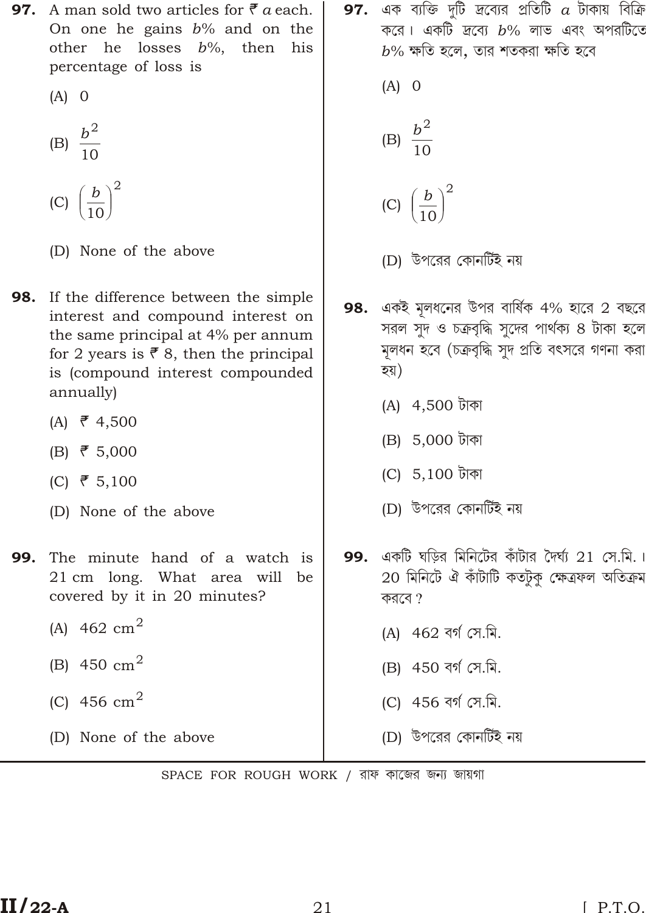**97.** A man sold two articles for ₹ $a$ each. On one he gains $b$% and on the other he losses $b$%, then his percentage of loss is

(A) 0

(B) $\frac{b^2}{10}$

(C) $\left(\frac{b}{10}\right)^2$

(D) None of the above

**97.** এক ব্যক্তি দুটি দ্রব্যের প্রতিটি $a$ টাকায় বিক্রি করে। একটি দ্রব্যে $b$% লাভ এবং অপরটিতে $b$% ক্ষতি হলে, তার শতকরা ক্ষতি হবে

(A) 0

(B) $\frac{b^2}{10}$

(C) $\left(\frac{b}{10}\right)^2$

(D) উপরের কোনটিই নয়

**98.** If the difference between the simple interest and compound interest on the same principal at 4% per annum for 2 years is ₹ 8, then the principal is (compound interest compounded annually)

(A) ₹ 4,500

(B) ₹ 5,000

(C) ₹ 5,100

(D) None of the above

**98.** একই মূলধনের উপর বার্ষিক 4% হারে 2 বছরে সরল সুদ ও চক্রবৃদ্ধি সুদের পার্থক্য 8 টাকা হলে মূলধন হবে (চক্রবৃদ্ধি সুদ প্রতি বৎসরে গণনা করা হয়)

(A) 4,500 টাকা

(B) 5,000 টাকা

(C) 5,100 টাকা

(D) উপরের কোনটিই নয়

**99.** The minute hand of a watch is 21 cm long. What area will be covered by it in 20 minutes?

(A) 462 $cm^2$

(B) 450 $cm^2$

(C) 456 $cm^2$

(D) None of the above

**99.** একটি ঘড়ির মিনিটের কাঁটার দৈর্ঘ্য 21 সে.মি.। 20 মিনিটে ঐ কাঁটাটি কতটুকু ক্ষেত্রফল অতিক্রম করবে?

(A) 462 বর্গ সে.মি.

(B) 450 বর্গ সে.মি.

(C) 456 বর্গ সে.মি.

(D) উপরের কোনটিই নয়

SPACE FOR ROUGH WORK / রাফ কাজের জন্য জায়গা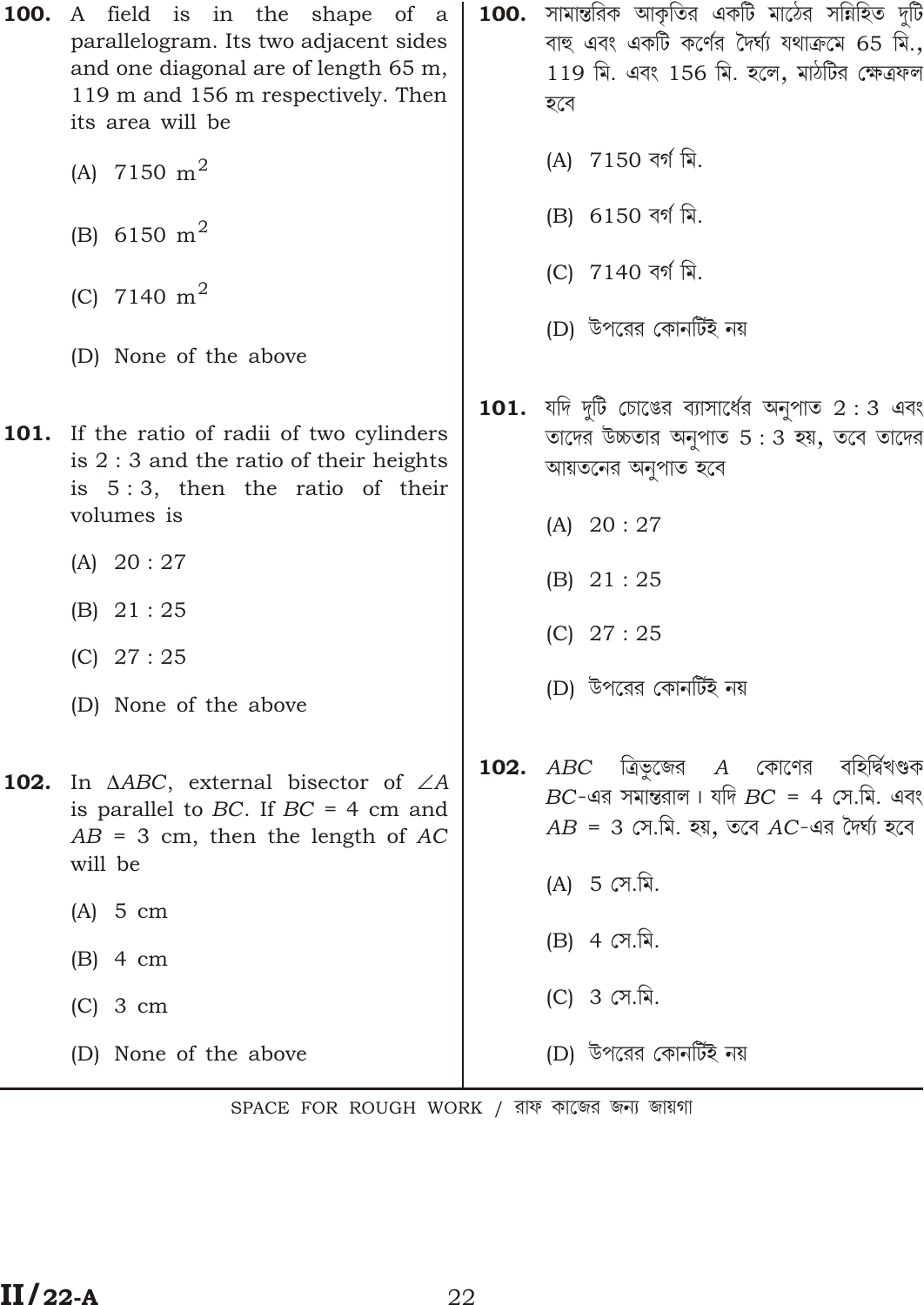**100.** A field is in the shape of a parallelogram. Its two adjacent sides and one diagonal are of length 65 m, 119 m and 156 m respectively. Then its area will be

(A) 7150 $m^2$

(B) 6150 $m^2$

(C) 7140 $m^2$

(D) None of the above

**101.** If the ratio of radii of two cylinders is 2 : 3 and the ratio of their heights is 5 : 3, then the ratio of their volumes is

(A) 20 : 27

(B) 21 : 25

(C) 27 : 25

(D) None of the above

**102.** In $\Delta ABC$, external bisector of $\angle A$ is parallel to $BC$. If $BC$ = 4 cm and $AB$ = 3 cm, then the length of $AC$ will be

(A) 5 cm

(B) 4 cm

(C) 3 cm

(D) None of the above

**100.** সামান্তরিক আকৃতির একটি মাঠের সন্নিহিত দুটি বাহু এবং একটি কর্ণের দৈর্ঘ্য যথাক্রমে 65 মি., 119 মি. এবং 156 মি. হলে, মাঠটির ক্ষেত্রফল হবে

(A) 7150 বর্গ মি.

(B) 6150 বর্গ মি.

(C) 7140 বর্গ মি.

(D) উপরের কোনটিই নয়

**101.** যদি দুটি চোঙের ব্যাসার্ধের অনুপাত 2 : 3 এবং তাদের উচ্চতার অনুপাত 5 : 3 হয়, তবে তাদের আয়তনের অনুপাত হবে

(A) 20 : 27

(B) 21 : 25

(C) 27 : 25

(D) উপরের কোনটিই নয়

**102.** $ABC$ ত্রিভুজের $A$ কোণের বহির্দ্বিখণ্ডক $BC$-এর সমান্তরাল। যদি $BC$ = 4 সে.মি. এবং $AB$ = 3 সে.মি. হয়, তবে $AC$-এর দৈর্ঘ্য হবে

(A) 5 সে.মি.

(B) 4 সে.মি.

(C) 3 সে.মি.

(D) উপরের কোনটিই নয়

SPACE FOR ROUGH WORK / রাফ কাজের জন্য জায়গা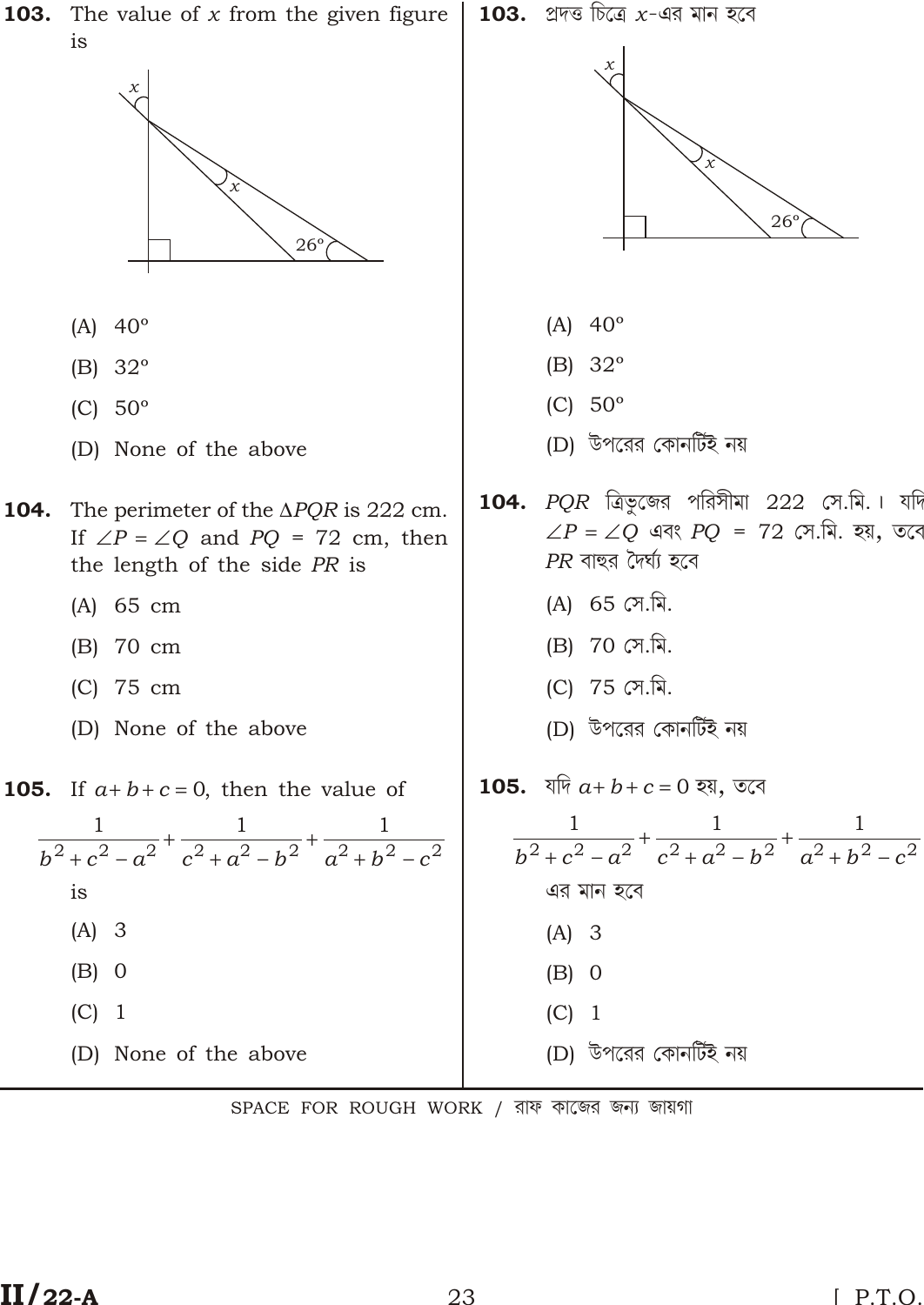**103.** The value of $x$ from the given figure is

(A) 40°

(B) 32°

(C) 50°

(D) None of the above

**103.** প্রদত্ত চিত্রে $x$-এর মান হবে

(A) 40°

(B) 32°

(C) 50°

(D) উপরের কোনটিই নয়

**104.** The perimeter of the $\Delta PQR$ is 222 cm. If $\angle P = \angle Q$ and $PQ$ = 72 cm, then the length of the side $PR$ is

(A) 65 cm

(B) 70 cm

(C) 75 cm

(D) None of the above

**104.** $PQR$ ত্রিভুজের পরিসীমা 222 সে.মি.। যদি $\angle P = \angle Q$ এবং $PQ$ = 72 সে.মি. হয়, তবে $PR$ বাহুর দৈর্ঘ্য হবে

(A) 65 সে.মি.

(B) 70 সে.মি.

(C) 75 সে.মি.

(D) উপরের কোনটিই নয়

**105.** If $a + b + c = 0$, then the value of

$$\frac{1}{b^2 + c^2 - a^2} + \frac{1}{c^2 + a^2 - b^2} + \frac{1}{a^2 + b^2 - c^2}$$

is

(A) 3

(B) 0

(C) 1

(D) None of the above

**105.** যদি $a + b + c = 0$ হয়, তবে

$$\frac{1}{b^2 + c^2 - a^2} + \frac{1}{c^2 + a^2 - b^2} + \frac{1}{a^2 + b^2 - c^2}$$

এর মান হবে

(A) 3

(B) 0

(C) 1

(D) উপরের কোনটিই নয়

SPACE FOR ROUGH WORK / রাফ কাজের জন্য জায়গা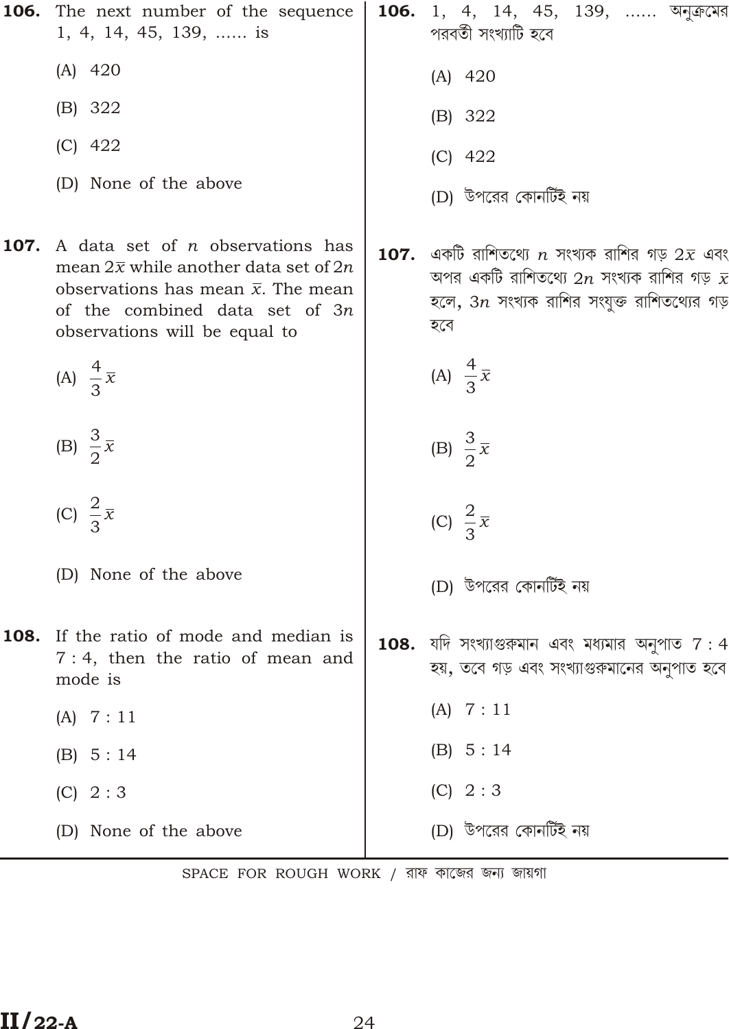**106.** The next number of the sequence 1, 4, 14, 45, 139, ...... is

(A) 420

(B) 322

(C) 422

(D) None of the above

**107.** A data set of $n$ observations has mean $2\overline{x}$ while another data set of $2n$ observations has mean $\overline{x}$. The mean of the combined data set of $3n$ observations will be equal to

(A) $\frac{4}{3}\overline{x}$

(B) $\frac{3}{2}\overline{x}$

(C) $\frac{2}{3}\overline{x}$

(D) None of the above

**108.** If the ratio of mode and median is 7 : 4, then the ratio of mean and mode is

(A) 7 : 11

(B) 5 : 14

(C) 2 : 3

(D) None of the above

**106.** 1, 4, 14, 45, 139, ...... অনুক্রমের পরবর্তী সংখ্যাটি হবে

(A) 420

(B) 322

(C) 422

(D) উপরের কোনটিই নয়

**107.** একটি রাশিতথ্যে $n$ সংখ্যক রাশির গড় $2\overline{x}$ এবং অপর একটি রাশিতথ্যে $2n$ সংখ্যক রাশির গড় $\overline{x}$ হলে, $3n$ সংখ্যক রাশির সংযুক্ত রাশিতথ্যের গড় হবে

(A) $\frac{4}{3}\overline{x}$

(B) $\frac{3}{2}\overline{x}$

(C) $\frac{2}{3}\overline{x}$

(D) উপরের কোনটিই নয়

**108.** যদি সংখ্যাগুরুমান এবং মধ্যমার অনুপাত 7 : 4 হয়, তবে গড় এবং সংখ্যাগুরুমানের অনুপাত হবে

(A) 7 : 11

(B) 5 : 14

(C) 2 : 3

(D) উপরের কোনটিই নয়

SPACE FOR ROUGH WORK / রাফ কাজের জন্য জায়গা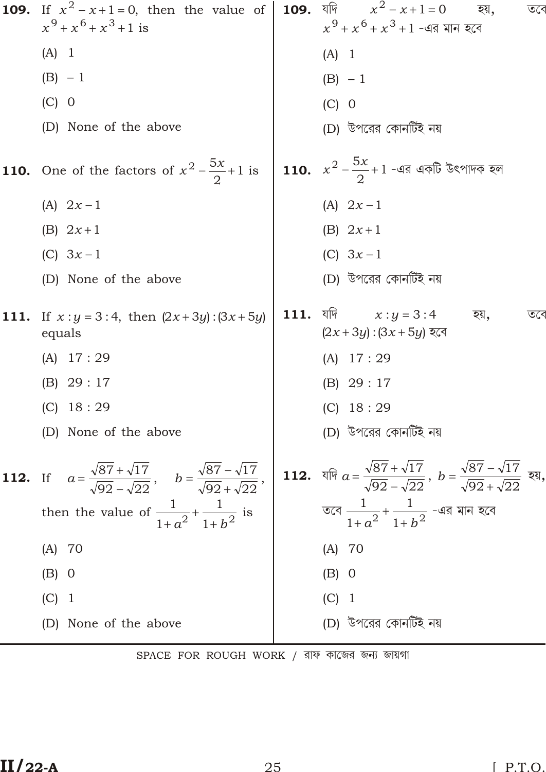**109.** If $x^2 - x + 1 = 0$, then the value of $x^9 + x^6 + x^3 + 1$ is

(A) 1

(B) $-1$

(C) 0

(D) None of the above

**109.** যদি $x^2 - x + 1 = 0$ হয়, তবে $x^9 + x^6 + x^3 + 1$ -এর মান হবে

(A) 1

(B) $-1$

(C) 0

(D) উপরের কোনটিই নয়

**110.** One of the factors of $x^2 - \frac{5x}{2} + 1$ is

(A) $2x - 1$

(B) $2x + 1$

(C) $3x - 1$

(D) None of the above

**110.** $x^2 - \frac{5x}{2} + 1$ -এর একটি উৎপাদক হল

(A) $2x - 1$

(B) $2x + 1$

(C) $3x - 1$

(D) উপরের কোনটিই নয়

**111.** If $x : y = 3 : 4$, then $(2x + 3y) : (3x + 5y)$ equals

(A) 17 : 29

(B) 29 : 17

(C) 18 : 29

(D) None of the above

**111.** যদি $x : y = 3 : 4$ হয়, তবে $(2x + 3y) : (3x + 5y)$ হবে

(A) 17 : 29

(B) 29 : 17

(C) 18 : 29

(D) উপরের কোনটিই নয়

**112.** If $a = \frac{\sqrt{87} + \sqrt{17}}{\sqrt{92} - \sqrt{22}}$, $b = \frac{\sqrt{87} - \sqrt{17}}{\sqrt{92} + \sqrt{22}}$, then the value of $\frac{1}{1 + a^2} + \frac{1}{1 + b^2}$ is

(A) 70

(B) 0

(C) 1

(D) None of the above

**112.** যদি $a = \frac{\sqrt{87} + \sqrt{17}}{\sqrt{92} - \sqrt{22}}$, $b = \frac{\sqrt{87} - \sqrt{17}}{\sqrt{92} + \sqrt{22}}$ হয়, তবে $\frac{1}{1 + a^2} + \frac{1}{1 + b^2}$ -এর মান হবে

(A) 70

(B) 0

(C) 1

(D) উপরের কোনটিই নয়

SPACE FOR ROUGH WORK / রাফ কাজের জন্য জায়গা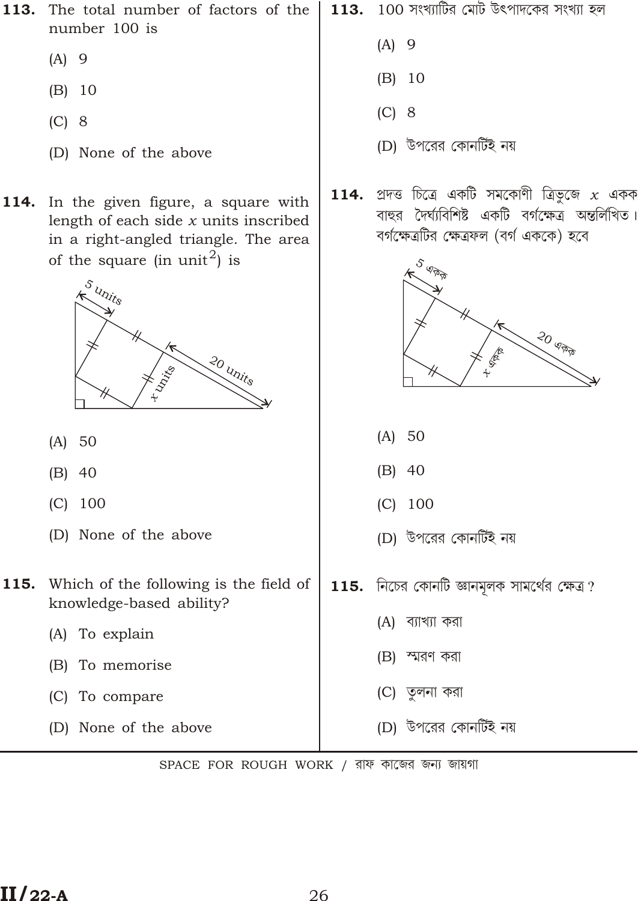**113.** The total number of factors of the number 100 is

(A) 9

(B) 10

(C) 8

(D) None of the above

**113.** 100 সংখ্যাটির মোট উৎপাদকের সংখ্যা হল

(A) 9

(B) 10

(C) 8

(D) উপরের কোনটিই নয়

**114.** In the given figure, a square with length of each side $x$ units inscribed in a right-angled triangle. The area of the square (in unit$^2$) is

(A) 50

(B) 40

(C) 100

(D) None of the above

**114.** প্রদত্ত চিত্রে একটি সমকোণী ত্রিভুজে $x$ একক বাহুর দৈর্ঘ্যবিশিষ্ট একটি বর্গক্ষেত্র অন্তর্লিখিত। বর্গক্ষেত্রটির ক্ষেত্রফল (বর্গ এককে) হবে

(A) 50

(B) 40

(C) 100

(D) উপরের কোনটিই নয়

**115.** Which of the following is the field of knowledge-based ability?

(A) To explain

(B) To memorise

(C) To compare

(D) None of the above

**115.** নিচের কোনটি জ্ঞানমূলক সামর্থের ক্ষেত্র ?

(A) ব্যাখ্যা করা

(B) স্মরণ করা

(C) তুলনা করা

(D) উপরের কোনটিই নয়

SPACE FOR ROUGH WORK / রাফ কাজের জন্য জায়গা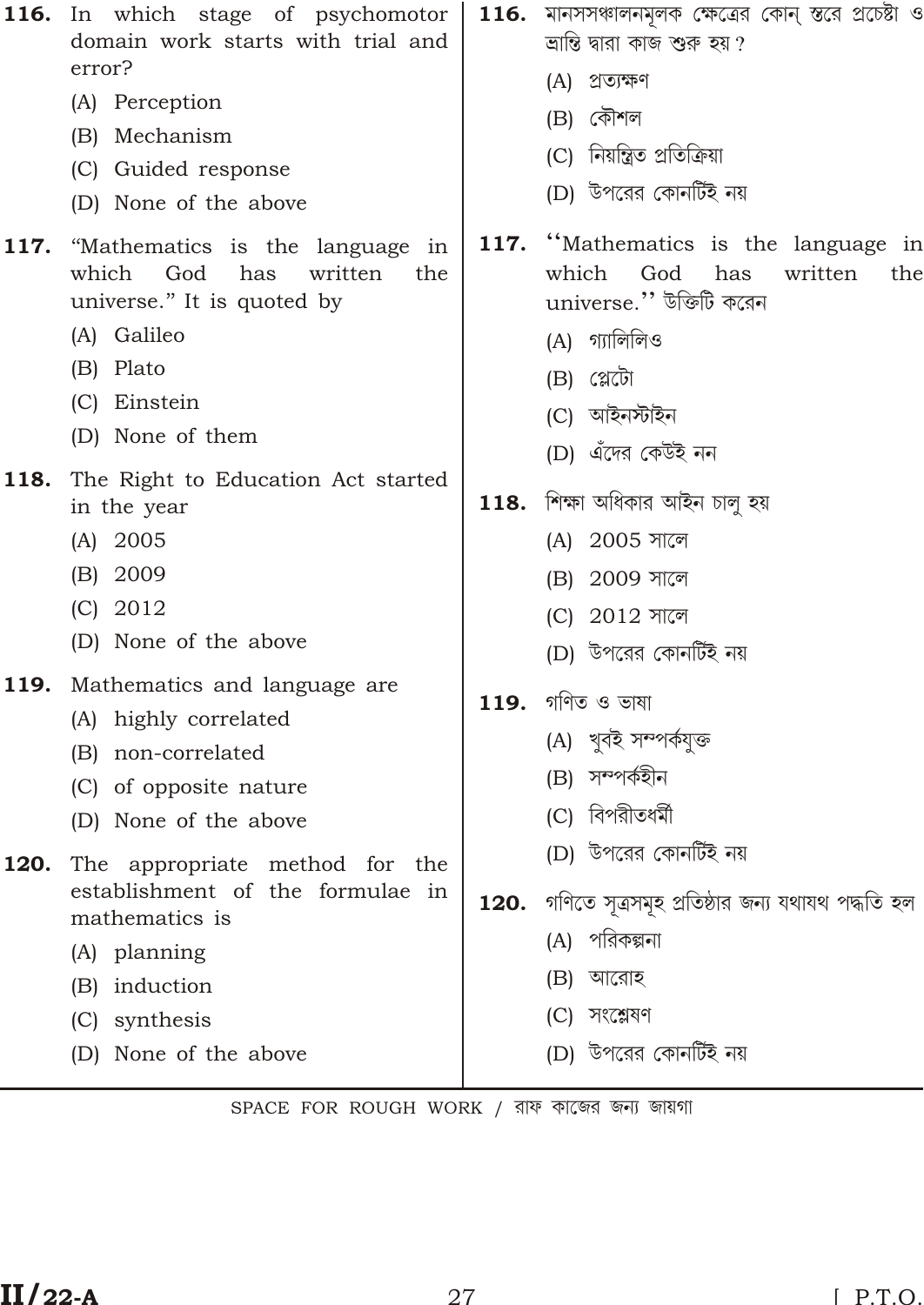**116.** In which stage of psychomotor domain work starts with trial and error?

(A) Perception

(B) Mechanism

(C) Guided response

(D) None of the above

**117.** "Mathematics is the language in which God has written the universe." It is quoted by

(A) Galileo

(B) Plato

(C) Einstein

(D) None of them

**118.** The Right to Education Act started in the year

(A) 2005

(B) 2009

(C) 2012

(D) None of the above

**119.** Mathematics and language are

(A) highly correlated

(B) non-correlated

(C) of opposite nature

(D) None of the above

**120.** The appropriate method for the establishment of the formulae in mathematics is

(A) planning

(B) induction

(C) synthesis

(D) None of the above

**116.** মানসসঞ্চালনমূলক ক্ষেত্রের কোন্ স্তরে প্রচেষ্টা ও ভ্রান্তি দ্বারা কাজ শুরু হয়?

(A) প্রত্যক্ষণ

(B) কৌশল

(C) নিয়ন্ত্রিত প্রতিক্রিয়া

(D) উপরের কোনটিই নয়

**117.** ''Mathematics is the language in which God has written the universe.'' উক্তিটি করেন

(A) গ্যালিলিও

(B) প্লেটো

(C) আইনস্টাইন

(D) এঁদের কেউই নন

**118.** শিক্ষা অধিকার আইন চালু হয়

(A) 2005 সালে

(B) 2009 সালে

(C) 2012 সালে

(D) উপরের কোনটিই নয়

**119.** গণিত ও ভাষা

(A) খুবই সম্পর্কযুক্ত

(B) সম্পর্কহীন

(C) বিপরীতধর্মী

(D) উপরের কোনটিই নয়

**120.** গণিতে সূত্রসমূহ প্রতিষ্ঠার জন্য যথাযথ পদ্ধতি হল

(A) পরিকল্পনা

(B) আরোহ

(C) সংশ্লেষণ

(D) উপরের কোনটিই নয়

SPACE FOR ROUGH WORK / রাফ কাজের জন্য জায়গা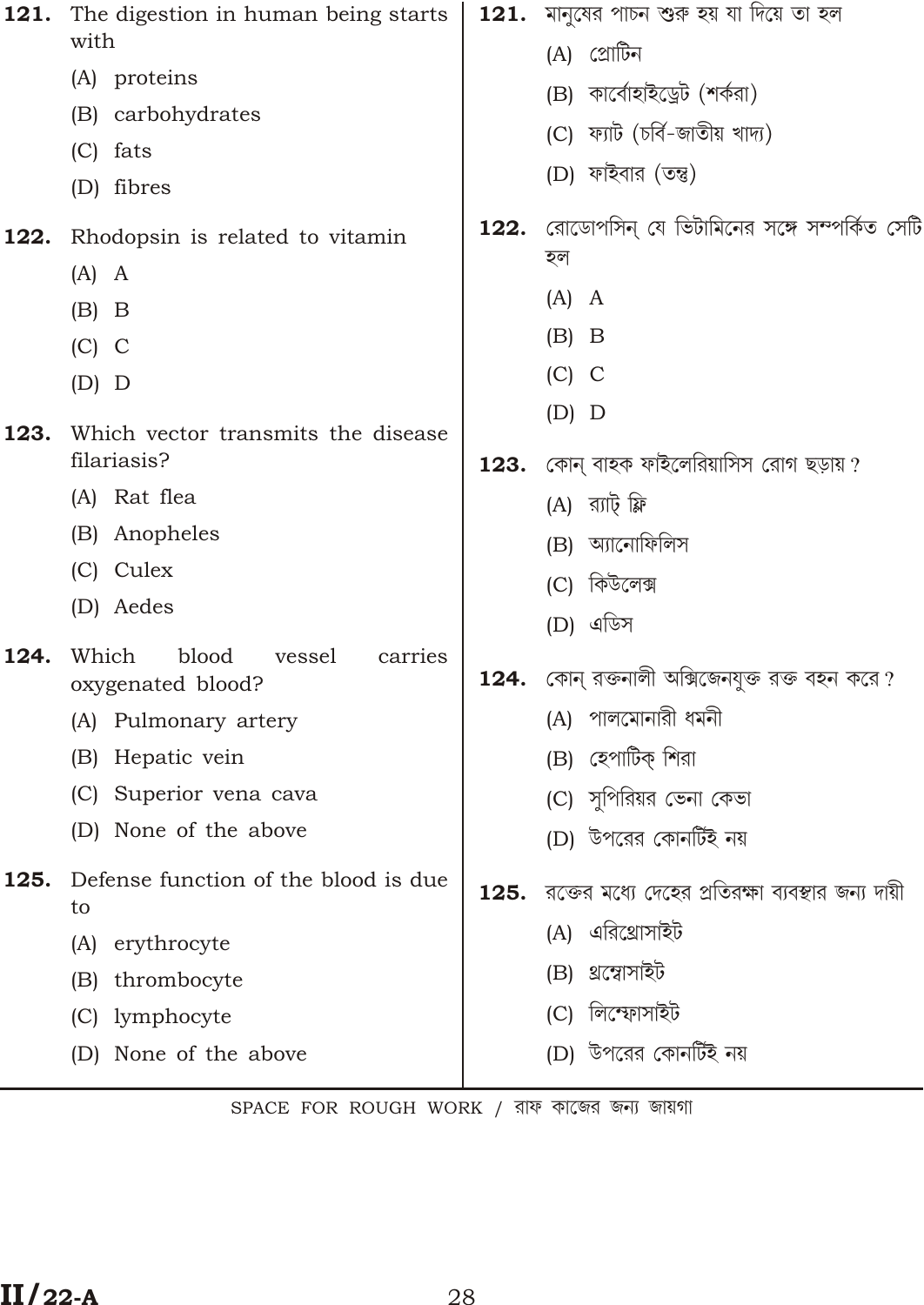**121.** The digestion in human being starts with

(A) proteins

(B) carbohydrates

(C) fats

(D) fibres

**122.** Rhodopsin is related to vitamin

(A) A

(B) B

(C) C

(D) D

**123.** Which vector transmits the disease filariasis?

(A) Rat flea

(B) Anopheles

(C) Culex

(D) Aedes

**124.** Which blood vessel carries oxygenated blood?

(A) Pulmonary artery

(B) Hepatic vein

(C) Superior vena cava

(D) None of the above

**125.** Defense function of the blood is due to

(A) erythrocyte

(B) thrombocyte

(C) lymphocyte

(D) None of the above

**121.** মানুষের পাচন শুরু হয় যা দিয়ে তা হল

(A) প্রোটিন

(B) কার্বোহাইড্রেট (শর্করা)

(C) ফ্যাট (চর্বি-জাতীয় খাদ্য)

(D) ফাইবার (তন্তু)

**122.** রোডোপসিন্ যে ভিটামিনের সঙ্গে সম্পর্কিত সেটি হল

(A) A

(B) B

(C) C

(D) D

**123.** কোন্ বাহক ফাইলেরিয়াসিস রোগ ছড়ায় ?

(A) র‍্যাট্ ফ্লি

(B) অ্যানোফিলিস

(C) কিউলেক্স

(D) এডিস

**124.** কোন্ রক্তনালী অক্সিজেনযুক্ত রক্ত বহন করে ?

(A) পালমোনারী ধমনী

(B) হেপাটিক্ শিরা

(C) সুপিরিয়র ভেনা কেভা

(D) উপরের কোনটিই নয়

**125.** রক্তের মধ্যে দেহের প্রতিরক্ষা ব্যবস্থার জন্য দায়ী

(A) এরিথ্রোসাইট

(B) থ্রম্বোসাইট

(C) লিম্ফোসাইট

(D) উপরের কোনটিই নয়

SPACE FOR ROUGH WORK / রাফ কাজের জন্য জায়গা

II/22-A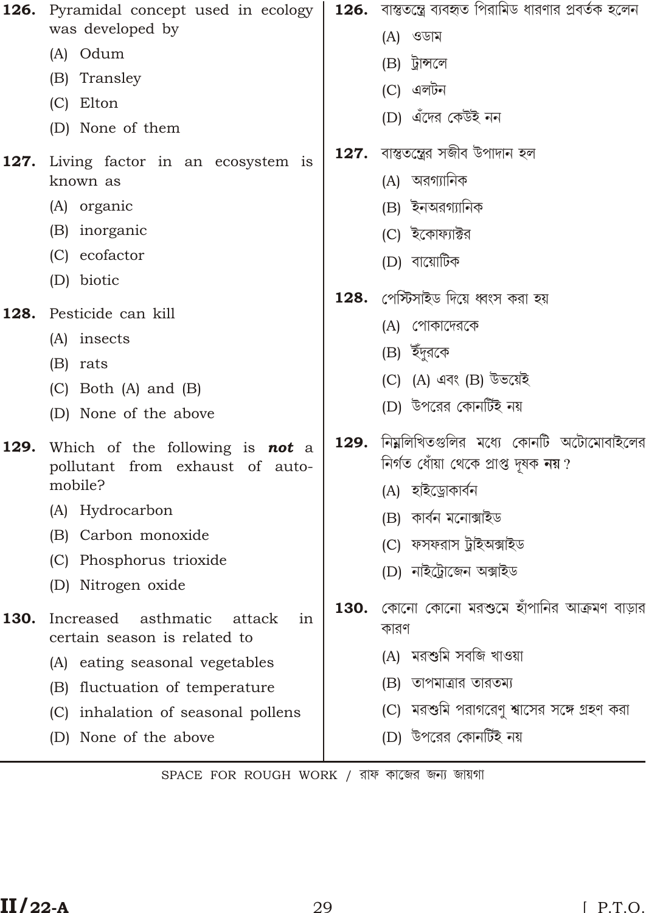**126.** Pyramidal concept used in ecology was developed by

(A) Odum

(B) Transley

(C) Elton

(D) None of them

**127.** Living factor in an ecosystem is known as

(A) organic

(B) inorganic

(C) ecofactor

(D) biotic

**128.** Pesticide can kill

(A) insects

(B) rats

(C) Both (A) and (B)

(D) None of the above

**129.** Which of the following is ***not*** a pollutant from exhaust of automobile?

(A) Hydrocarbon

(B) Carbon monoxide

(C) Phosphorus trioxide

(D) Nitrogen oxide

**130.** Increased asthmatic attack in certain season is related to

(A) eating seasonal vegetables

(B) fluctuation of temperature

(C) inhalation of seasonal pollens

(D) None of the above

**126.** বাস্তুতন্ত্রে ব্যবহৃত পিরামিড ধারণার প্রবর্তক হলেন

(A) ওডাম

(B) ট্রান্সলে

(C) এলটন

(D) এঁদের কেউই নন

**127.** বাস্তুতন্ত্রের সজীব উপাদান হল

(A) অরগ্যানিক

(B) ইনঅরগ্যানিক

(C) ইকোফ্যাক্টর

(D) বায়োটিক

**128.** পেস্টিসাইড দিয়ে ধ্বংস করা হয়

(A) পোকাদেরকে

(B) ইঁদুরকে

(C) (A) এবং (B) উভয়েই

(D) উপরের কোনটিই নয়

**129.** নিম্নলিখিতগুলির মধ্যে কোনটি অটোমোবাইলের নির্গত ধোঁয়া থেকে প্রাপ্ত দূষক **নয়**?

(A) হাইড্রোকার্বন

(B) কার্বন মনোক্সাইড

(C) ফসফরাস ট্রাইঅক্সাইড

(D) নাইট্রোজেন অক্সাইড

**130.** কোনো কোনো মরশুমে হাঁপানির আক্রমণ বাড়ার কারণ

(A) মরশুমি সবজি খাওয়া

(B) তাপমাত্রার তারতম্য

(C) মরশুমি পরাগরেণু শ্বাসের সঙ্গে গ্রহণ করা

(D) উপরের কোনটিই নয়

SPACE FOR ROUGH WORK / রাফ কাজের জন্য জায়গা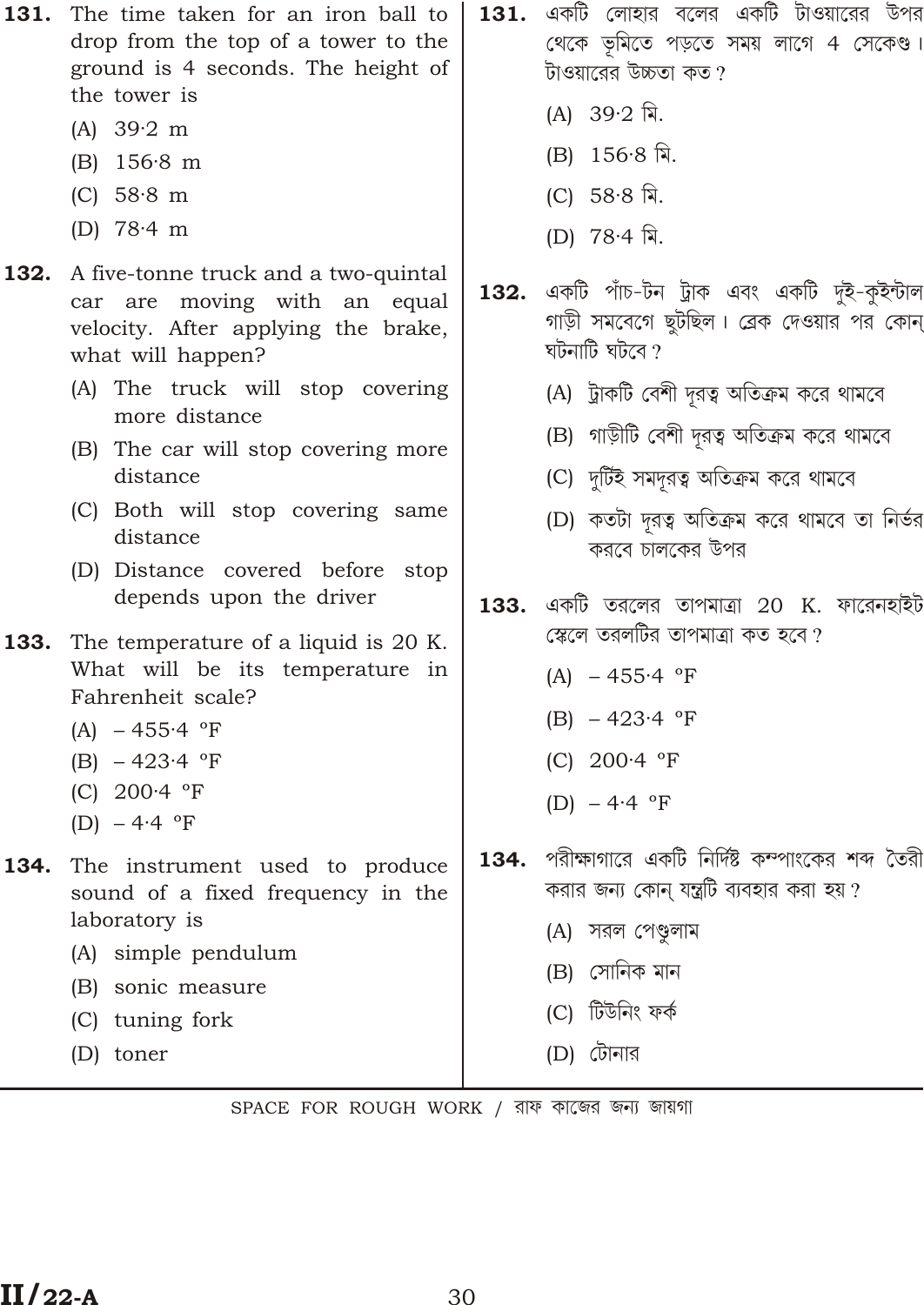**131.** The time taken for an iron ball to drop from the top of a tower to the ground is 4 seconds. The height of the tower is

(A) 39·2 m

(B) 156·8 m

(C) 58·8 m

(D) 78·4 m

**132.** A five-tonne truck and a two-quintal car are moving with an equal velocity. After applying the brake, what will happen?

(A) The truck will stop covering more distance

(B) The car will stop covering more distance

(C) Both will stop covering same distance

(D) Distance covered before stop depends upon the driver

**133.** The temperature of a liquid is 20 K. What will be its temperature in Fahrenheit scale?

(A) – 455·4 °F

(B) – 423·4 °F

(C) 200·4 °F

(D) – 4·4 °F

**134.** The instrument used to produce sound of a fixed frequency in the laboratory is

(A) simple pendulum

(B) sonic measure

(C) tuning fork

(D) toner

**131.** একটি লোহার বলের একটি টাওয়ারের উপর থেকে ভূমিতে পড়তে সময় লাগে 4 সেকেণ্ড। টাওয়ারের উচ্চতা কত?

(A) 39·2 মি.

(B) 156·8 মি.

(C) 58·8 মি.

(D) 78·4 মি.

**132.** একটি পাঁচ-টন ট্রাক এবং একটি দুই-কুইন্টাল গাড়ী সমবেগে ছুটছিল। ব্রেক দেওয়ার পর কোন্ ঘটনাটি ঘটবে?

(A) ট্রাকটি বেশী দূরত্ব অতিক্রম করে থামবে

(B) গাড়ীটি বেশী দূরত্ব অতিক্রম করে থামবে

(C) দুটিই সমদূরত্ব অতিক্রম করে থামবে

(D) কতটা দূরত্ব অতিক্রম করে থামবে তা নির্ভর করবে চালকের উপর

**133.** একটি তরলের তাপমাত্রা 20 K. ফারেনহাইট স্কেলে তরলটির তাপমাত্রা কত হবে?

(A) – 455·4 °F

(B) – 423·4 °F

(C) 200·4 °F

(D) – 4·4 °F

**134.** পরীক্ষাগারে একটি নির্দিষ্ট কম্পাংকের শব্দ তৈরী করার জন্য কোন্ যন্ত্রটি ব্যবহার করা হয়?

(A) সরল পেণ্ডুলাম

(B) সোনিক মান

(C) টিউনিং ফর্ক

(D) টোনার

SPACE FOR ROUGH WORK / রাফ কাজের জন্য জায়গা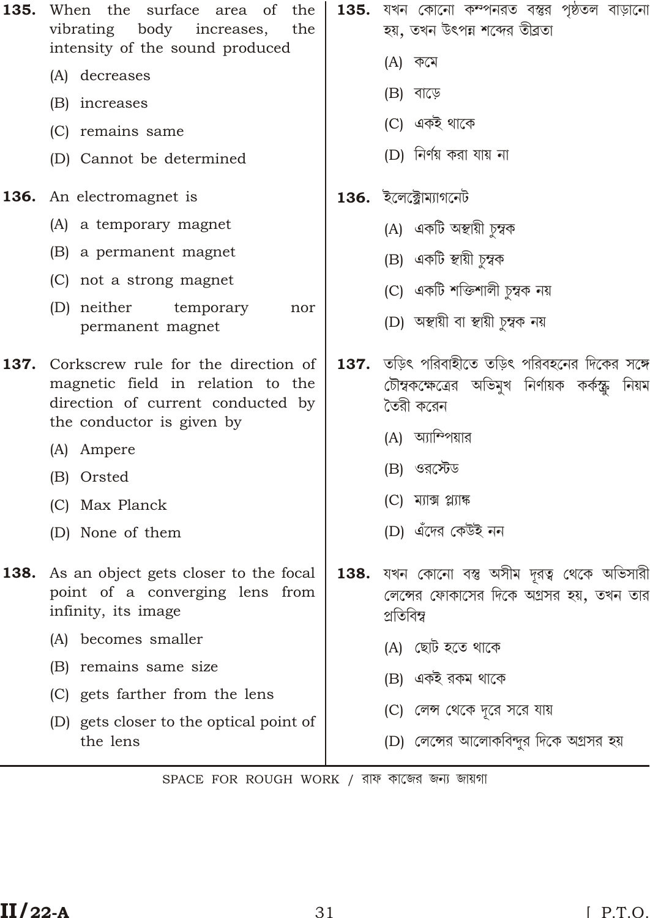**135.** When the surface area of the vibrating body increases, the intensity of the sound produced

(A) decreases

(B) increases

(C) remains same

(D) Cannot be determined

**135.** যখন কোনো কম্পনরত বস্তুর পৃষ্ঠতল বাড়ানো হয়, তখন উৎপন্ন শব্দের তীব্রতা

(A) কমে

(B) বাড়ে

(C) একই থাকে

(D) নির্ণয় করা যায় না

**136.** An electromagnet is

(A) a temporary magnet

(B) a permanent magnet

(C) not a strong magnet

(D) neither temporary nor permanent magnet

**136.** ইলেক্ট্রোম্যাগনেট

(A) একটি অস্থায়ী চুম্বক

(B) একটি স্থায়ী চুম্বক

(C) একটি শক্তিশালী চুম্বক নয়

(D) অস্থায়ী বা স্থায়ী চুম্বক নয়

**137.** Corkscrew rule for the direction of magnetic field in relation to the direction of current conducted by the conductor is given by

(A) Ampere

(B) Orsted

(C) Max Planck

(D) None of them

**137.** তড়িৎ পরিবাহীতে তড়িৎ পরিবহনের দিকের সঙ্গে চৌম্বকক্ষেত্রের অভিমুখ নির্ণায়ক কর্কস্ক্রু নিয়ম তৈরী করেন

(A) অ্যাম্পিয়ার

(B) ওরস্টেড

(C) ম্যাক্স প্ল্যাঙ্ক

(D) এঁদের কেউই নন

**138.** As an object gets closer to the focal point of a converging lens from infinity, its image

(A) becomes smaller

(B) remains same size

(C) gets farther from the lens

(D) gets closer to the optical point of the lens

**138.** যখন কোনো বস্তু অসীম দূরত্ব থেকে অভিসারী লেন্সের ফোকাসের দিকে অগ্রসর হয়, তখন তার প্রতিবিম্ব

(A) ছোট হতে থাকে

(B) একই রকম থাকে

(C) লেন্স থেকে দূরে সরে যায়

(D) লেন্সের আলোকবিন্দুর দিকে অগ্রসর হয়

SPACE FOR ROUGH WORK / রাফ কাজের জন্য জায়গা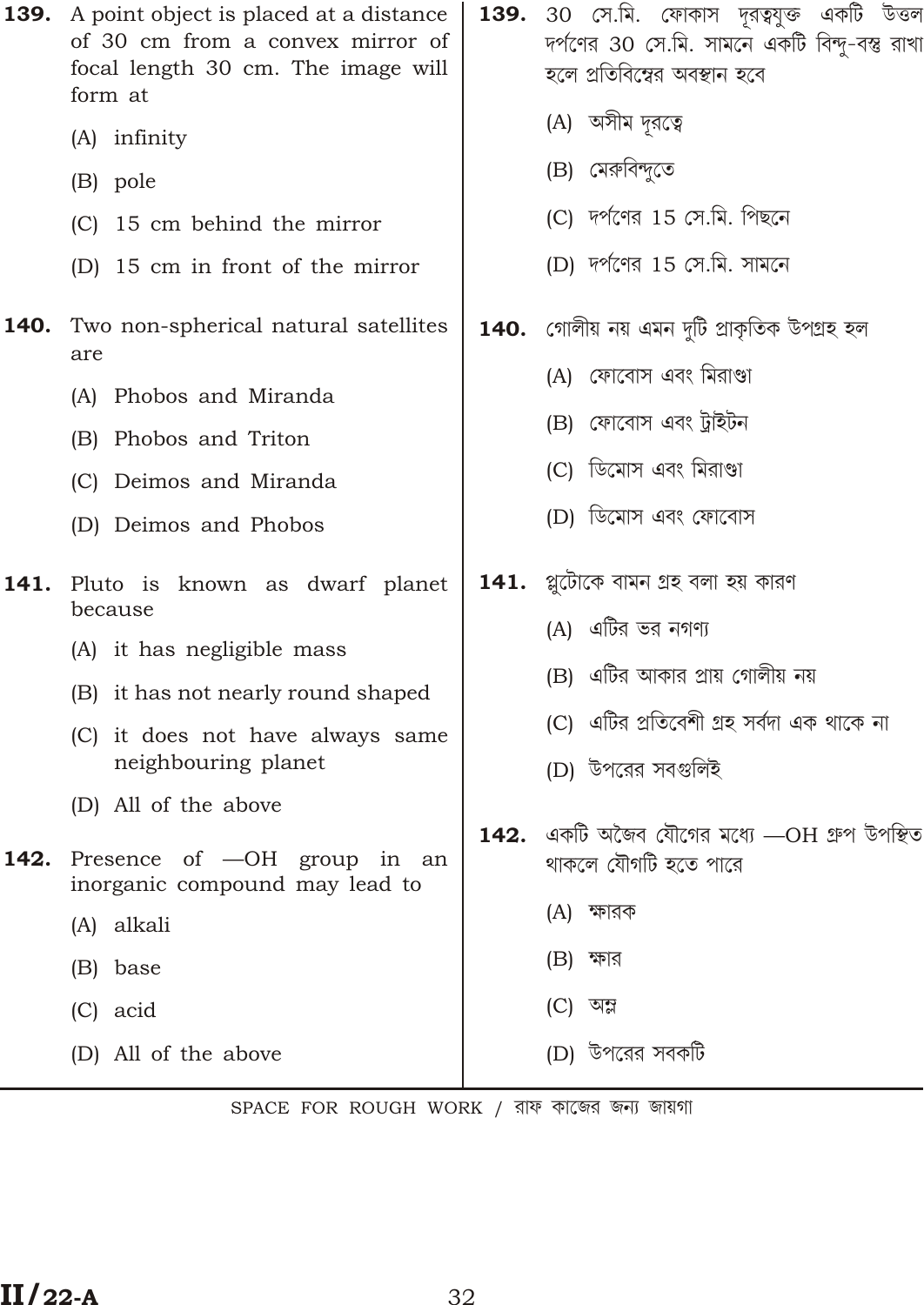**139.** A point object is placed at a distance of 30 cm from a convex mirror of focal length 30 cm. The image will form at

(A) infinity

(B) pole

(C) 15 cm behind the mirror

(D) 15 cm in front of the mirror

**140.** Two non-spherical natural satellites are

(A) Phobos and Miranda

(B) Phobos and Triton

(C) Deimos and Miranda

(D) Deimos and Phobos

**141.** Pluto is known as dwarf planet because

(A) it has negligible mass

(B) it has not nearly round shaped

(C) it does not have always same neighbouring planet

(D) All of the above

**142.** Presence of —OH group in an inorganic compound may lead to

(A) alkali

(B) base

(C) acid

(D) All of the above

**139.** 30 সে.মি. ফোকাস দূরত্বযুক্ত একটি উত্তল দর্পণের 30 সে.মি. সামনে একটি বিন্দু-বস্তু রাখা হলে প্রতিবিম্বের অবস্থান হবে

(A) অসীম দূরত্বে

(B) মেরুবিন্দুতে

(C) দর্পণের 15 সে.মি. পিছনে

(D) দর্পণের 15 সে.মি. সামনে

**140.** গোলীয় নয় এমন দুটি প্রাকৃতিক উপগ্রহ হল

(A) ফোবোস এবং মিরাণ্ডা

(B) ফোবোস এবং ট্রাইটন

(C) ডিমোস এবং মিরাণ্ডা

(D) ডিমোস এবং ফোবোস

**141.** প্লুটোকে বামন গ্রহ বলা হয় কারণ

(A) এটির ভর নগণ্য

(B) এটির আকার প্রায় গোলীয় নয়

(C) এটির প্রতিবেশী গ্রহ সর্বদা এক থাকে না

(D) উপরের সবগুলিই

**142.** একটি অজৈব যৌগের মধ্যে —OH গ্রুপ উপস্থিত থাকলে যৌগটি হতে পারে

(A) ক্ষারক

(B) ক্ষার

(C) অম্ল

(D) উপরের সবকটি

SPACE FOR ROUGH WORK / রাফ কাজের জন্য জায়গা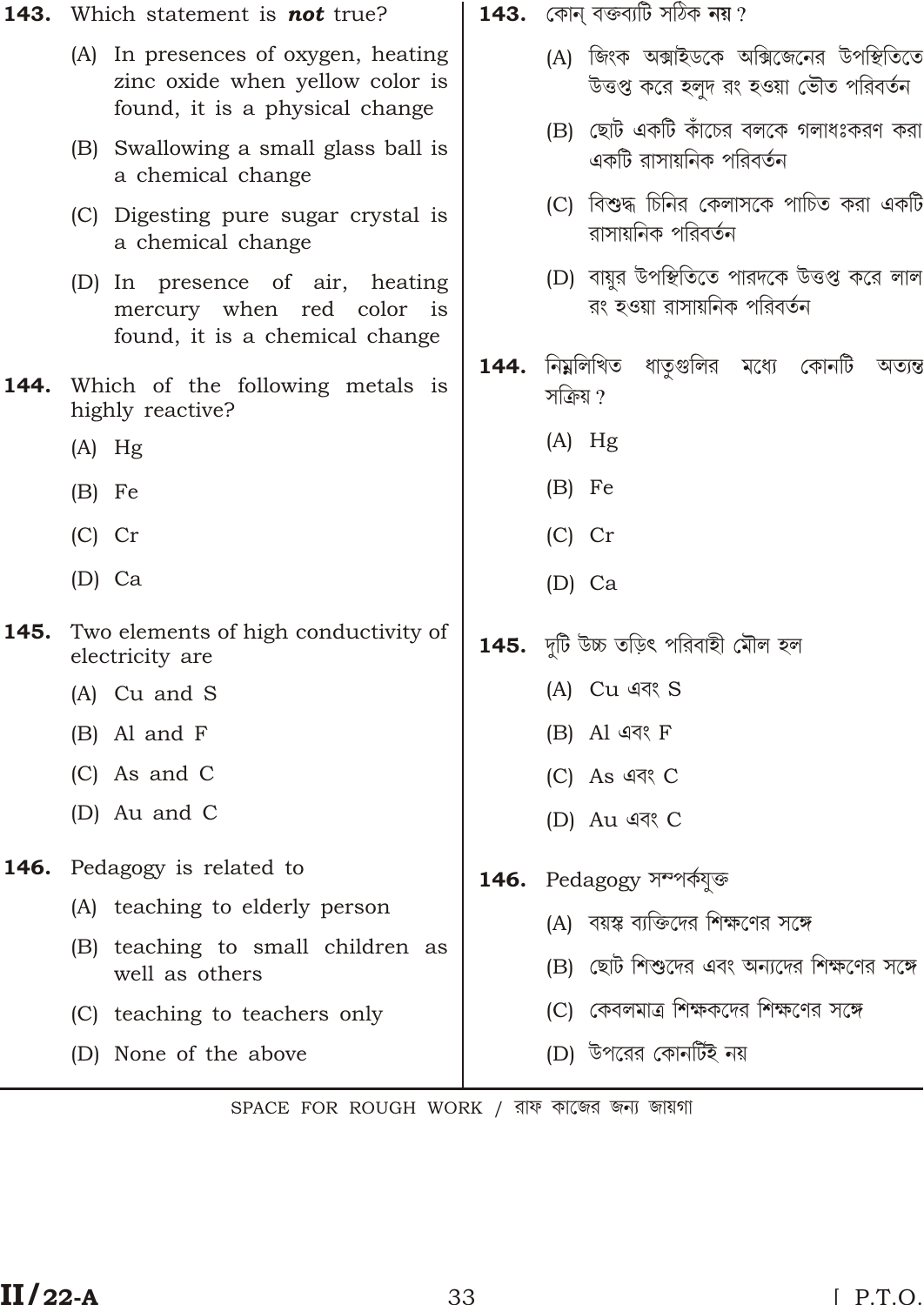**143.** Which statement is ***not*** true?

(A) In presences of oxygen, heating zinc oxide when yellow color is found, it is a physical change

(B) Swallowing a small glass ball is a chemical change

(C) Digesting pure sugar crystal is a chemical change

(D) In presence of air, heating mercury when red color is found, it is a chemical change

**144.** Which of the following metals is highly reactive?

(A) Hg

(B) Fe

(C) Cr

(D) Ca

**145.** Two elements of high conductivity of electricity are

(A) Cu and S

(B) Al and F

(C) As and C

(D) Au and C

**146.** Pedagogy is related to

(A) teaching to elderly person

(B) teaching to small children as well as others

(C) teaching to teachers only

(D) None of the above

**143.** কোন্ বক্তব্যটি সঠিক **নয়** ?

(A) জিংক অক্সাইডকে অক্সিজেনের উপস্থিতিতে উত্তপ্ত করে হলুদ রং হওয়া ভৌত পরিবর্তন

(B) ছোট একটি কাঁচের বলকে গলাধঃকরণ করা একটি রাসায়নিক পরিবর্তন

(C) বিশুদ্ধ চিনির কেলাসকে পাচিত করা একটি রাসায়নিক পরিবর্তন

(D) বায়ুর উপস্থিতিতে পারদকে উত্তপ্ত করে লাল রং হওয়া রাসায়নিক পরিবর্তন

**144.** নিম্নলিখিত ধাতুগুলির মধ্যে কোনটি অত্যন্ত সক্রিয় ?

(A) Hg

(B) Fe

(C) Cr

(D) Ca

**145.** দুটি উচ্চ তড়িৎ পরিবাহী মৌল হল

(A) Cu এবং S

(B) Al এবং F

(C) As এবং C

(D) Au এবং C

**146.** Pedagogy সম্পর্কযুক্ত

(A) বয়স্ক ব্যক্তিদের শিক্ষণের সঙ্গে

(B) ছোট শিশুদের এবং অন্যদের শিক্ষণের সঙ্গে

(C) কেবলমাত্র শিক্ষকদের শিক্ষণের সঙ্গে

(D) উপরের কোনটিই নয়

SPACE FOR ROUGH WORK / রাফ কাজের জন্য জায়গা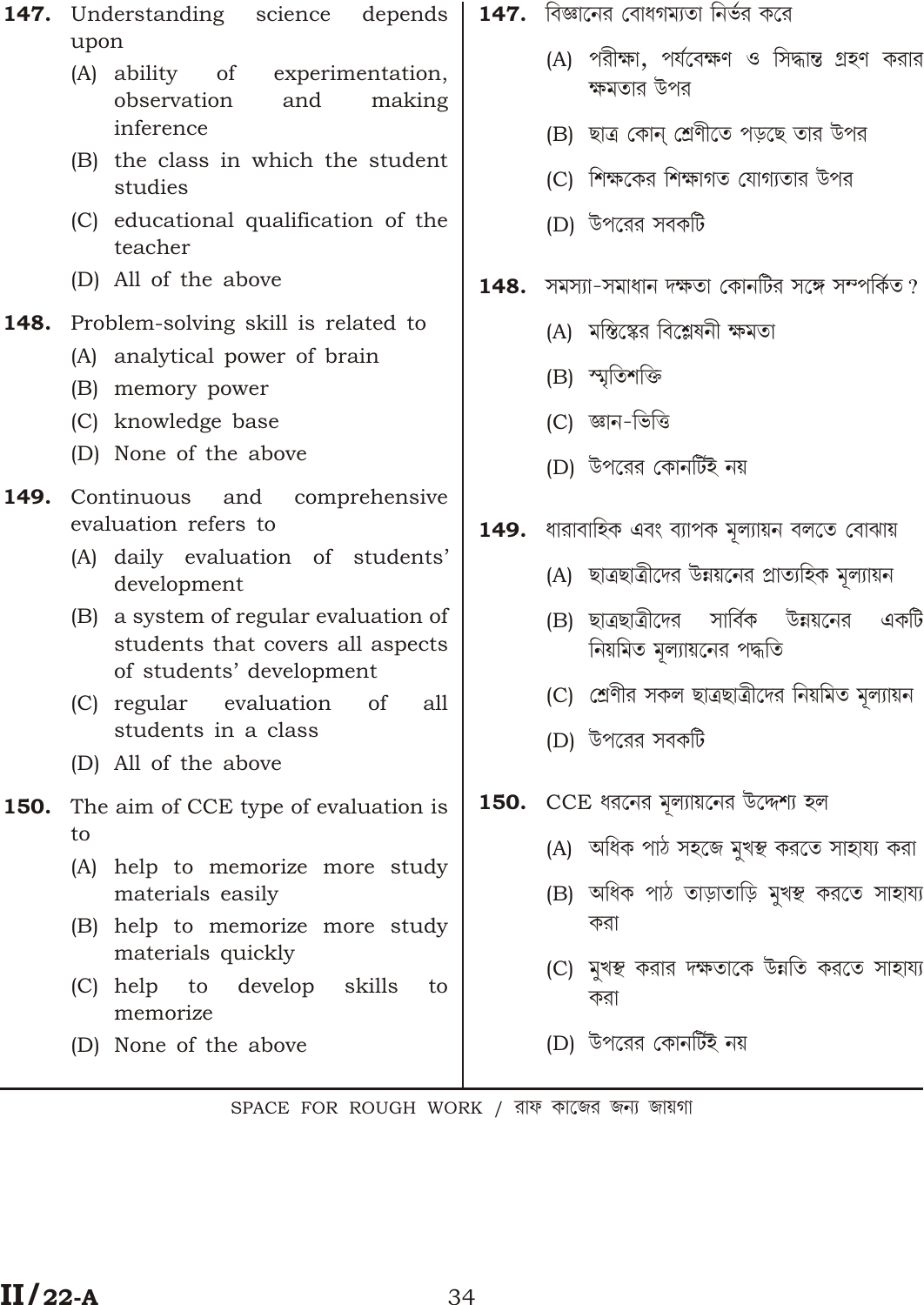**147.** Understanding science depends upon

(A) ability of experimentation, observation and making inference

(B) the class in which the student studies

(C) educational qualification of the teacher

(D) All of the above

**148.** Problem-solving skill is related to

(A) analytical power of brain

(B) memory power

(C) knowledge base

(D) None of the above

**149.** Continuous and comprehensive evaluation refers to

(A) daily evaluation of students' development

(B) a system of regular evaluation of students that covers all aspects of students' development

(C) regular evaluation of all students in a class

(D) All of the above

**150.** The aim of CCE type of evaluation is to

(A) help to memorize more study materials easily

(B) help to memorize more study materials quickly

(C) help to develop skills to memorize

(D) None of the above

**147.** বিজ্ঞানের বোধগম্যতা নির্ভর করে

(A) পরীক্ষা, পর্যবেক্ষণ ও সিদ্ধান্ত গ্রহণ করার ক্ষমতার উপর

(B) ছাত্র কোন্ শ্রেণীতে পড়ছে তার উপর

(C) শিক্ষকের শিক্ষাগত যোগ্যতার উপর

(D) উপরের সবকটি

**148.** সমস্যা-সমাধান দক্ষতা কোনটির সঙ্গে সম্পর্কিত?

(A) মস্তিষ্কের বিশ্লেষনী ক্ষমতা

(B) স্মৃতিশক্তি

(C) জ্ঞান-ভিত্তি

(D) উপরের কোনটিই নয়

**149.** ধারাবাহিক এবং ব্যাপক মূল্যায়ন বলতে বোঝায়

(A) ছাত্রছাত্রীদের উন্নয়নের প্রাত্যহিক মূল্যায়ন

(B) ছাত্রছাত্রীদের সার্বিক উন্নয়নের একটি নিয়মিত মূল্যায়নের পদ্ধতি

(C) শ্রেণীর সকল ছাত্রছাত্রীদের নিয়মিত মূল্যায়ন

(D) উপরের সবকটি

**150.** CCE ধরনের মূল্যায়নের উদ্দেশ্য হল

(A) অধিক পাঠ সহজে মুখস্থ করতে সাহায্য করা

(B) অধিক পাঠ তাড়াতাড়ি মুখস্থ করতে সাহায্য করা

(C) মুখস্থ করার দক্ষতাকে উন্নতি করতে সাহায্য করা

(D) উপরের কোনটিই নয়

SPACE FOR ROUGH WORK / রাফ কাজের জন্য জায়গা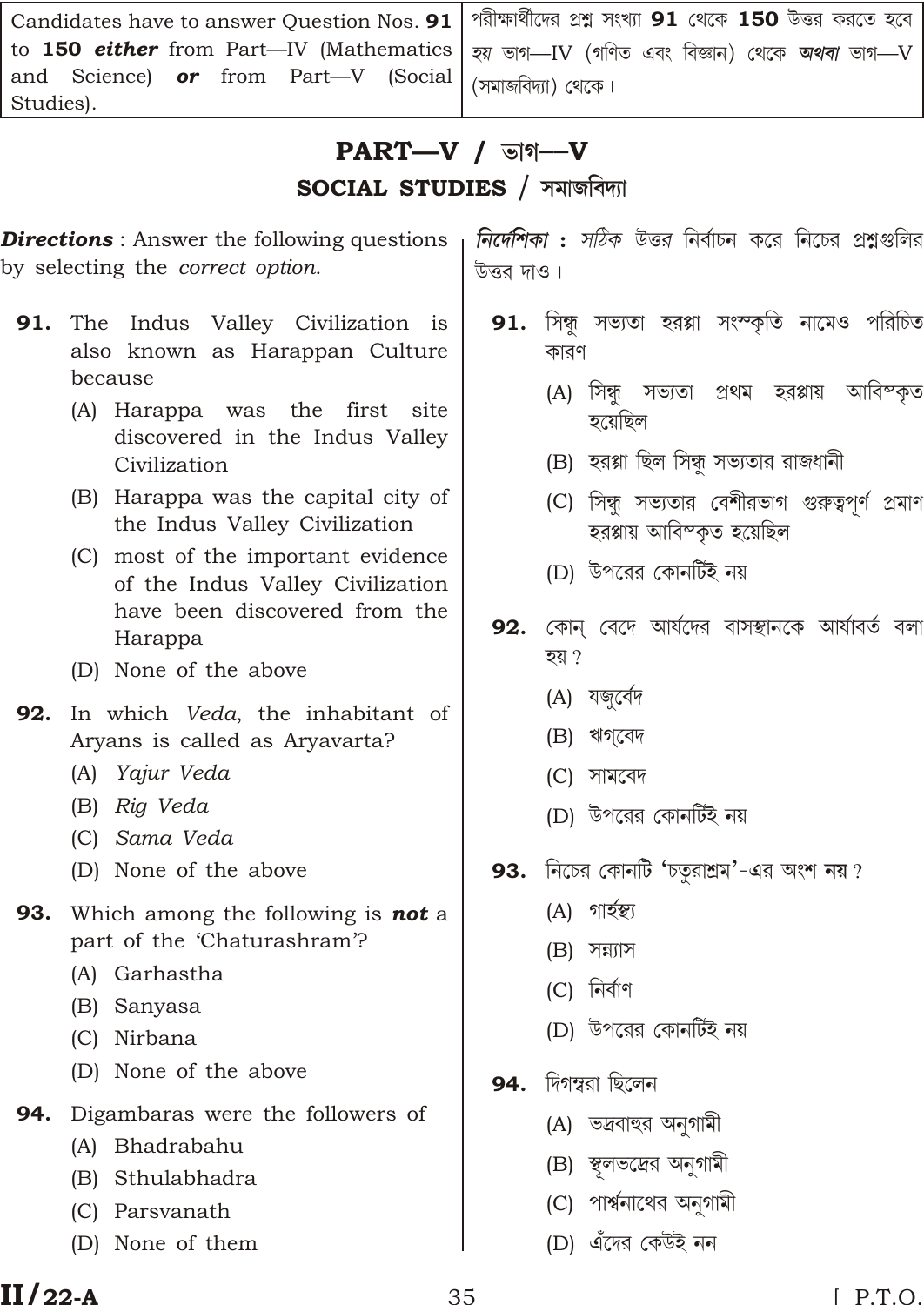| Candidates have to answer Question Nos. **91** to **150** ***either*** from Part—IV (Mathematics and Science) ***or*** from Part—V (Social Studies). | পরীক্ষার্থীদের প্রশ্ন সংখ্যা **91** থেকে **150** উত্তর করতে হবে *হয়* ভাগ—IV (গণিত এবং বিজ্ঞান) থেকে ***অথবা*** ভাগ—V (সমাজবিদ্যা) থেকে। |
|---|---|

## PART—V / ভাগ—V

## SOCIAL STUDIES / সমাজবিদ্যা

***Directions*** : Answer the following questions by selecting the *correct option*.

**91.** The Indus Valley Civilization is also known as Harappan Culture because

(A) Harappa was the first site discovered in the Indus Valley Civilization

(B) Harappa was the capital city of the Indus Valley Civilization

(C) most of the important evidence of the Indus Valley Civilization have been discovered from the Harappa

(D) None of the above

**92.** In which *Veda*, the inhabitant of Aryans is called as Aryavarta?

(A) *Yajur Veda*

(B) *Rig Veda*

(C) *Sama Veda*

(D) None of the above

**93.** Which among the following is ***not*** a part of the 'Chaturashram'?

(A) Garhastha

(B) Sanyasa

(C) Nirbana

(D) None of the above

**94.** Digambaras were the followers of

(A) Bhadrabahu

(B) Sthulabhadra

(C) Parsvanath

(D) None of them

***নির্দেশিকা :*** *সঠিক উত্তর* নির্বাচন করে নিচের প্রশ্নগুলির উত্তর দাও।

**91.** সিন্ধু সভ্যতা হরপ্পা সংস্কৃতি নামেও পরিচিত কারণ

(A) সিন্ধু সভ্যতা প্রথম হরপ্পায় আবিষ্কৃত হয়েছিল

(B) হরপ্পা ছিল সিন্ধু সভ্যতার রাজধানী

(C) সিন্ধু সভ্যতার বেশীরভাগ গুরুত্বপূর্ণ প্রমাণ হরপ্পায় আবিষ্কৃত হয়েছিল

(D) উপরের কোনটিই নয়

**92.** কোন্ বেদে আর্যদের বাসস্থানকে আর্যাবর্ত বলা হয়?

(A) যজুর্বেদ

(B) ঋগবেদ

(C) সামবেদ

(D) উপরের কোনটিই নয়

**93.** নিচের কোনটি 'চতুরাশ্রম'-এর অংশ **নয়**?

(A) গার্হস্থ্য

(B) সন্ন্যাস

(C) নির্বাণ

(D) উপরের কোনটিই নয়

**94.** দিগম্বরা ছিলেন

(A) ভদ্রবাহুর অনুগামী

(B) স্থূলভদ্রের অনুগামী

(C) পার্শ্বনাথের অনুগামী

(D) এঁদের কেউই নন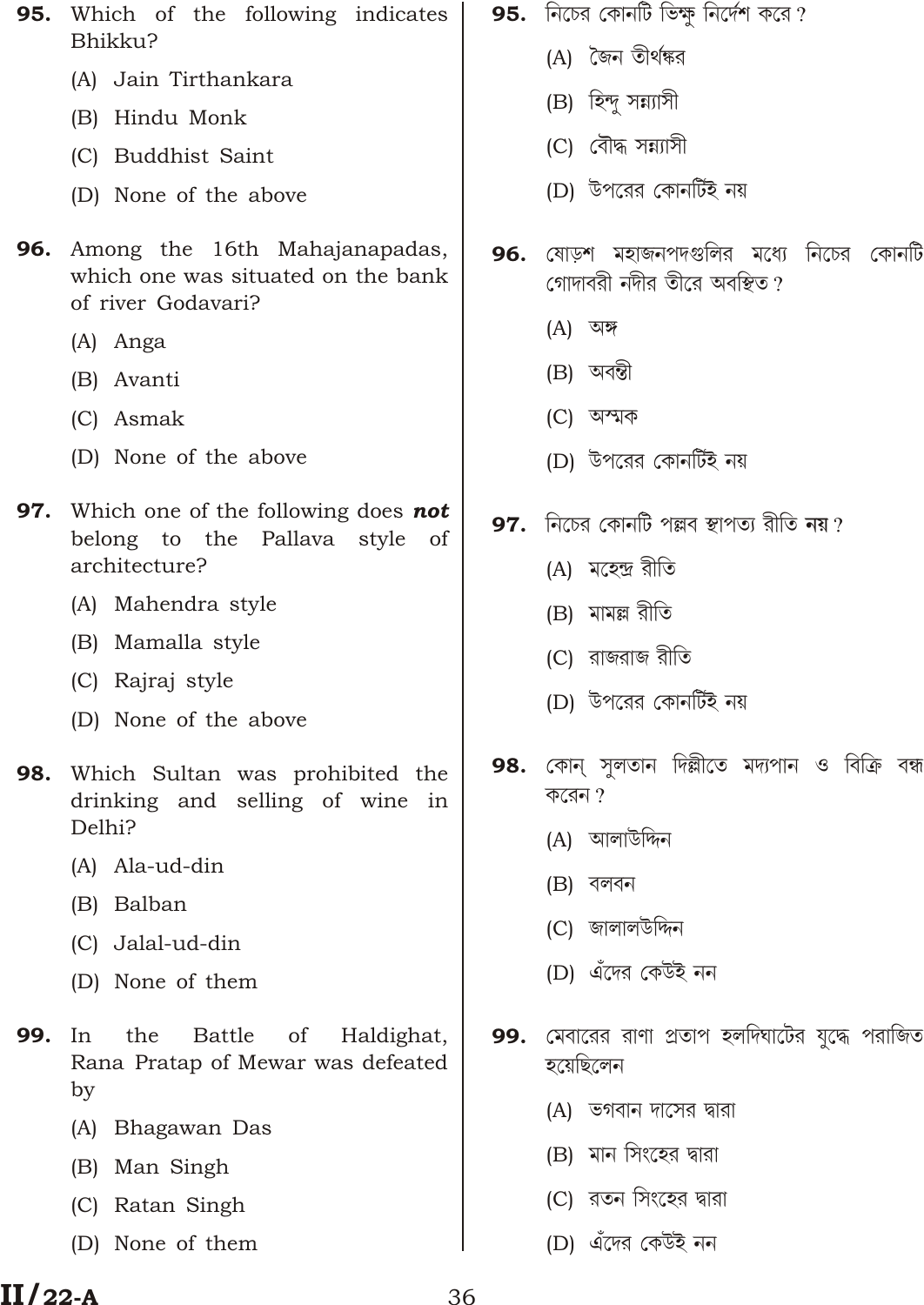**95.** Which of the following indicates Bhikku?

(A) Jain Tirthankara

(B) Hindu Monk

(C) Buddhist Saint

(D) None of the above

**96.** Among the 16th Mahajanapadas, which one was situated on the bank of river Godavari?

(A) Anga

(B) Avanti

(C) Asmak

(D) None of the above

**97.** Which one of the following does ***not*** belong to the Pallava style of architecture?

(A) Mahendra style

(B) Mamalla style

(C) Rajraj style

(D) None of the above

**98.** Which Sultan was prohibited the drinking and selling of wine in Delhi?

(A) Ala-ud-din

(B) Balban

(C) Jalal-ud-din

(D) None of them

**99.** In the Battle of Haldighat, Rana Pratap of Mewar was defeated by

(A) Bhagawan Das

(B) Man Singh

(C) Ratan Singh

(D) None of them

**95.** নিচের কোনটি ভিক্ষু নির্দেশ করে?

(A) জৈন তীর্থঙ্কর

(B) হিন্দু সন্ন্যাসী

(C) বৌদ্ধ সন্ন্যাসী

(D) উপরের কোনটিই নয়

**96.** ষোড়শ মহাজনপদগুলির মধ্যে নিচের কোনটি গোদাবরী নদীর তীরে অবস্থিত?

(A) অঙ্গ

(B) অবন্তী

(C) অস্মক

(D) উপরের কোনটিই নয়

**97.** নিচের কোনটি পল্লব স্থাপত্য রীতি **নয়**?

(A) মহেন্দ্র রীতি

(B) মামল্ল রীতি

(C) রাজরাজ রীতি

(D) উপরের কোনটিই নয়

**98.** কোন্ সুলতান দিল্লীতে মদ্যপান ও বিক্রি বন্ধ করেন?

(A) আলাউদ্দিন

(B) বলবন

(C) জালালউদ্দিন

(D) এঁদের কেউই নন

**99.** মেবারের রাণা প্রতাপ হলদিঘাটের যুদ্ধে পরাজিত হয়েছিলেন

(A) ভগবান দাসের দ্বারা

(B) মান সিংহের দ্বারা

(C) রতন সিংহের দ্বারা

(D) এঁদের কেউই নন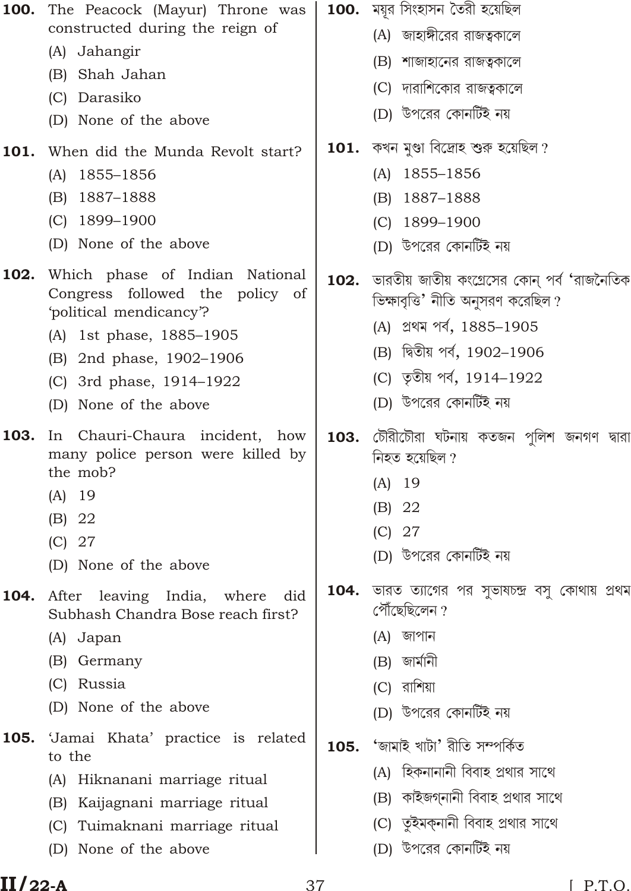**100.** The Peacock (Mayur) Throne was constructed during the reign of

(A) Jahangir

(B) Shah Jahan

(C) Darasiko

(D) None of the above

**101.** When did the Munda Revolt start?

(A) 1855–1856

(B) 1887–1888

(C) 1899–1900

(D) None of the above

**102.** Which phase of Indian National Congress followed the policy of 'political mendicancy'?

(A) 1st phase, 1885–1905

(B) 2nd phase, 1902–1906

(C) 3rd phase, 1914–1922

(D) None of the above

**103.** In Chauri-Chaura incident, how many police person were killed by the mob?

(A) 19

(B) 22

(C) 27

(D) None of the above

**104.** After leaving India, where did Subhash Chandra Bose reach first?

(A) Japan

(B) Germany

(C) Russia

(D) None of the above

**105.** 'Jamai Khata' practice is related to the

(A) Hiknanani marriage ritual

(B) Kaijagnani marriage ritual

(C) Tuimaknani marriage ritual

(D) None of the above

**100.** ময়ূর সিংহাসন তৈরী হয়েছিল

(A) জাহাঙ্গীরের রাজত্বকালে

(B) শাজাহানের রাজত্বকালে

(C) দারাশিকোর রাজত্বকালে

(D) উপরের কোনটিই নয়

**101.** কখন মুণ্ডা বিদ্রোহ শুরু হয়েছিল ?

(A) 1855–1856

(B) 1887–1888

(C) 1899–1900

(D) উপরের কোনটিই নয়

**102.** ভারতীয় জাতীয় কংগ্রেসের কোন্ পর্ব 'রাজনৈতিক ভিক্ষাবৃত্তি' নীতি অনুসরণ করেছিল ?

(A) প্রথম পর্ব, 1885–1905

(B) দ্বিতীয় পর্ব, 1902–1906

(C) তৃতীয় পর্ব, 1914–1922

(D) উপরের কোনটিই নয়

**103.** চৌরীচৌরা ঘটনায় কতজন পুলিশ জনগণ দ্বারা নিহত হয়েছিল ?

(A) 19

(B) 22

(C) 27

(D) উপরের কোনটিই নয়

**104.** ভারত ত্যাগের পর সুভাষচন্দ্র বসু কোথায় প্রথম পৌঁছেছিলেন ?

(A) জাপান

(B) জার্মানী

(C) রাশিয়া

(D) উপরের কোনটিই নয়

**105.** 'জামাই খাটা' রীতি সম্পর্কিত

(A) হিকনানানী বিবাহ প্রথার সাথে

(B) কাইজগ্নানী বিবাহ প্রথার সাথে

(C) তুইমক্নানী বিবাহ প্রথার সাথে

(D) উপরের কোনটিই নয়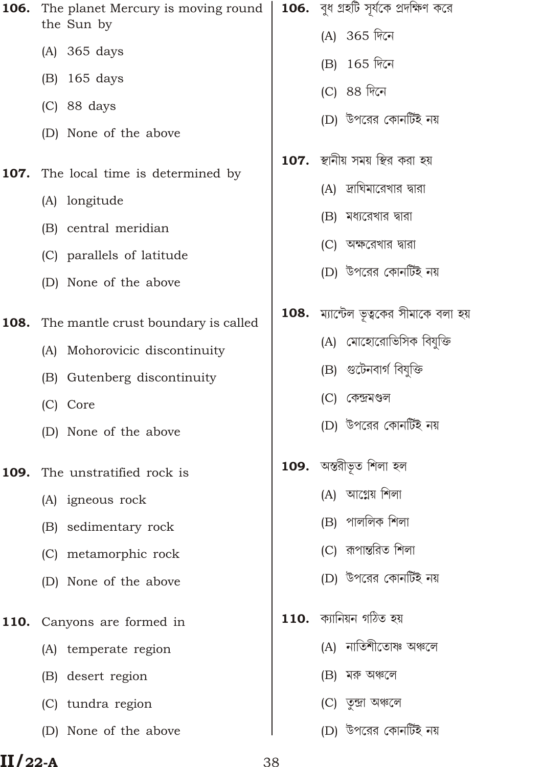**106.** The planet Mercury is moving round the Sun by

(A) 365 days

(B) 165 days

(C) 88 days

(D) None of the above

**107.** The local time is determined by

(A) longitude

(B) central meridian

(C) parallels of latitude

(D) None of the above

**108.** The mantle crust boundary is called

(A) Mohorovicic discontinuity

(B) Gutenberg discontinuity

(C) Core

(D) None of the above

**109.** The unstratified rock is

(A) igneous rock

(B) sedimentary rock

(C) metamorphic rock

(D) None of the above

**110.** Canyons are formed in

(A) temperate region

(B) desert region

(C) tundra region

(D) None of the above

**106.** বুধ গ্রহটি সূর্যকে প্রদক্ষিণ করে

(A) 365 দিনে

(B) 165 দিনে

(C) 88 দিনে

(D) উপরের কোনটিই নয়

**107.** স্থানীয় সময় স্থির করা হয়

(A) দ্রাঘিমারেখার দ্বারা

(B) মধ্যরেখার দ্বারা

(C) অক্ষরেখার দ্বারা

(D) উপরের কোনটিই নয়

**108.** ম্যান্টেল ভূত্বকের সীমাকে বলা হয়

(A) মোহোরোভিসিক বিযুক্তি

(B) গুটেনবার্গ বিযুক্তি

(C) কেন্দ্রমণ্ডল

(D) উপরের কোনটিই নয়

**109.** অস্তরীভূত শিলা হল

(A) আগ্নেয় শিলা

(B) পাললিক শিলা

(C) রূপান্তরিত শিলা

(D) উপরের কোনটিই নয়

**110.** ক্যানিয়ন গঠিত হয়

(A) নাতিশীতোষ্ণ অঞ্চলে

(B) মরু অঞ্চলে

(C) তুন্দ্রা অঞ্চলে

(D) উপরের কোনটিই নয়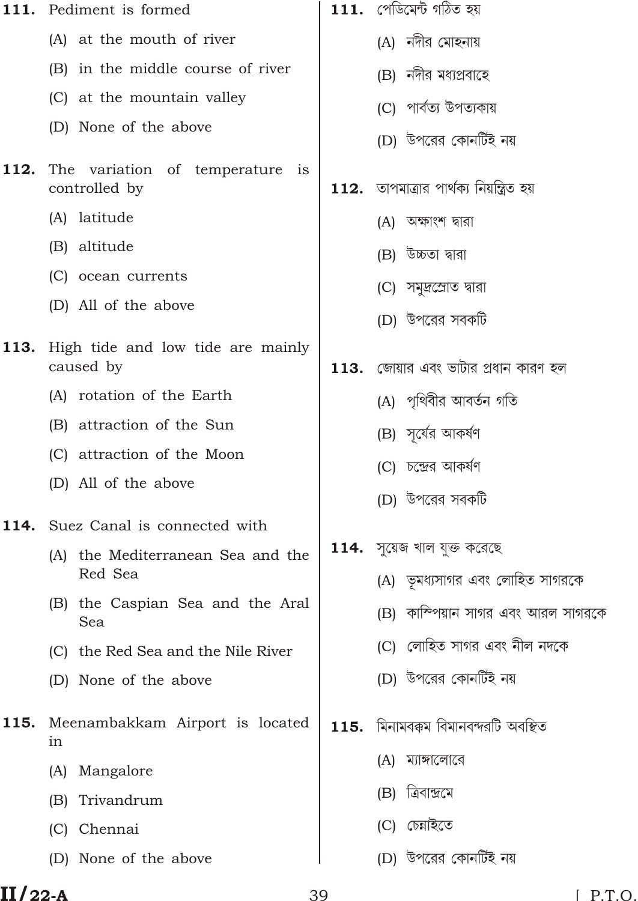**111.** Pediment is formed

(A) at the mouth of river

(B) in the middle course of river

(C) at the mountain valley

(D) None of the above

**112.** The variation of temperature is controlled by

(A) latitude

(B) altitude

(C) ocean currents

(D) All of the above

**113.** High tide and low tide are mainly caused by

(A) rotation of the Earth

(B) attraction of the Sun

(C) attraction of the Moon

(D) All of the above

**114.** Suez Canal is connected with

(A) the Mediterranean Sea and the Red Sea

(B) the Caspian Sea and the Aral Sea

(C) the Red Sea and the Nile River

(D) None of the above

**115.** Meenambakkam Airport is located in

(A) Mangalore

(B) Trivandrum

(C) Chennai

(D) None of the above

**111.** পেডিমেন্ট গঠিত হয়

(A) নদীর মোহনায়

(B) নদীর মধ্যপ্রবাহে

(C) পার্বত্য উপত্যকায়

(D) উপরের কোনটিই নয়

**112.** তাপমাত্রার পার্থক্য নিয়ন্ত্রিত হয়

(A) অক্ষাংশ দ্বারা

(B) উচ্চতা দ্বারা

(C) সমুদ্রস্রোত দ্বারা

(D) উপরের সবকটি

**113.** জোয়ার এবং ভাটার প্রধান কারণ হল

(A) পৃথিবীর আবর্তন গতি

(B) সূর্যের আকর্ষণ

(C) চন্দ্রের আকর্ষণ

(D) উপরের সবকটি

**114.** সুয়েজ খাল যুক্ত করেছে

(A) ভূমধ্যসাগর এবং লোহিত সাগরকে

(B) কাস্পিয়ান সাগর এবং আরল সাগরকে

(C) লোহিত সাগর এবং নীল নদকে

(D) উপরের কোনটিই নয়

**115.** মিনামবক্কম বিমানবন্দরটি অবস্থিত

(A) ম্যাঙ্গালোরে

(B) ত্রিবান্দ্রমে

(C) চেন্নাইতে

(D) উপরের কোনটিই নয়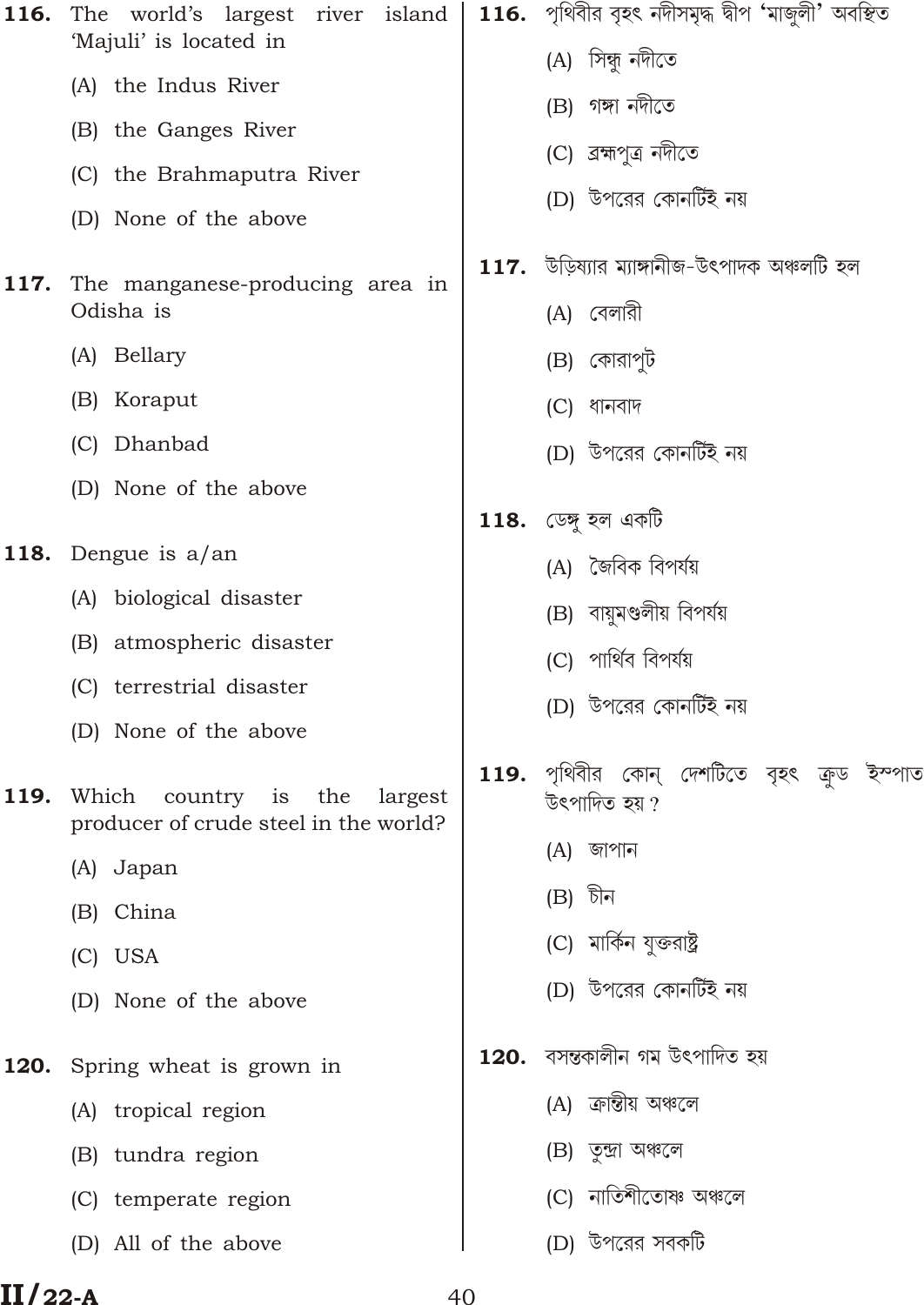**116.** The world's largest river island 'Majuli' is located in

(A) the Indus River

(B) the Ganges River

(C) the Brahmaputra River

(D) None of the above

**117.** The manganese-producing area in Odisha is

(A) Bellary

(B) Koraput

(C) Dhanbad

(D) None of the above

**118.** Dengue is a/an

(A) biological disaster

(B) atmospheric disaster

(C) terrestrial disaster

(D) None of the above

**119.** Which country is the largest producer of crude steel in the world?

(A) Japan

(B) China

(C) USA

(D) None of the above

**120.** Spring wheat is grown in

(A) tropical region

(B) tundra region

(C) temperate region

(D) All of the above

**116.** পৃথিবীর বৃহৎ নদীসমৃদ্ধ দ্বীপ 'মাজুলী' অবস্থিত

(A) সিন্ধু নদীতে

(B) গঙ্গা নদীতে

(C) ব্রহ্মপুত্র নদীতে

(D) উপরের কোনটিই নয়

**117.** উড়িষ্যার ম্যাঙ্গানীজ-উৎপাদক অঞ্চলটি হল

(A) বেলারী

(B) কোরাপুট

(C) ধানবাদ

(D) উপরের কোনটিই নয়

**118.** ডেঙ্গু হল একটি

(A) জৈবিক বিপর্যয়

(B) বায়ুমণ্ডলীয় বিপর্যয়

(C) পার্থিব বিপর্যয়

(D) উপরের কোনটিই নয়

**119.** পৃথিবীর কোন্ দেশটিতে বৃহৎ ক্রুড ইস্পাত উৎপাদিত হয়?

(A) জাপান

(B) চীন

(C) মার্কিন যুক্তরাষ্ট্র

(D) উপরের কোনটিই নয়

**120.** বসন্তকালীন গম উৎপাদিত হয়

(A) ক্রান্তীয় অঞ্চলে

(B) তুন্দ্রা অঞ্চলে

(C) নাতিশীতোষ্ণ অঞ্চলে

(D) উপরের সবকটি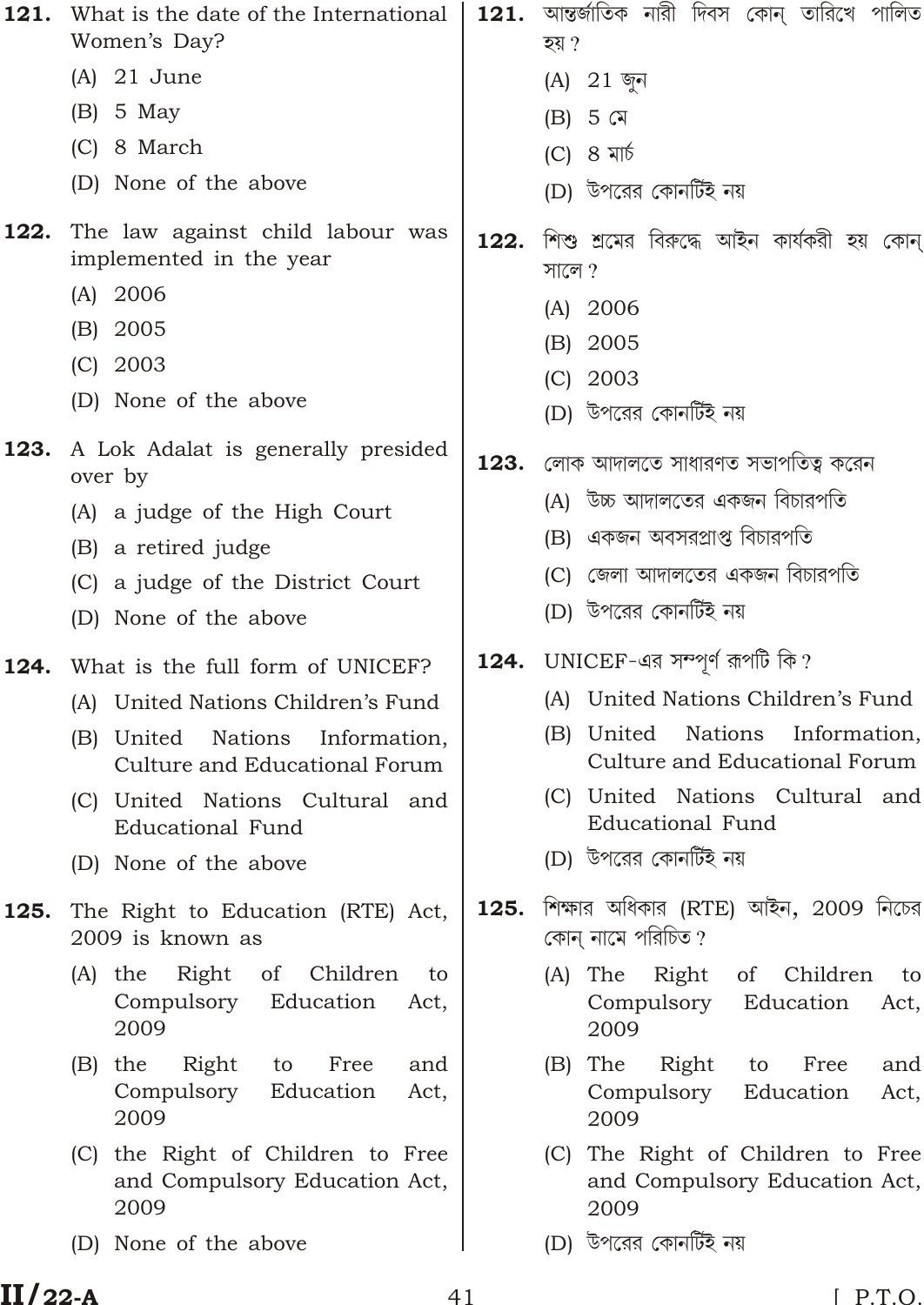**121.** What is the date of the International Women's Day?

(A) 21 June

(B) 5 May

(C) 8 March

(D) None of the above

**122.** The law against child labour was implemented in the year

(A) 2006

(B) 2005

(C) 2003

(D) None of the above

**123.** A Lok Adalat is generally presided over by

(A) a judge of the High Court

(B) a retired judge

(C) a judge of the District Court

(D) None of the above

**124.** What is the full form of UNICEF?

(A) United Nations Children's Fund

(B) United Nations Information, Culture and Educational Forum

(C) United Nations Cultural and Educational Fund

(D) None of the above

**125.** The Right to Education (RTE) Act, 2009 is known as

(A) the Right of Children to Compulsory Education Act, 2009

(B) the Right to Free and Compulsory Education Act, 2009

(C) the Right of Children to Free and Compulsory Education Act, 2009

(D) None of the above

**121.** আন্তর্জাতিক নারী দিবস কোন্ তারিখে পালিত হয়?

(A) 21 জুন

(B) 5 মে

(C) 8 মার্চ

(D) উপরের কোনটিই নয়

**122.** শিশু শ্রমের বিরুদ্ধে আইন কার্যকরী হয় কোন্ সালে?

(A) 2006

(B) 2005

(C) 2003

(D) উপরের কোনটিই নয়

**123.** লোক আদালতে সাধারণত সভাপতিত্ব করেন

(A) উচ্চ আদালতের একজন বিচারপতি

(B) একজন অবসরপ্রাপ্ত বিচারপতি

(C) জেলা আদালতের একজন বিচারপতি

(D) উপরের কোনটিই নয়

**124.** UNICEF-এর সম্পূর্ণ রূপটি কি?

(A) United Nations Children's Fund

(B) United Nations Information, Culture and Educational Forum

(C) United Nations Cultural and Educational Fund

(D) উপরের কোনটিই নয়

**125.** শিক্ষার অধিকার (RTE) আইন, 2009 নিচের কোন্ নামে পরিচিত?

(A) The Right of Children to Compulsory Education Act, 2009

(B) The Right to Free and Compulsory Education Act, 2009

(C) The Right of Children to Free and Compulsory Education Act, 2009

(D) উপরের কোনটিই নয়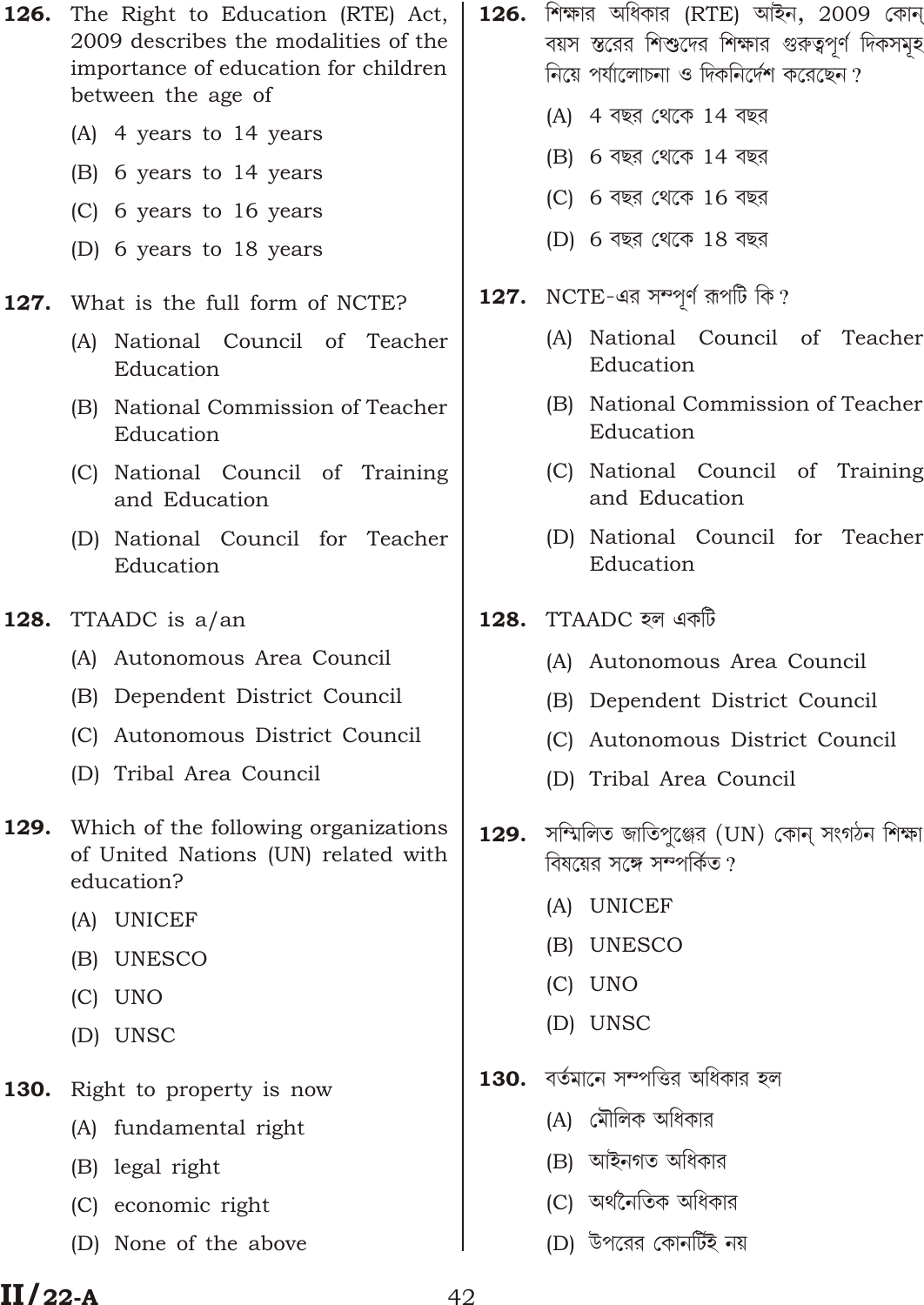**126.** The Right to Education (RTE) Act, 2009 describes the modalities of the importance of education for children between the age of

(A) 4 years to 14 years

(B) 6 years to 14 years

(C) 6 years to 16 years

(D) 6 years to 18 years

**127.** What is the full form of NCTE?

(A) National Council of Teacher Education

(B) National Commission of Teacher Education

(C) National Council of Training and Education

(D) National Council for Teacher Education

**128.** TTAADC is a/an

(A) Autonomous Area Council

(B) Dependent District Council

(C) Autonomous District Council

(D) Tribal Area Council

**129.** Which of the following organizations of United Nations (UN) related with education?

(A) UNICEF

(B) UNESCO

(C) UNO

(D) UNSC

**130.** Right to property is now

(A) fundamental right

(B) legal right

(C) economic right

(D) None of the above

**126.** শিক্ষার অধিকার (RTE) আইন, 2009 কোন্ বয়স স্তরের শিশুদের শিক্ষার গুরুত্বপূর্ণ দিকসমূহ নিয়ে পর্যালোচনা ও দিকনির্দেশ করেছেন?

(A) 4 বছর থেকে 14 বছর

(B) 6 বছর থেকে 14 বছর

(C) 6 বছর থেকে 16 বছর

(D) 6 বছর থেকে 18 বছর

**127.** NCTE-এর সম্পূর্ণ রূপটি কি?

(A) National Council of Teacher Education

(B) National Commission of Teacher Education

(C) National Council of Training and Education

(D) National Council for Teacher Education

**128.** TTAADC হল একটি

(A) Autonomous Area Council

(B) Dependent District Council

(C) Autonomous District Council

(D) Tribal Area Council

**129.** সম্মিলিত জাতিপুঞ্জের (UN) কোন্ সংগঠন শিক্ষা বিষয়ের সঙ্গে সম্পর্কিত?

(A) UNICEF

(B) UNESCO

(C) UNO

(D) UNSC

**130.** বর্তমানে সম্পত্তির অধিকার হল

(A) মৌলিক অধিকার

(B) আইনগত অধিকার

(C) অর্থনৈতিক অধিকার

(D) উপরের কোনটিই নয়

II/22-A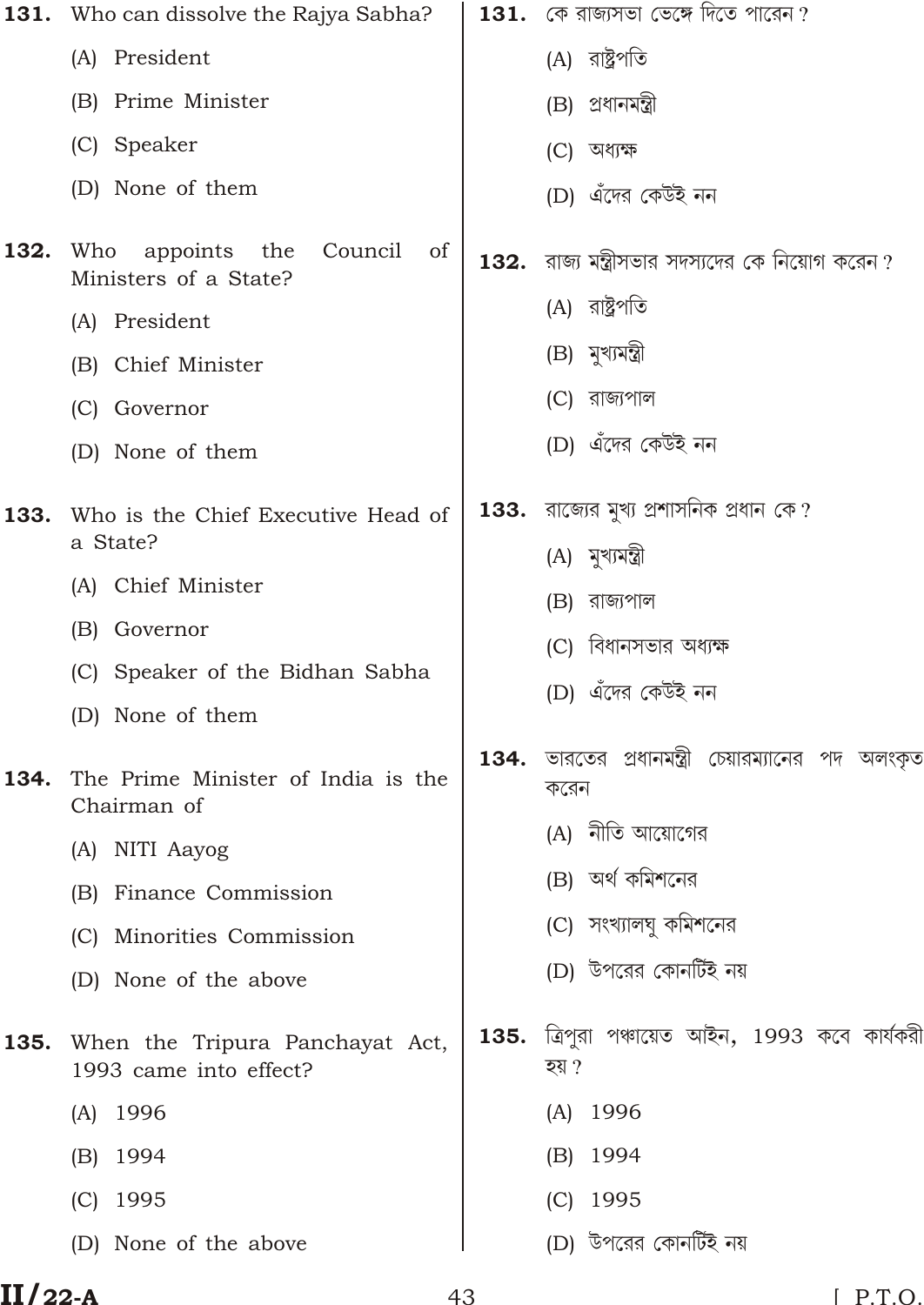**131.** Who can dissolve the Rajya Sabha?

(A) President

(B) Prime Minister

(C) Speaker

(D) None of them

**132.** Who appoints the Council of Ministers of a State?

(A) President

(B) Chief Minister

(C) Governor

(D) None of them

**133.** Who is the Chief Executive Head of a State?

(A) Chief Minister

(B) Governor

(C) Speaker of the Bidhan Sabha

(D) None of them

**134.** The Prime Minister of India is the Chairman of

(A) NITI Aayog

(B) Finance Commission

(C) Minorities Commission

(D) None of the above

**135.** When the Tripura Panchayat Act, 1993 came into effect?

(A) 1996

(B) 1994

(C) 1995

(D) None of the above

**131.** কে রাজ্যসভা ভেঙ্গে দিতে পারেন?

(A) রাষ্ট্রপতি

(B) প্রধানমন্ত্রী

(C) অধ্যক্ষ

(D) এঁদের কেউই নন

**132.** রাজ্য মন্ত্রীসভার সদস্যদের কে নিয়োগ করেন?

(A) রাষ্ট্রপতি

(B) মুখ্যমন্ত্রী

(C) রাজ্যপাল

(D) এঁদের কেউই নন

**133.** রাজ্যের মুখ্য প্রশাসনিক প্রধান কে?

(A) মুখ্যমন্ত্রী

(B) রাজ্যপাল

(C) বিধানসভার অধ্যক্ষ

(D) এঁদের কেউই নন

**134.** ভারতের প্রধানমন্ত্রী চেয়ারম্যানের পদ অলংকৃত করেন

(A) নীতি আয়োগের

(B) অর্থ কমিশনের

(C) সংখ্যালঘু কমিশনের

(D) উপরের কোনটিই নয়

**135.** ত্রিপুরা পঞ্চায়েত আইন, 1993 কবে কার্যকরী হয়?

(A) 1996

(B) 1994

(C) 1995

(D) উপরের কোনটিই নয়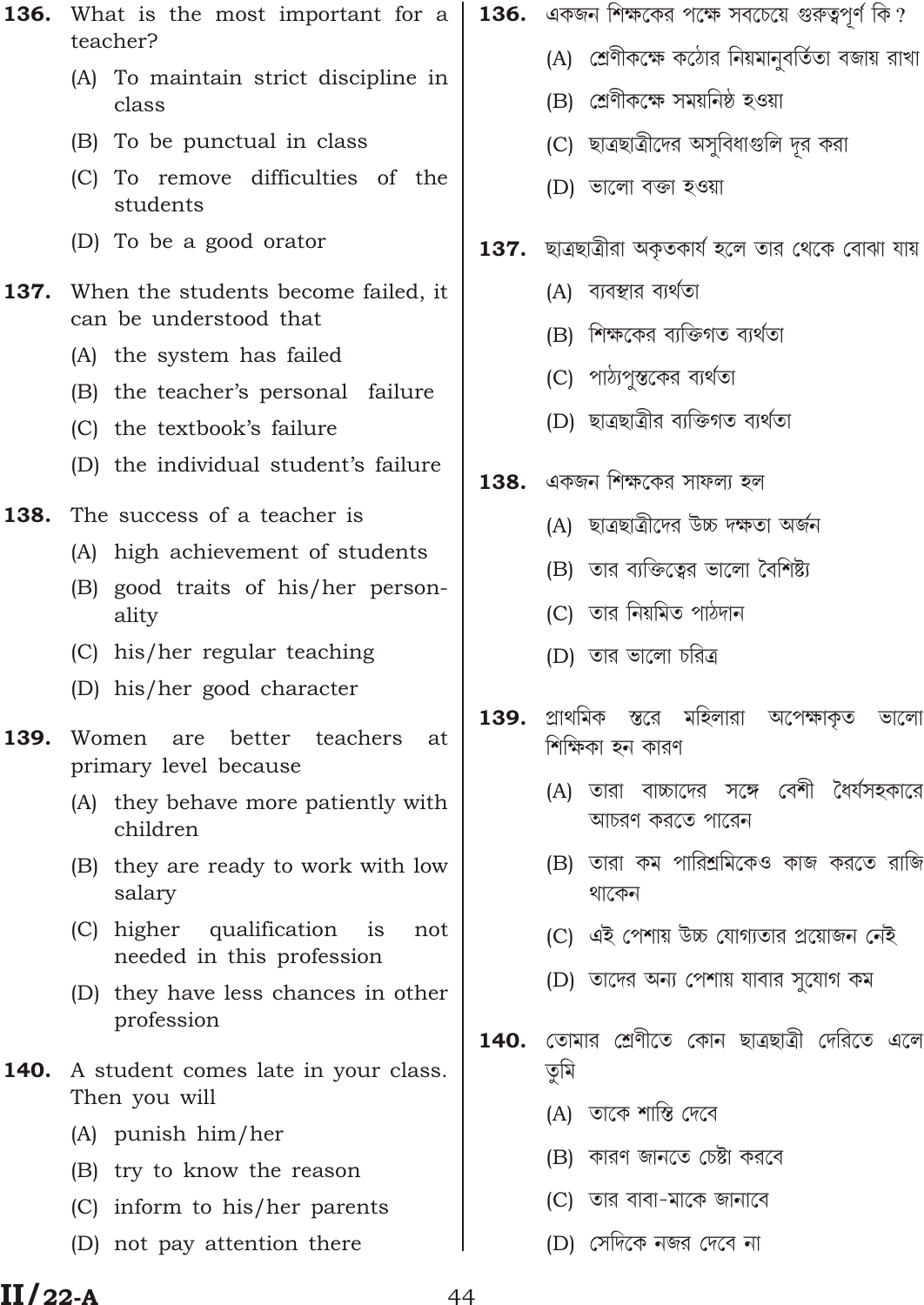**136.** What is the most important for a teacher?

(A) To maintain strict discipline in class

(B) To be punctual in class

(C) To remove difficulties of the students

(D) To be a good orator

**137.** When the students become failed, it can be understood that

(A) the system has failed

(B) the teacher's personal failure

(C) the textbook's failure

(D) the individual student's failure

**138.** The success of a teacher is

(A) high achievement of students

(B) good traits of his/her personality

(C) his/her regular teaching

(D) his/her good character

**139.** Women are better teachers at primary level because

(A) they behave more patiently with children

(B) they are ready to work with low salary

(C) higher qualification is not needed in this profession

(D) they have less chances in other profession

**140.** A student comes late in your class. Then you will

(A) punish him/her

(B) try to know the reason

(C) inform to his/her parents

(D) not pay attention there

**136.** একজন শিক্ষকের পক্ষে সবচেয়ে গুরুত্বপূর্ণ কি?

(A) শ্রেণীকক্ষে কঠোর নিয়মানুবর্তিতা বজায় রাখা

(B) শ্রেণীকক্ষে সময়নিষ্ঠ হওয়া

(C) ছাত্রছাত্রীদের অসুবিধাগুলি দূর করা

(D) ভালো বক্তা হওয়া

**137.** ছাত্রছাত্রীরা অকৃতকার্য হলে তার থেকে বোঝা যায়

(A) ব্যবস্থার ব্যর্থতা

(B) শিক্ষকের ব্যক্তিগত ব্যর্থতা

(C) পাঠ্যপুস্তকের ব্যর্থতা

(D) ছাত্রছাত্রীর ব্যক্তিগত ব্যর্থতা

**138.** একজন শিক্ষকের সাফল্য হল

(A) ছাত্রছাত্রীদের উচ্চ দক্ষতা অর্জন

(B) তার ব্যক্তিত্বের ভালো বৈশিষ্ট্য

(C) তার নিয়মিত পাঠদান

(D) তার ভালো চরিত্র

**139.** প্রাথমিক স্তরে মহিলারা অপেক্ষাকৃত ভালো শিক্ষিকা হন কারণ

(A) তারা বাচ্চাদের সঙ্গে বেশী ধৈর্যসহকারে আচরণ করতে পারেন

(B) তারা কম পারিশ্রমিকেও কাজ করতে রাজি থাকেন

(C) এই পেশায় উচ্চ যোগ্যতার প্রয়োজন নেই

(D) তাদের অন্য পেশায় যাবার সুযোগ কম

**140.** তোমার শ্রেণীতে কোন ছাত্রছাত্রী দেরিতে এলে তুমি

(A) তাকে শাস্তি দেবে

(B) কারণ জানতে চেষ্টা করবে

(C) তার বাবা-মাকে জানাবে

(D) সেদিকে নজর দেবে না

II/22-A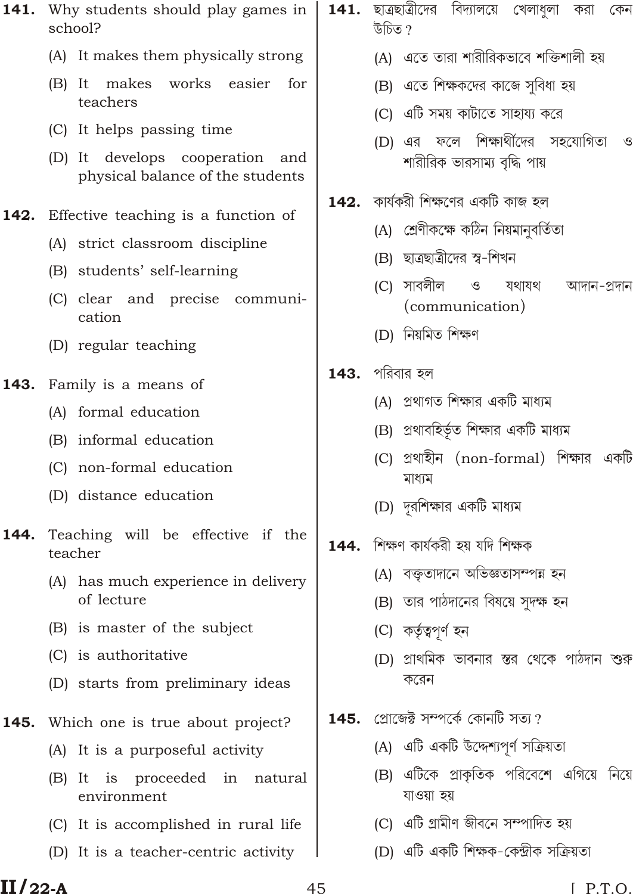**141.** Why students should play games in school?

(A) It makes them physically strong

(B) It makes works easier for teachers

(C) It helps passing time

(D) It develops cooperation and physical balance of the students

**142.** Effective teaching is a function of

(A) strict classroom discipline

(B) students' self-learning

(C) clear and precise communication

(D) regular teaching

**143.** Family is a means of

(A) formal education

(B) informal education

(C) non-formal education

(D) distance education

**144.** Teaching will be effective if the teacher

(A) has much experience in delivery of lecture

(B) is master of the subject

(C) is authoritative

(D) starts from preliminary ideas

**145.** Which one is true about project?

(A) It is a purposeful activity

(B) It is proceeded in natural environment

(C) It is accomplished in rural life

(D) It is a teacher-centric activity

**141.** ছাত্রছাত্রীদের বিদ্যালয়ে খেলাধুলা করা কেন উচিত?

(A) এতে তারা শারীরিকভাবে শক্তিশালী হয়

(B) এতে শিক্ষকদের কাজে সুবিধা হয়

(C) এটি সময় কাটাতে সাহায্য করে

(D) এর ফলে শিক্ষার্থীদের সহযোগিতা ও শারীরিক ভারসাম্য বৃদ্ধি পায়

**142.** কার্যকরী শিক্ষণের একটি কাজ হল

(A) শ্রেণীকক্ষে কঠিন নিয়মানুবর্তিতা

(B) ছাত্রছাত্রীদের স্ব-শিখন

(C) সাবলীল ও যথাযথ আদান-প্রদান (communication)

(D) নিয়মিত শিক্ষণ

**143.** পরিবার হল

(A) প্রথাগত শিক্ষার একটি মাধ্যম

(B) প্রথাবহির্ভূত শিক্ষার একটি মাধ্যম

(C) প্রথাহীন (non-formal) শিক্ষার একটি মাধ্যম

(D) দূরশিক্ষার একটি মাধ্যম

**144.** শিক্ষণ কার্যকরী হয় যদি শিক্ষক

(A) বক্তৃতাদানে অভিজ্ঞতাসম্পন্ন হন

(B) তার পাঠদানের বিষয়ে সুদক্ষ হন

(C) কর্তৃত্বপূর্ণ হন

(D) প্রাথমিক ভাবনার স্তর থেকে পাঠদান শুরু করেন

**145.** প্রোজেক্ট সম্পর্কে কোনটি সত্য?

(A) এটি একটি উদ্দেশ্যপূর্ণ সক্রিয়তা

(B) এটিকে প্রাকৃতিক পরিবেশে এগিয়ে নিয়ে যাওয়া হয়

(C) এটি গ্রামীণ জীবনে সম্পাদিত হয়

(D) এটি একটি শিক্ষক-কেন্দ্রীক সক্রিয়তা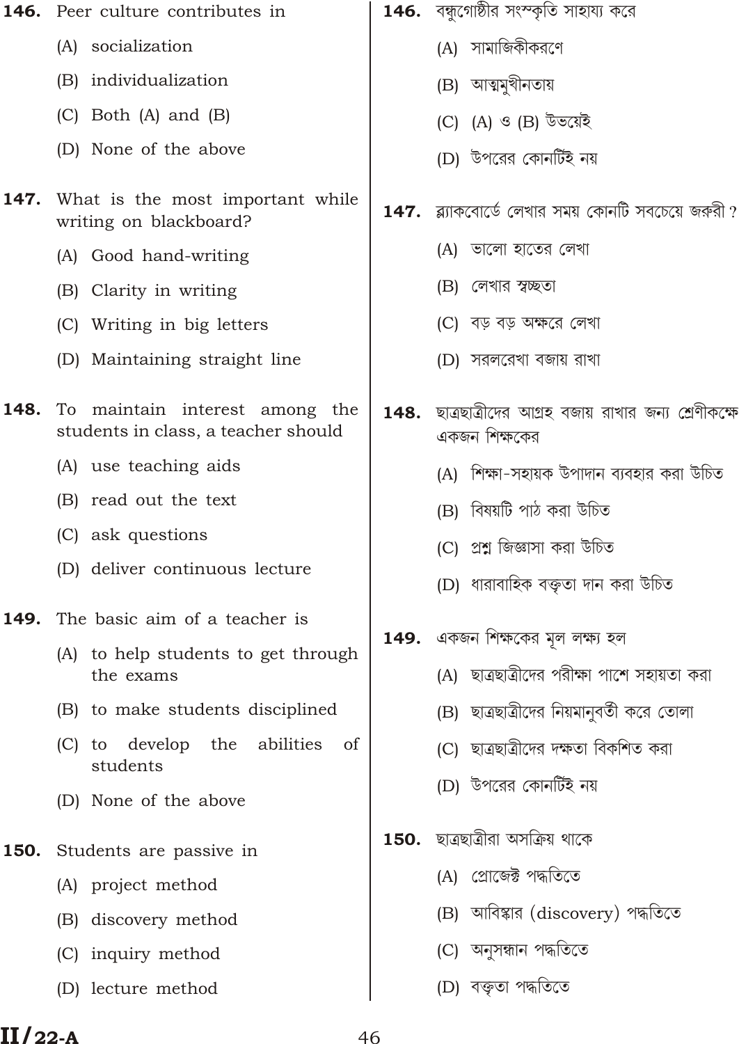**146.** Peer culture contributes in

(A) socialization

(B) individualization

(C) Both (A) and (B)

(D) None of the above

**147.** What is the most important while writing on blackboard?

(A) Good hand-writing

(B) Clarity in writing

(C) Writing in big letters

(D) Maintaining straight line

**148.** To maintain interest among the students in class, a teacher should

(A) use teaching aids

(B) read out the text

(C) ask questions

(D) deliver continuous lecture

**149.** The basic aim of a teacher is

(A) to help students to get through the exams

(B) to make students disciplined

(C) to develop the abilities of students

(D) None of the above

**150.** Students are passive in

(A) project method

(B) discovery method

(C) inquiry method

(D) lecture method

**146.** বন্ধুগোষ্ঠীর সংস্কৃতি সাহায্য করে

(A) সামাজিকীকরণে

(B) আত্মমুখীনতায়

(C) (A) ও (B) উভয়েই

(D) উপরের কোনটিই নয়

**147.** ব্ল্যাকবোর্ডে লেখার সময় কোনটি সবচেয়ে জরুরী?

(A) ভালো হাতের লেখা

(B) লেখার স্বচ্ছতা

(C) বড় বড় অক্ষরে লেখা

(D) সরলরেখা বজায় রাখা

**148.** ছাত্রছাত্রীদের আগ্রহ বজায় রাখার জন্য শ্রেণীকক্ষে একজন শিক্ষকের

(A) শিক্ষা-সহায়ক উপাদান ব্যবহার করা উচিত

(B) বিষয়টি পাঠ করা উচিত

(C) প্রশ্ন জিজ্ঞাসা করা উচিত

(D) ধারাবাহিক বক্তৃতা দান করা উচিত

**149.** একজন শিক্ষকের মূল লক্ষ্য হল

(A) ছাত্রছাত্রীদের পরীক্ষা পাশে সহায়তা করা

(B) ছাত্রছাত্রীদের নিয়মানুবর্তী করে তোলা

(C) ছাত্রছাত্রীদের দক্ষতা বিকশিত করা

(D) উপরের কোনটিই নয়

**150.** ছাত্রছাত্রীরা অসক্রিয় থাকে

(A) প্রোজেক্ট পদ্ধতিতে

(B) আবিষ্কার (discovery) পদ্ধতিতে

(C) অনুসন্ধান পদ্ধতিতে

(D) বক্তৃতা পদ্ধতিতে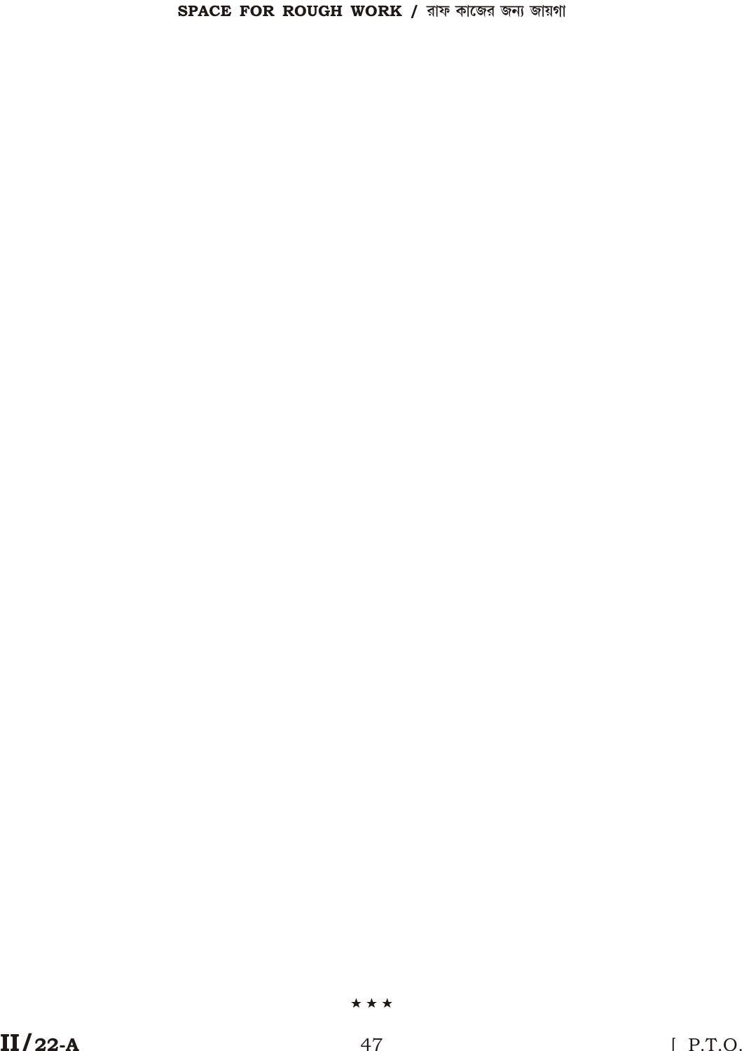**SPACE FOR ROUGH WORK / রাফ কাজের জন্য জায়গা**

★ ★ ★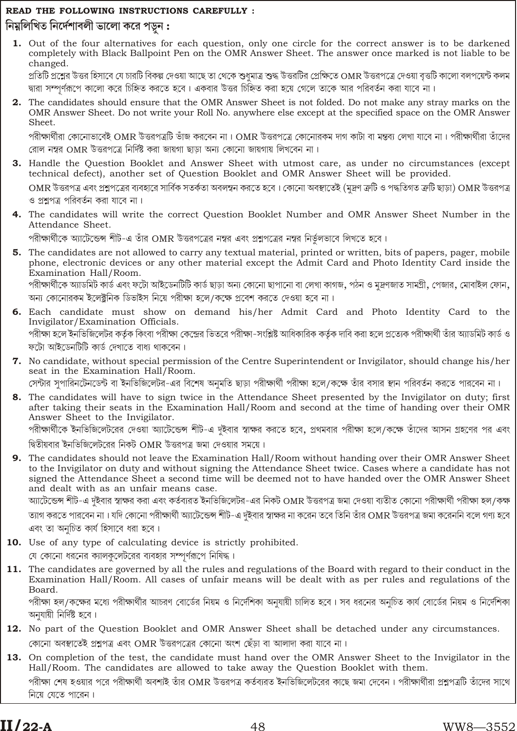**READ THE FOLLOWING INSTRUCTIONS CAREFULLY :**

**নিম্নলিখিত নির্দেশাবলী ভালো করে পড়ুন :**

1. Out of the four alternatives for each question, only one circle for the correct answer is to be darkened completely with Black Ballpoint Pen on the OMR Answer Sheet. The answer once marked is not liable to be changed.

   প্রতিটি প্রশ্নের উত্তর হিসাবে যে চারটি বিকল্প দেওয়া আছে তা থেকে শুধুমাত্র শুদ্ধ উত্তরটির প্রেক্ষিতে OMR উত্তরপত্রে দেওয়া বৃত্তটি কালো বলপয়েন্ট কলম দ্বারা সম্পূর্ণরূপে কালো করে চিহ্নিত করতে হবে। একবার উত্তর চিহ্নিত করা হয়ে গেলে তাকে আর পরিবর্তন করা যাবে না।

2. The candidates should ensure that the OMR Answer Sheet is not folded. Do not make any stray marks on the OMR Answer Sheet. Do not write your Roll No. anywhere else except at the specified space on the OMR Answer Sheet.

   পরীক্ষার্থীরা কোনোভাবেই OMR উত্তরপত্রটি ভাঁজ করবেন না। OMR উত্তরপত্রে কোনোরকম দাগ কাটা বা মন্তব্য লেখা যাবে না। পরীক্ষার্থীরা তাঁদের রোল নম্বর OMR উত্তরপত্রে নির্দিষ্ট করা জায়গা ছাড়া অন্য কোনো জায়গায় লিখবেন না।

3. Handle the Question Booklet and Answer Sheet with utmost care, as under no circumstances (except technical defect), another set of Question Booklet and OMR Answer Sheet will be provided.

   OMR উত্তরপত্র এবং প্রশ্নপত্রের ব্যবহারে সার্বিক সতর্কতা অবলম্বন করতে হবে। কোনো অবস্থাতেই (মুদ্রণ ত্রুটি ও পদ্ধতিগত ত্রুটি ছাড়া) OMR উত্তরপত্র ও প্রশ্নপত্র পরিবর্তন করা যাবে না।

4. The candidates will write the correct Question Booklet Number and OMR Answer Sheet Number in the Attendance Sheet.

   পরীক্ষার্থীকে অ্যাটেন্ডেন্স শীট-এ তাঁর OMR উত্তরপত্রের নম্বর এবং প্রশ্নপত্রের নম্বর নির্ভুলভাবে লিখতে হবে।

5. The candidates are not allowed to carry any textual material, printed or written, bits of papers, pager, mobile phone, electronic devices or any other material except the Admit Card and Photo Identity Card inside the Examination Hall/Room.

   পরীক্ষার্থীকে অ্যাডমিট কার্ড এবং ফটো আইডেনটিটি কার্ড ছাড়া অন্য কোনো ছাপানো বা লেখা কাগজ, পঠন ও মুদ্রণজাত সামগ্রী, পেজার, মোবাইল ফোন, অন্য কোনোরকম ইলেক্ট্রনিক ডিভাইস নিয়ে পরীক্ষা হলে/কক্ষে প্রবেশ করতে দেওয়া হবে না।

6. Each candidate must show on demand his/her Admit Card and Photo Identity Card to the Invigilator/Examination Officials.

   পরীক্ষা হলে ইনভিজিলেটর কর্তৃক কিংবা পরীক্ষা কেন্দ্রের ভিতরে পরীক্ষা-সংশ্লিষ্ট আধিকারিক কর্তৃক দাবি করা হলে প্রত্যেক পরীক্ষার্থী তাঁর অ্যাডমিট কার্ড ও ফটো আইডেনটিটি কার্ড দেখাতে বাধ্য থাকবেন।

7. No candidate, without special permission of the Centre Superintendent or Invigilator, should change his/her seat in the Examination Hall/Room.

   সেন্টার সুপারিনটেনডেন্ট বা ইনভিজিলেটর-এর বিশেষ অনুমতি ছাড়া পরীক্ষার্থী পরীক্ষা হলে/কক্ষে তাঁর বসার স্থান পরিবর্তন করতে পারবেন না।

8. The candidates will have to sign twice in the Attendance Sheet presented by the Invigilator on duty; first after taking their seats in the Examination Hall/Room and second at the time of handing over their OMR Answer Sheet to the Invigilator.

   পরীক্ষার্থীকে ইনভিজিলেটরের দেওয়া অ্যাটেন্ডেন্স শীট-এ দুইবার স্বাক্ষর করতে হবে, প্রথমবার পরীক্ষা হলে/কক্ষে তাঁদের আসন গ্রহণের পর এবং দ্বিতীয়বার ইনভিজিলেটরের নিকট OMR উত্তরপত্র জমা দেওয়ার সময়ে।

9. The candidates should not leave the Examination Hall/Room without handing over their OMR Answer Sheet to the Invigilator on duty and without signing the Attendance Sheet twice. Cases where a candidate has not signed the Attendance Sheet a second time will be deemed not to have handed over the OMR Answer Sheet and dealt with as an unfair means case.

   অ্যাটেন্ডেন্স শীট-এ দুইবার স্বাক্ষর করা এবং কর্তব্যরত ইনভিজিলেটর-এর নিকট OMR উত্তরপত্র জমা দেওয়া ব্যতীত কোনো পরীক্ষার্থী পরীক্ষা হল/কক্ষ ত্যাগ করতে পারবেন না। যদি কোনো পরীক্ষার্থী অ্যাটেন্ডেন্স শীট-এ দুইবার স্বাক্ষর না করেন তবে তিনি তাঁর OMR উত্তরপত্র জমা করেননি বলে গণ্য হবে এবং তা অনুচিত কার্য হিসাবে ধরা হবে।

10. Use of any type of calculating device is strictly prohibited.

    যে কোনো ধরনের ক্যালকুলেটরের ব্যবহার সম্পূর্ণরূপে নিষিদ্ধ।

11. The candidates are governed by all the rules and regulations of the Board with regard to their conduct in the Examination Hall/Room. All cases of unfair means will be dealt with as per rules and regulations of the Board.

    পরীক্ষা হল/কক্ষের মধ্যে পরীক্ষার্থীর আচরণ বোর্ডের নিয়ম ও নির্দেশিকা অনুযায়ী চালিত হবে। সব ধরনের অনুচিত কার্য বোর্ডের নিয়ম ও নির্দেশিকা অনুযায়ী নির্দিষ্ট হবে।

12. No part of the Question Booklet and OMR Answer Sheet shall be detached under any circumstances.

    কোনো অবস্থাতেই প্রশ্নপত্র এবং OMR উত্তরপত্রের কোনো অংশ ছেঁড়া বা আলাদা করা যাবে না।

13. On completion of the test, the candidate must hand over the OMR Answer Sheet to the Invigilator in the Hall/Room. The candidates are allowed to take away the Question Booklet with them.

    পরীক্ষা শেষ হওয়ার পরে পরীক্ষার্থী অবশ্যই তাঁর OMR উত্তরপত্র কর্তব্যরত ইনভিজিলেটরের কাছে জমা দেবেন। পরীক্ষার্থীরা প্রশ্নপত্রটি তাঁদের সাথে নিয়ে যেতে পারেন।

**II/22-A** WW8—3552